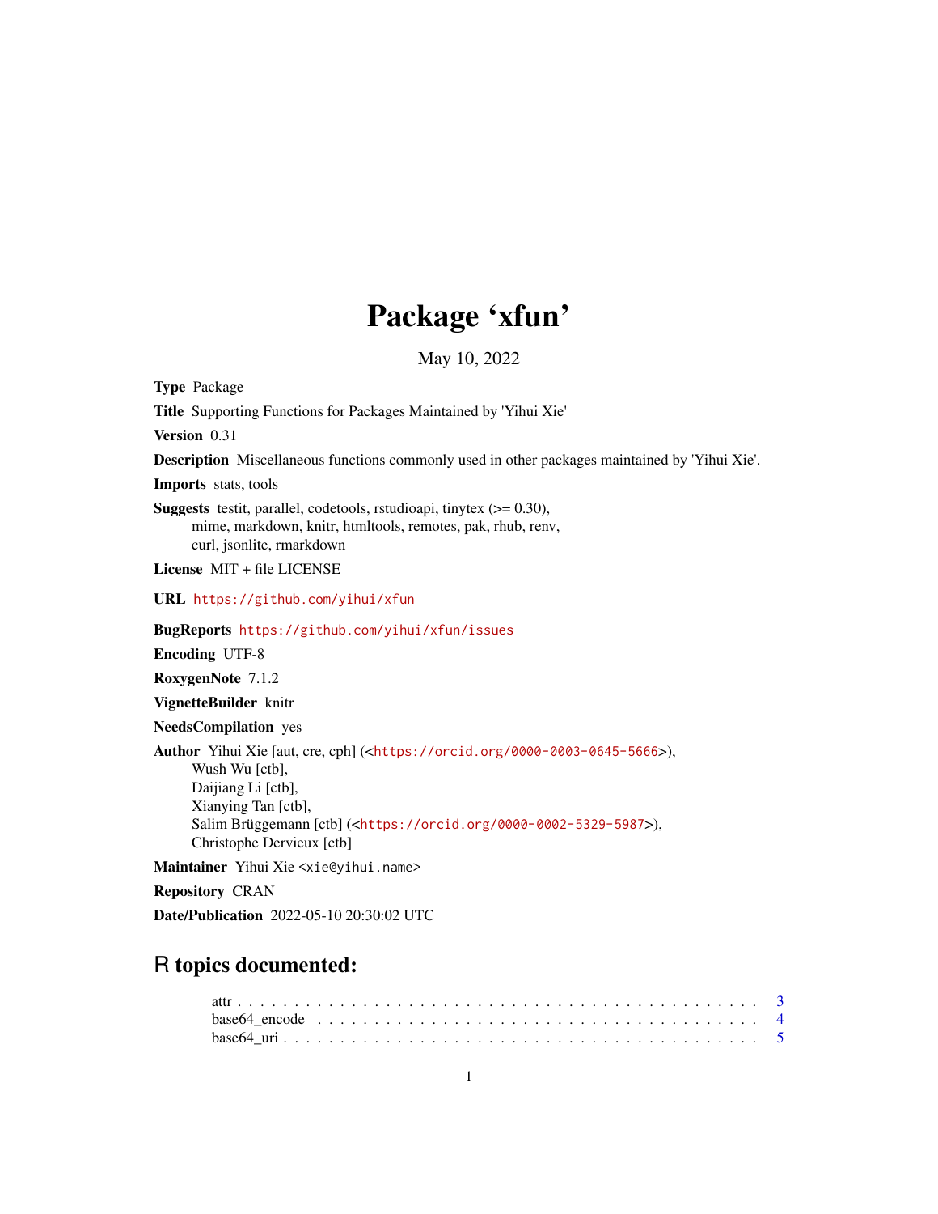# Package 'xfun'

May 10, 2022

**Type** Package

**Title** Supporting Functions for Packages Maintained by 'Yihui Xie'

**Version** 0.31

**Description** Miscellaneous functions commonly used in other packages maintained by 'Yihui Xie'.

**Imports** stats, tools

**Suggests** testit, parallel, codetools, rstudioapi, tinytex (>= 0.30), mime, markdown, knitr, htmltools, remotes, pak, rhub, renv, curl, jsonlite, rmarkdown

**License** MIT + file LICENSE

**URL** https://github.com/yihui/xfun

**BugReports** https://github.com/yihui/xfun/issues

**Encoding** UTF-8

**RoxygenNote** 7.1.2

**VignetteBuilder** knitr

**NeedsCompilation** yes

**Author** Yihui Xie [aut, cre, cph] (<https://orcid.org/0000-0003-0645-5666>), Wush Wu [ctb], Daijiang Li [ctb], Xianying Tan [ctb], Salim Brüggemann [ctb] (<https://orcid.org/0000-0002-5329-5987>), Christophe Dervieux [ctb]

**Maintainer** Yihui Xie <xie@yihui.name>

**Repository** CRAN

**Date/Publication** 2022-05-10 20:30:02 UTC

## R topics documented:

attr . . . . . . . . . . . . . . . . . . . . . . . . . . . . . . . . . . . . . . . . . . 3
base64_encode . . . . . . . . . . . . . . . . . . . . . . . . . . . . . . . . . . . . 4
base64_uri . . . . . . . . . . . . . . . . . . . . . . . . . . . . . . . . . . . . . . . 5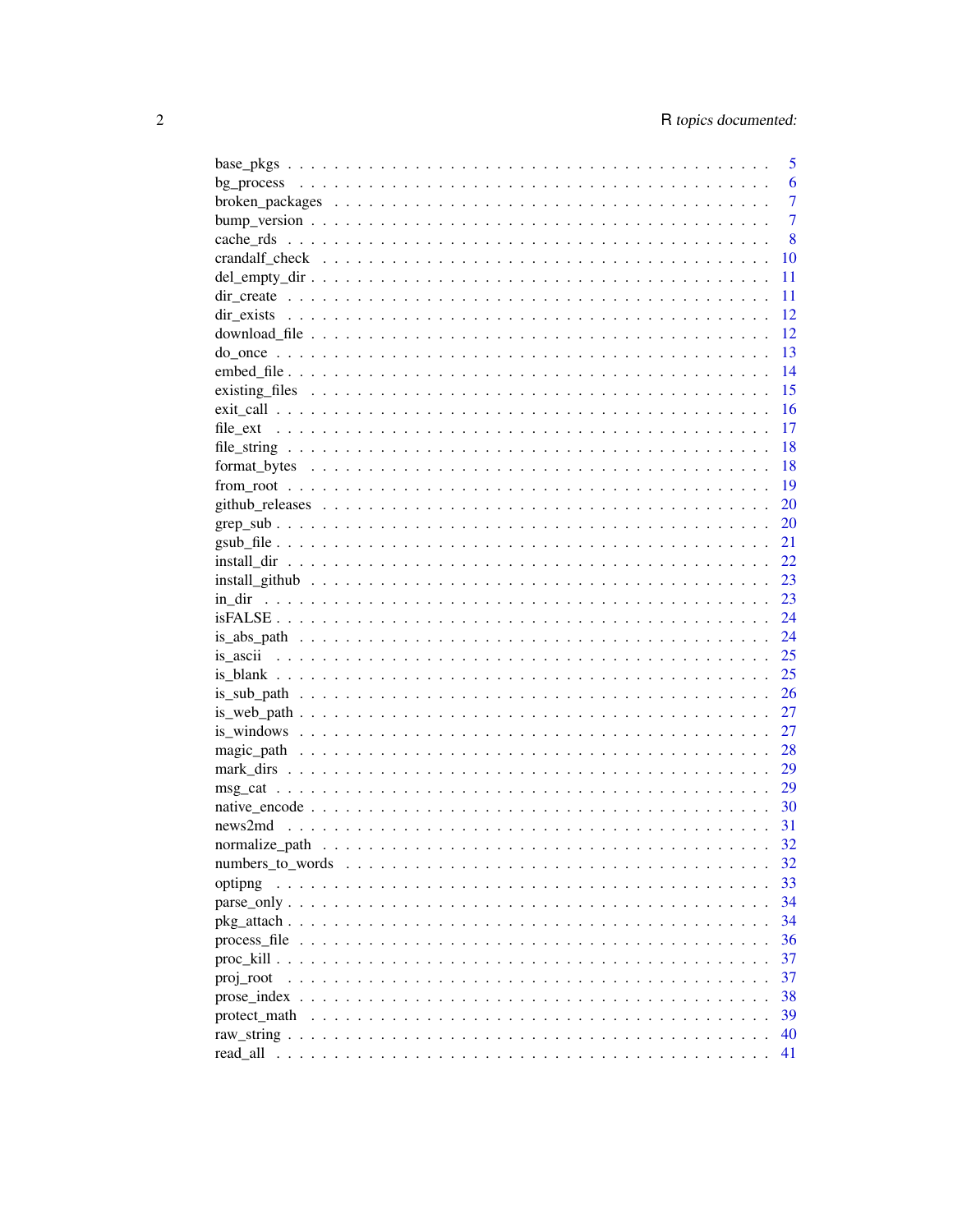| | |
|---|---|
| base_pkgs | 5 |
| bg_process | 6 |
| broken_packages | 7 |
| bump_version | 7 |
| cache_rds | 8 |
| crandalf_check | 10 |
| del_empty_dir | 11 |
| dir_create | 11 |
| dir_exists | 12 |
| download_file | 12 |
| do_once | 13 |
| embed_file | 14 |
| existing_files | 15 |
| exit_call | 16 |
| file_ext | 17 |
| file_string | 18 |
| format_bytes | 18 |
| from_root | 19 |
| github_releases | 20 |
| grep_sub | 20 |
| gsub_file | 21 |
| install_dir | 22 |
| install_github | 23 |
| in_dir | 23 |
| isFALSE | 24 |
| is_abs_path | 24 |
| is_ascii | 25 |
| is_blank | 25 |
| is_sub_path | 26 |
| is_web_path | 27 |
| is_windows | 27 |
| magic_path | 28 |
| mark_dirs | 29 |
| msg_cat | 29 |
| native_encode | 30 |
| news2md | 31 |
| normalize_path | 32 |
| numbers_to_words | 32 |
| optipng | 33 |
| parse_only | 34 |
| pkg_attach | 34 |
| process_file | 36 |
| proc_kill | 37 |
| proj_root | 37 |
| prose_index | 38 |
| protect_math | 39 |
| raw_string | 40 |
| read_all | 41 |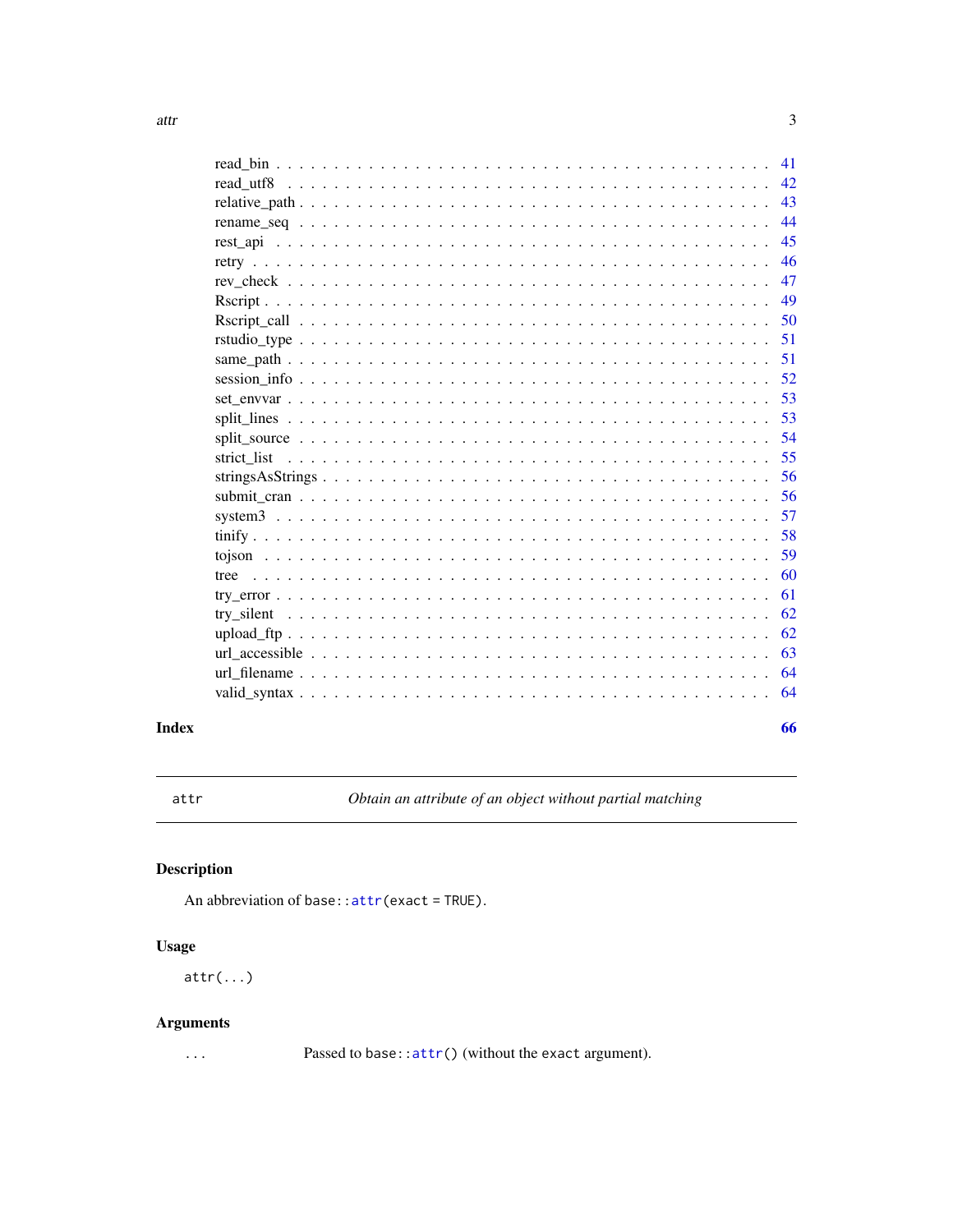read_bin . . . . . . . . . . . . . . . . . . . . . . . . . . . . . . . . . . . . . . . . . . 41
read_utf8 . . . . . . . . . . . . . . . . . . . . . . . . . . . . . . . . . . . . . . . . . 42
relative_path . . . . . . . . . . . . . . . . . . . . . . . . . . . . . . . . . . . . . . . 43
rename_seq . . . . . . . . . . . . . . . . . . . . . . . . . . . . . . . . . . . . . . . . 44
rest_api . . . . . . . . . . . . . . . . . . . . . . . . . . . . . . . . . . . . . . . . . . 45
retry . . . . . . . . . . . . . . . . . . . . . . . . . . . . . . . . . . . . . . . . . . . . 46
rev_check . . . . . . . . . . . . . . . . . . . . . . . . . . . . . . . . . . . . . . . . . 47
Rscript . . . . . . . . . . . . . . . . . . . . . . . . . . . . . . . . . . . . . . . . . . . 49
Rscript_call . . . . . . . . . . . . . . . . . . . . . . . . . . . . . . . . . . . . . . . . 50
rstudio_type . . . . . . . . . . . . . . . . . . . . . . . . . . . . . . . . . . . . . . . . 51
same_path . . . . . . . . . . . . . . . . . . . . . . . . . . . . . . . . . . . . . . . . . 51
session_info . . . . . . . . . . . . . . . . . . . . . . . . . . . . . . . . . . . . . . . . 52
set_envvar . . . . . . . . . . . . . . . . . . . . . . . . . . . . . . . . . . . . . . . . . 53
split_lines . . . . . . . . . . . . . . . . . . . . . . . . . . . . . . . . . . . . . . . . . 53
split_source . . . . . . . . . . . . . . . . . . . . . . . . . . . . . . . . . . . . . . . . 54
strict_list . . . . . . . . . . . . . . . . . . . . . . . . . . . . . . . . . . . . . . . . . 55
stringsAsStrings . . . . . . . . . . . . . . . . . . . . . . . . . . . . . . . . . . . . . . 56
submit_cran . . . . . . . . . . . . . . . . . . . . . . . . . . . . . . . . . . . . . . . . 56
system3 . . . . . . . . . . . . . . . . . . . . . . . . . . . . . . . . . . . . . . . . . . 57
tinify . . . . . . . . . . . . . . . . . . . . . . . . . . . . . . . . . . . . . . . . . . . 58
tojson . . . . . . . . . . . . . . . . . . . . . . . . . . . . . . . . . . . . . . . . . . . 59
tree . . . . . . . . . . . . . . . . . . . . . . . . . . . . . . . . . . . . . . . . . . . . 60
try_error . . . . . . . . . . . . . . . . . . . . . . . . . . . . . . . . . . . . . . . . . . 61
try_silent . . . . . . . . . . . . . . . . . . . . . . . . . . . . . . . . . . . . . . . . . 62
upload_ftp . . . . . . . . . . . . . . . . . . . . . . . . . . . . . . . . . . . . . . . . . 62
url_accessible . . . . . . . . . . . . . . . . . . . . . . . . . . . . . . . . . . . . . . . 63
url_filename . . . . . . . . . . . . . . . . . . . . . . . . . . . . . . . . . . . . . . . . 64
valid_syntax . . . . . . . . . . . . . . . . . . . . . . . . . . . . . . . . . . . . . . . . 64

**Index** **66**

---

`attr` *Obtain an attribute of an object without partial matching*

---

## Description

An abbreviation of `base::attr(exact = TRUE)`.

## Usage

```
attr(...)
```

## Arguments

`...` Passed to `base::attr()` (without the `exact` argument).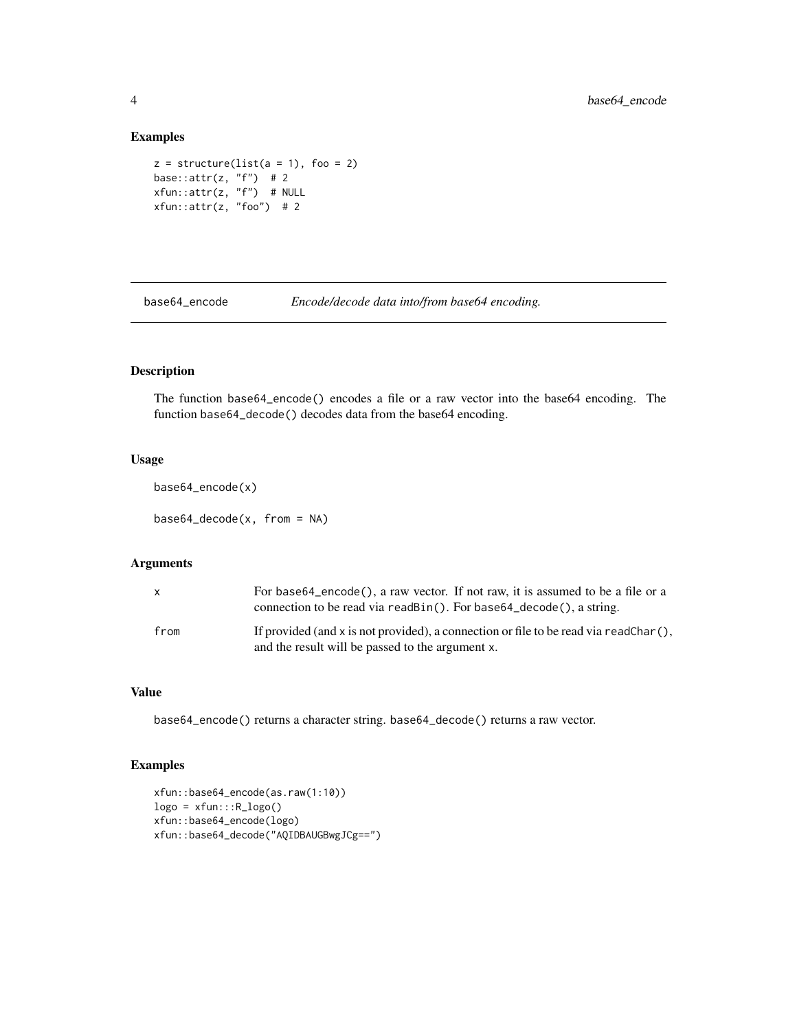## Examples

```
z = structure(list(a = 1), foo = 2)
base::attr(z, "f")  # 2
xfun::attr(z, "f")  # NULL
xfun::attr(z, "foo")  # 2
```

---

# base64_encode *Encode/decode data into/from base64 encoding.*

---

## Description

The function `base64_encode()` encodes a file or a raw vector into the base64 encoding. The function `base64_decode()` decodes data from the base64 encoding.

## Usage

```
base64_encode(x)

base64_decode(x, from = NA)
```

## Arguments

| | |
|---|---|
| `x` | For `base64_encode()`, a raw vector. If not raw, it is assumed to be a file or a connection to be read via `readBin()`. For `base64_decode()`, a string. |
| `from` | If provided (and `x` is not provided), a connection or file to be read via `readChar()`, and the result will be passed to the argument `x`. |

## Value

`base64_encode()` returns a character string. `base64_decode()` returns a raw vector.

## Examples

```
xfun::base64_encode(as.raw(1:10))
logo = xfun:::R_logo()
xfun::base64_encode(logo)
xfun::base64_decode("AQIDBAUGBwgJCg==")
```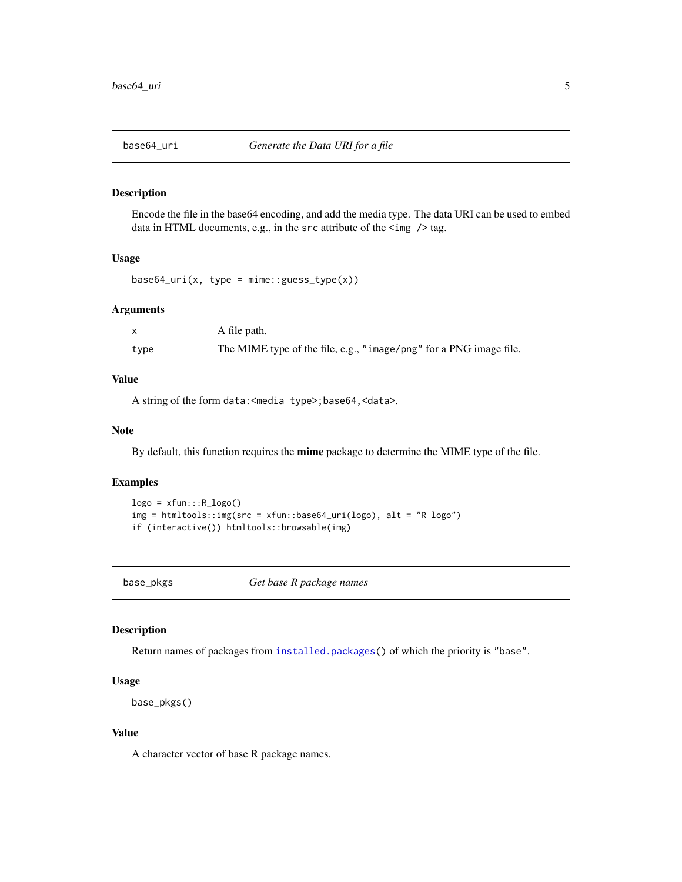## base64_uri — *Generate the Data URI for a file*

### Description

Encode the file in the base64 encoding, and add the media type. The data URI can be used to embed data in HTML documents, e.g., in the `src` attribute of the `<img />` tag.

### Usage

```
base64_uri(x, type = mime::guess_type(x))
```

### Arguments

| | |
|---|---|
| `x` | A file path. |
| `type` | The MIME type of the file, e.g., `"image/png"` for a PNG image file. |

### Value

A string of the form `data:<media type>;base64,<data>`.

### Note

By default, this function requires the **mime** package to determine the MIME type of the file.

### Examples

```
logo = xfun:::R_logo()
img = htmltools::img(src = xfun::base64_uri(logo), alt = "R logo")
if (interactive()) htmltools::browsable(img)
```

## base_pkgs — *Get base R package names*

### Description

Return names of packages from `installed.packages()` of which the priority is `"base"`.

### Usage

```
base_pkgs()
```

### Value

A character vector of base R package names.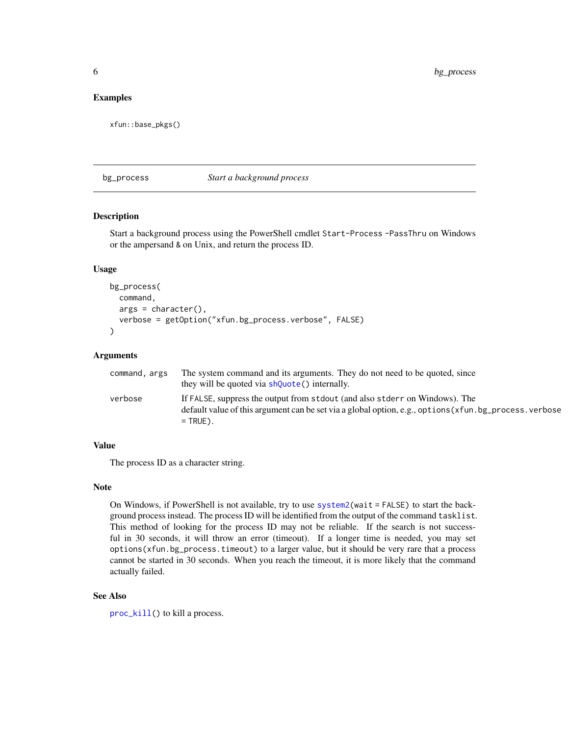## Examples

```
xfun::base_pkgs()
```

---

# bg_process — *Start a background process*

---

### Description

Start a background process using the PowerShell cmdlet `Start-Process -PassThru` on Windows or the ampersand `&` on Unix, and return the process ID.

### Usage

```
bg_process(
  command,
  args = character(),
  verbose = getOption("xfun.bg_process.verbose", FALSE)
)
```

### Arguments

| | |
|---|---|
| `command, args` | The system command and its arguments. They do not need to be quoted, since they will be quoted via `shQuote()` internally. |
| `verbose` | If `FALSE`, suppress the output from `stdout` (and also `stderr` on Windows). The default value of this argument can be set via a global option, e.g., `options(xfun.bg_process.verbose = TRUE)`. |

### Value

The process ID as a character string.

### Note

On Windows, if PowerShell is not available, try to use `system2(wait = FALSE)` to start the background process instead. The process ID will be identified from the output of the command `tasklist`. This method of looking for the process ID may not be reliable. If the search is not successful in 30 seconds, it will throw an error (timeout). If a longer time is needed, you may set `options(xfun.bg_process.timeout)` to a larger value, but it should be very rare that a process cannot be started in 30 seconds. When you reach the timeout, it is more likely that the command actually failed.

### See Also

`proc_kill()` to kill a process.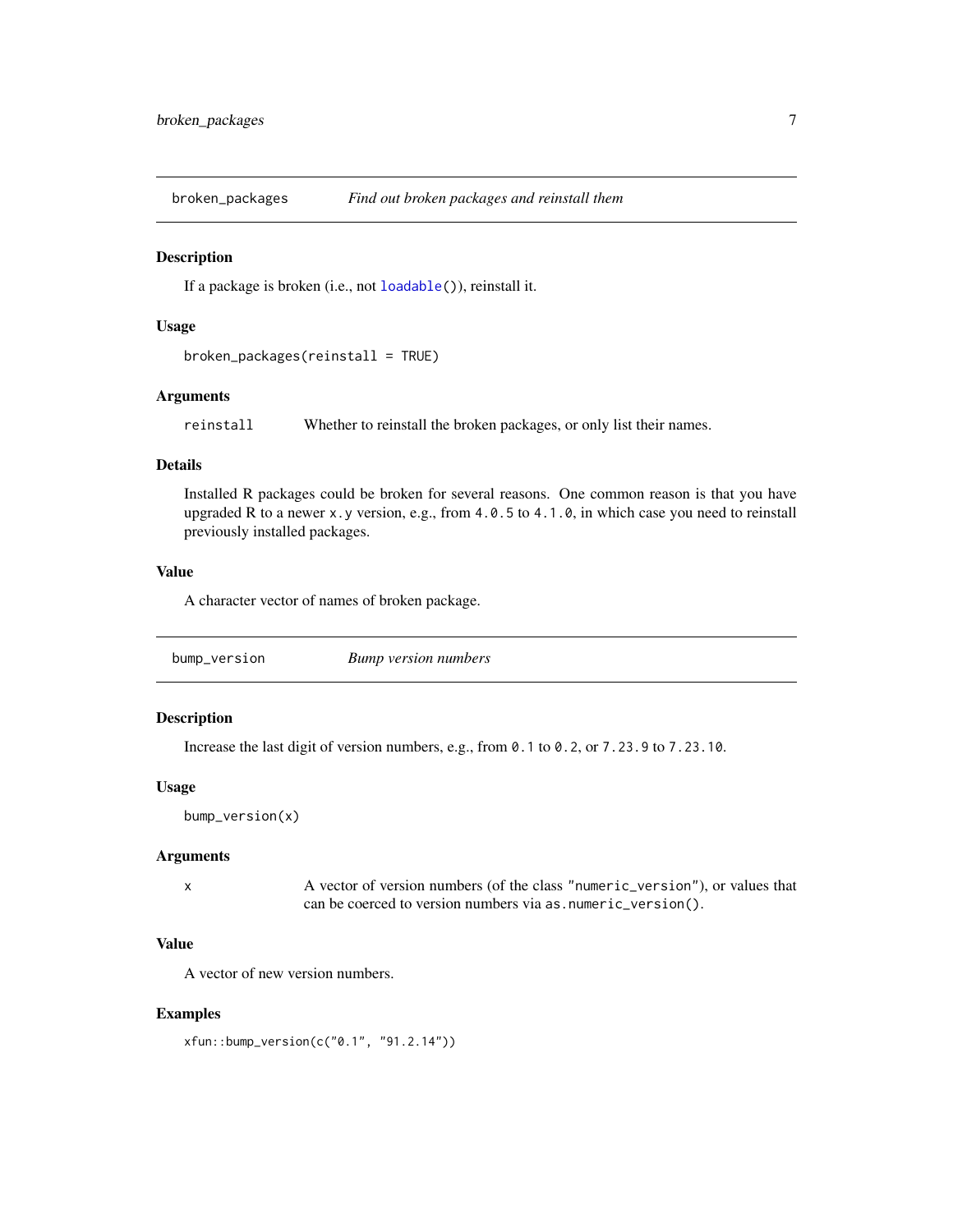## broken_packages *Find out broken packages and reinstall them*

### Description

If a package is broken (i.e., not `loadable()`), reinstall it.

### Usage

```
broken_packages(reinstall = TRUE)
```

### Arguments

| | |
|---|---|
| `reinstall` | Whether to reinstall the broken packages, or only list their names. |

### Details

Installed R packages could be broken for several reasons. One common reason is that you have upgraded R to a newer `x.y` version, e.g., from `4.0.5` to `4.1.0`, in which case you need to reinstall previously installed packages.

### Value

A character vector of names of broken package.

## bump_version *Bump version numbers*

### Description

Increase the last digit of version numbers, e.g., from `0.1` to `0.2`, or `7.23.9` to `7.23.10`.

### Usage

```
bump_version(x)
```

### Arguments

| | |
|---|---|
| `x` | A vector of version numbers (of the class `"numeric_version"`), or values that can be coerced to version numbers via `as.numeric_version()`. |

### Value

A vector of new version numbers.

### Examples

```
xfun::bump_version(c("0.1", "91.2.14"))
```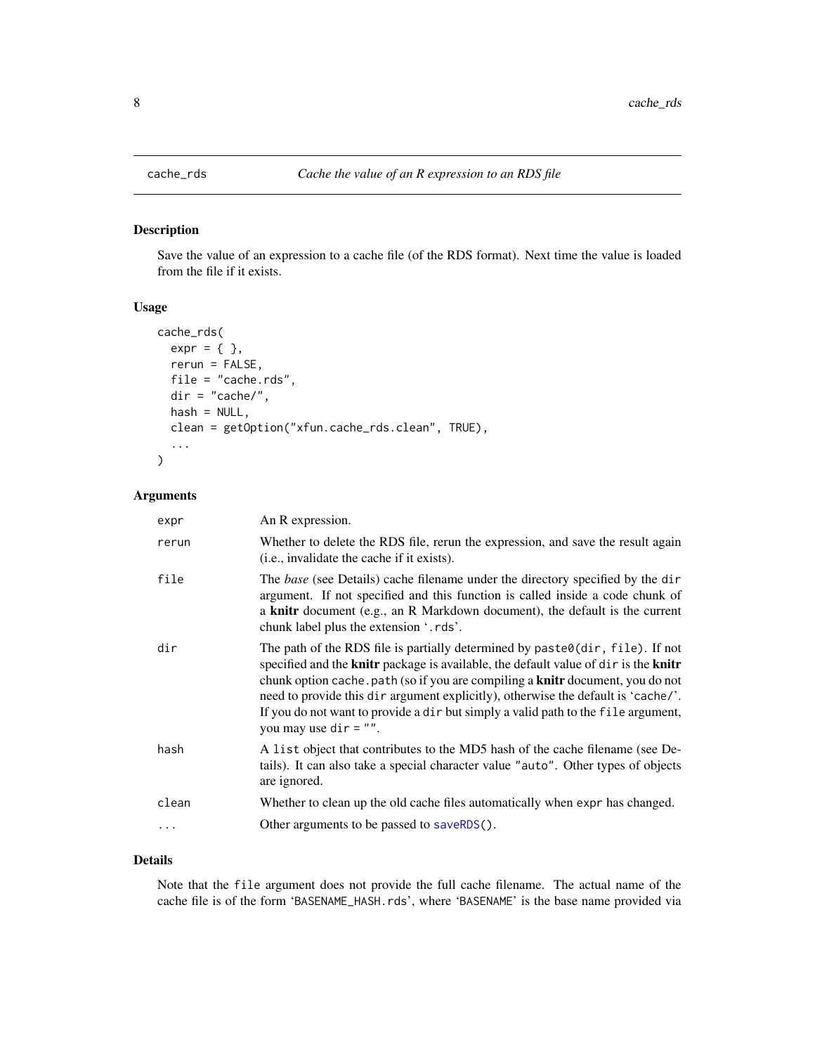## cache_rds — *Cache the value of an R expression to an RDS file*

### Description

Save the value of an expression to a cache file (of the RDS format). Next time the value is loaded from the file if it exists.

### Usage

```
cache_rds(
  expr = { },
  rerun = FALSE,
  file = "cache.rds",
  dir = "cache/",
  hash = NULL,
  clean = getOption("xfun.cache_rds.clean", TRUE),
  ...
)
```

### Arguments

| | |
|---|---|
| `expr` | An R expression. |
| `rerun` | Whether to delete the RDS file, rerun the expression, and save the result again (i.e., invalidate the cache if it exists). |
| `file` | The *base* (see Details) cache filename under the directory specified by the `dir` argument. If not specified and this function is called inside a code chunk of a **knitr** document (e.g., an R Markdown document), the default is the current chunk label plus the extension '`.rds`'. |
| `dir` | The path of the RDS file is partially determined by `paste0(dir, file)`. If not specified and the **knitr** package is available, the default value of `dir` is the **knitr** chunk option `cache.path` (so if you are compiling a **knitr** document, you do not need to provide this `dir` argument explicitly), otherwise the default is '`cache/`'. If you do not want to provide a `dir` but simply a valid path to the `file` argument, you may use `dir = ""`. |
| `hash` | A `list` object that contributes to the MD5 hash of the cache filename (see Details). It can also take a special character value `"auto"`. Other types of objects are ignored. |
| `clean` | Whether to clean up the old cache files automatically when `expr` has changed. |
| `...` | Other arguments to be passed to `saveRDS()`. |

### Details

Note that the `file` argument does not provide the full cache filename. The actual name of the cache file is of the form '`BASENAME_HASH.rds`', where '`BASENAME`' is the base name provided via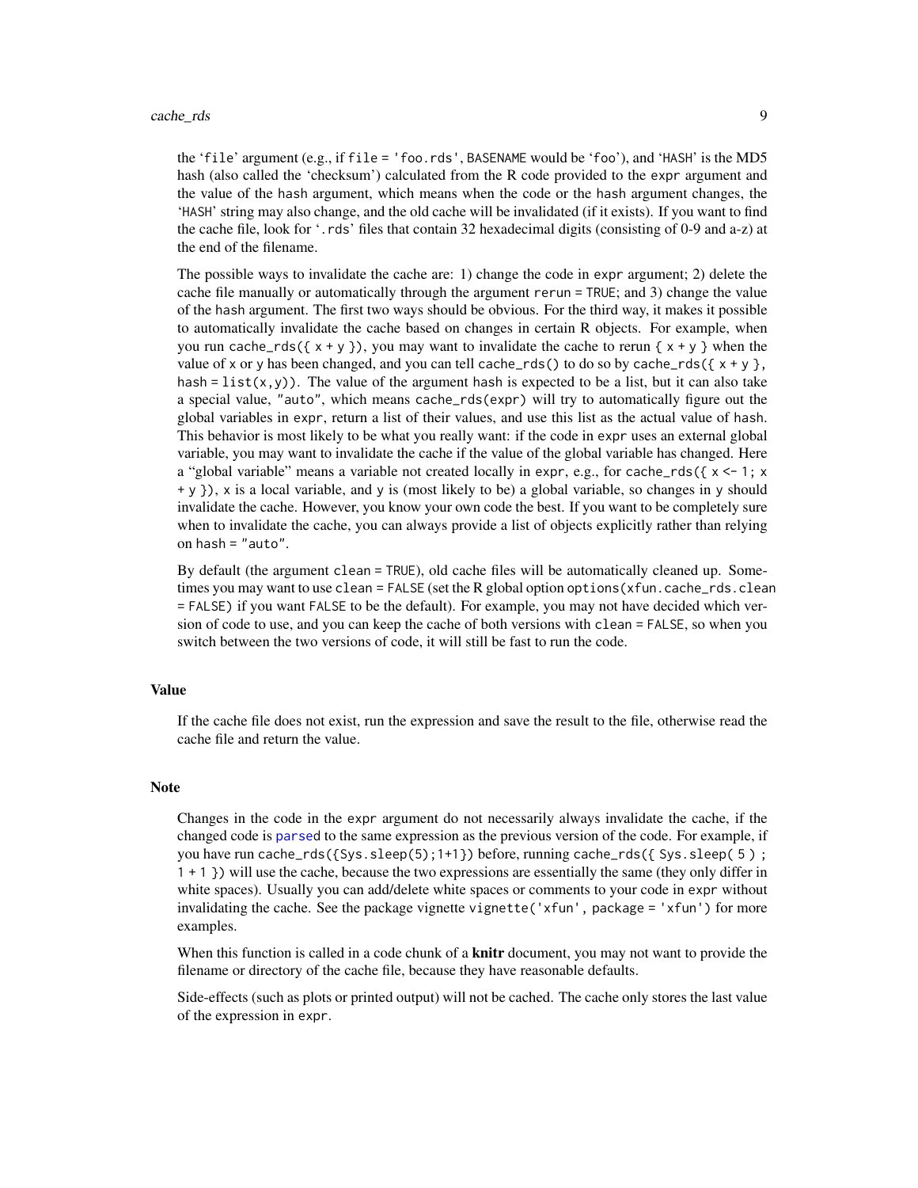the 'file' argument (e.g., if `file = 'foo.rds'`, `BASENAME` would be 'foo'), and 'HASH' is the MD5 hash (also called the 'checksum') calculated from the R code provided to the `expr` argument and the value of the `hash` argument, which means when the code or the `hash` argument changes, the 'HASH' string may also change, and the old cache will be invalidated (if it exists). If you want to find the cache file, look for '.rds' files that contain 32 hexadecimal digits (consisting of 0-9 and a-z) at the end of the filename.

The possible ways to invalidate the cache are: 1) change the code in `expr` argument; 2) delete the cache file manually or automatically through the argument `rerun = TRUE`; and 3) change the value of the `hash` argument. The first two ways should be obvious. For the third way, it makes it possible to automatically invalidate the cache based on changes in certain R objects. For example, when you run `cache_rds({ x + y })`, you may want to invalidate the cache to rerun `{ x + y }` when the value of `x` or `y` has been changed, and you can tell `cache_rds()` to do so by `cache_rds({ x + y }, hash = list(x,y))`. The value of the argument `hash` is expected to be a list, but it can also take a special value, `"auto"`, which means `cache_rds(expr)` will try to automatically figure out the global variables in `expr`, return a list of their values, and use this list as the actual value of `hash`. This behavior is most likely to be what you really want: if the code in `expr` uses an external global variable, you may want to invalidate the cache if the value of the global variable has changed. Here a "global variable" means a variable not created locally in `expr`, e.g., for `cache_rds({ x <- 1; x + y })`, `x` is a local variable, and `y` is (most likely to be) a global variable, so changes in `y` should invalidate the cache. However, you know your own code the best. If you want to be completely sure when to invalidate the cache, you can always provide a list of objects explicitly rather than relying on `hash = "auto"`.

By default (the argument `clean = TRUE`), old cache files will be automatically cleaned up. Sometimes you may want to use `clean = FALSE` (set the R global option `options(xfun.cache_rds.clean = FALSE)` if you want `FALSE` to be the default). For example, you may not have decided which version of code to use, and you can keep the cache of both versions with `clean = FALSE`, so when you switch between the two versions of code, it will still be fast to run the code.

## Value

If the cache file does not exist, run the expression and save the result to the file, otherwise read the cache file and return the value.

## Note

Changes in the code in the `expr` argument do not necessarily always invalidate the cache, if the changed code is `parse`d to the same expression as the previous version of the code. For example, if you have run `cache_rds({Sys.sleep(5);1+1})` before, running `cache_rds({ Sys.sleep( 5 ) ; 1 + 1 })` will use the cache, because the two expressions are essentially the same (they only differ in white spaces). Usually you can add/delete white spaces or comments to your code in `expr` without invalidating the cache. See the package vignette `vignette('xfun', package = 'xfun')` for more examples.

When this function is called in a code chunk of a **knitr** document, you may not want to provide the filename or directory of the cache file, because they have reasonable defaults.

Side-effects (such as plots or printed output) will not be cached. The cache only stores the last value of the expression in `expr`.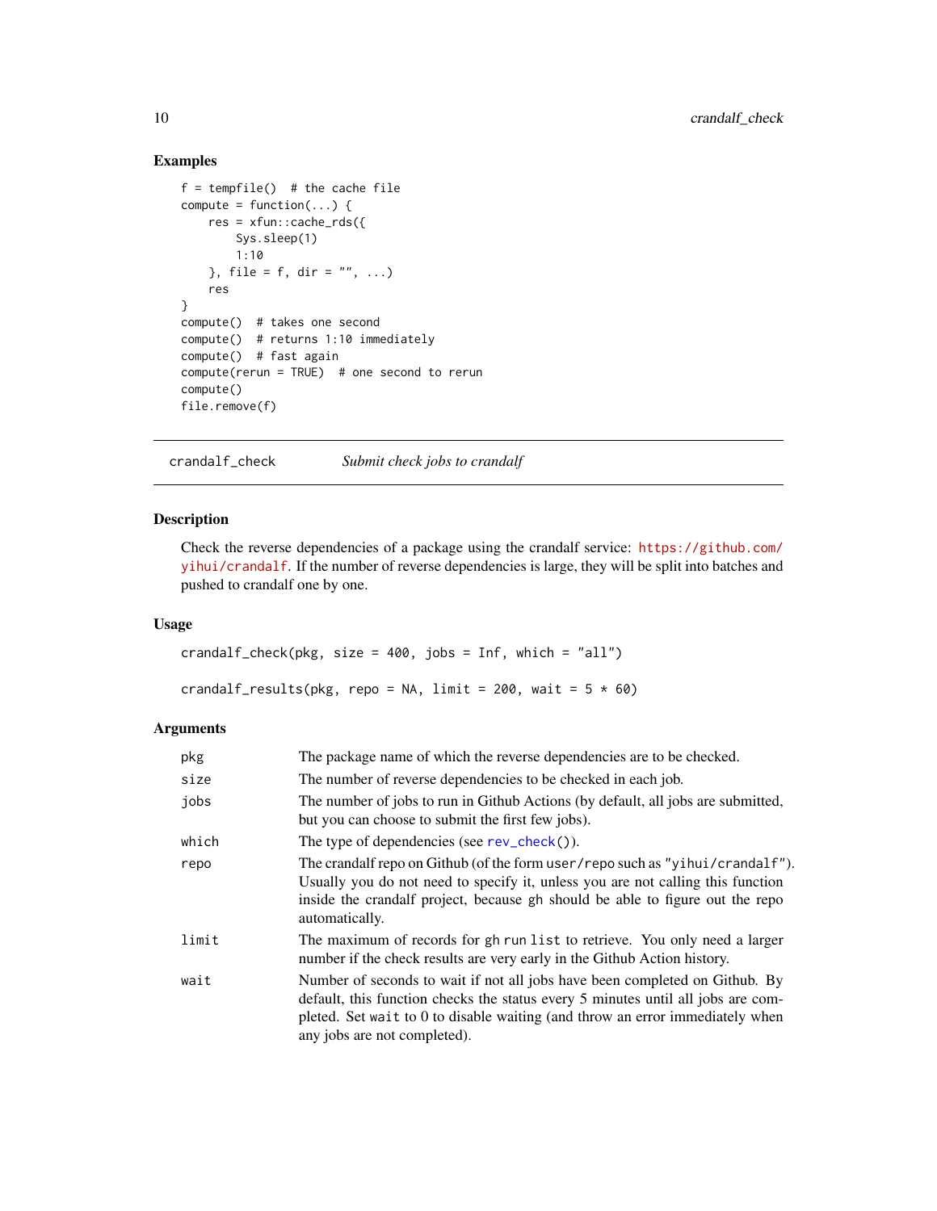### Examples

```
f = tempfile()  # the cache file
compute = function(...) {
    res = xfun::cache_rds({
        Sys.sleep(1)
        1:10
    }, file = f, dir = "", ...)
    res
}
compute()  # takes one second
compute()  # returns 1:10 immediately
compute()  # fast again
compute(rerun = TRUE)  # one second to rerun
compute()
file.remove(f)
```

---

## crandalf_check — *Submit check jobs to crandalf*

### Description

Check the reverse dependencies of a package using the crandalf service: https://github.com/yihui/crandalf. If the number of reverse dependencies is large, they will be split into batches and pushed to crandalf one by one.

### Usage

```
crandalf_check(pkg, size = 400, jobs = Inf, which = "all")

crandalf_results(pkg, repo = NA, limit = 200, wait = 5 * 60)
```

### Arguments

| | |
|---|---|
| `pkg` | The package name of which the reverse dependencies are to be checked. |
| `size` | The number of reverse dependencies to be checked in each job. |
| `jobs` | The number of jobs to run in Github Actions (by default, all jobs are submitted, but you can choose to submit the first few jobs). |
| `which` | The type of dependencies (see `rev_check()`). |
| `repo` | The crandalf repo on Github (of the form `user/repo` such as `"yihui/crandalf"`). Usually you do not need to specify it, unless you are not calling this function inside the crandalf project, because gh should be able to figure out the repo automatically. |
| `limit` | The maximum of records for `gh run list` to retrieve. You only need a larger number if the check results are very early in the Github Action history. |
| `wait` | Number of seconds to wait if not all jobs have been completed on Github. By default, this function checks the status every 5 minutes until all jobs are completed. Set `wait` to 0 to disable waiting (and throw an error immediately when any jobs are not completed). |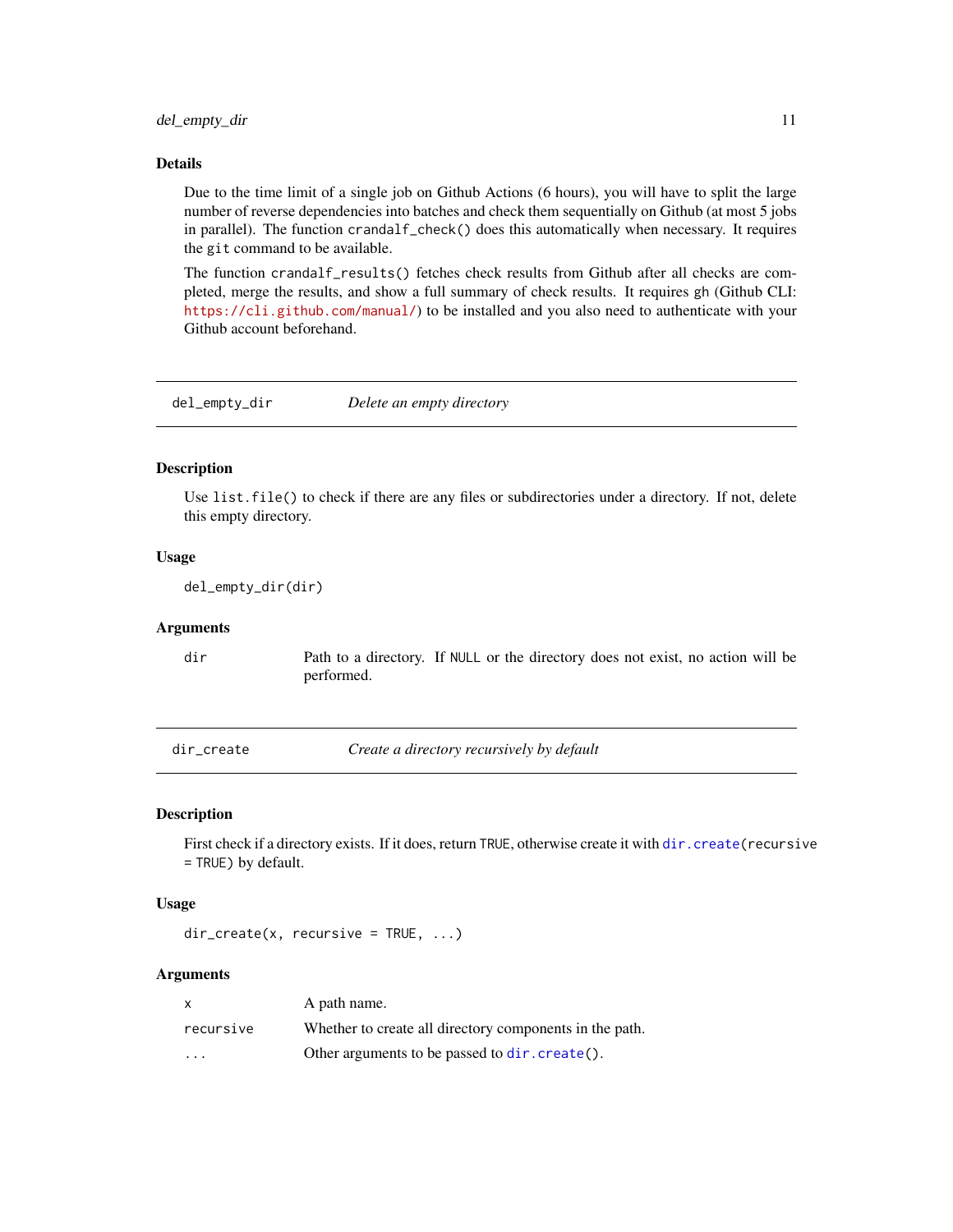### Details

Due to the time limit of a single job on Github Actions (6 hours), you will have to split the large number of reverse dependencies into batches and check them sequentially on Github (at most 5 jobs in parallel). The function `crandalf_check()` does this automatically when necessary. It requires the `git` command to be available.

The function `crandalf_results()` fetches check results from Github after all checks are completed, merge the results, and show a full summary of check results. It requires `gh` (Github CLI: https://cli.github.com/manual/) to be installed and you also need to authenticate with your Github account beforehand.

---

## del_empty_dir — *Delete an empty directory*

### Description

Use `list.file()` to check if there are any files or subdirectories under a directory. If not, delete this empty directory.

### Usage

```
del_empty_dir(dir)
```

### Arguments

| | |
|---|---|
| `dir` | Path to a directory. If `NULL` or the directory does not exist, no action will be performed. |

---

## dir_create — *Create a directory recursively by default*

### Description

First check if a directory exists. If it does, return `TRUE`, otherwise create it with `dir.create(recursive = TRUE)` by default.

### Usage

```
dir_create(x, recursive = TRUE, ...)
```

### Arguments

| | |
|---|---|
| `x` | A path name. |
| `recursive` | Whether to create all directory components in the path. |
| `...` | Other arguments to be passed to `dir.create()`. |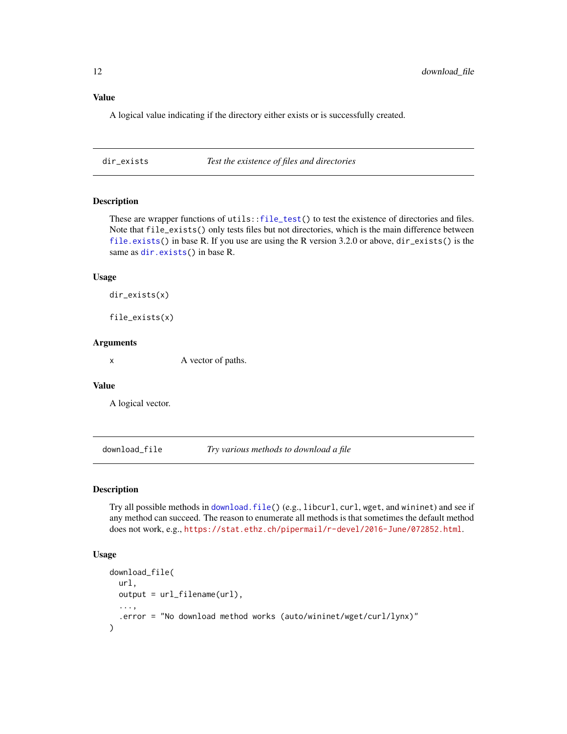### Value

A logical value indicating if the directory either exists or is successfully created.

---

## dir_exists — *Test the existence of files and directories*

---

### Description

These are wrapper functions of `utils::file_test()` to test the existence of directories and files. Note that `file_exists()` only tests files but not directories, which is the main difference between `file.exists()` in base R. If you use are using the R version 3.2.0 or above, `dir_exists()` is the same as `dir.exists()` in base R.

### Usage

```
dir_exists(x)

file_exists(x)
```

### Arguments

| | |
|---|---|
| `x` | A vector of paths. |

### Value

A logical vector.

---

## download_file — *Try various methods to download a file*

---

### Description

Try all possible methods in `download.file()` (e.g., `libcurl`, `curl`, `wget`, and `wininet`) and see if any method can succeed. The reason to enumerate all methods is that sometimes the default method does not work, e.g., https://stat.ethz.ch/pipermail/r-devel/2016-June/072852.html.

### Usage

```
download_file(
  url,
  output = url_filename(url),
  ...,
  .error = "No download method works (auto/wininet/wget/curl/lynx)"
)
```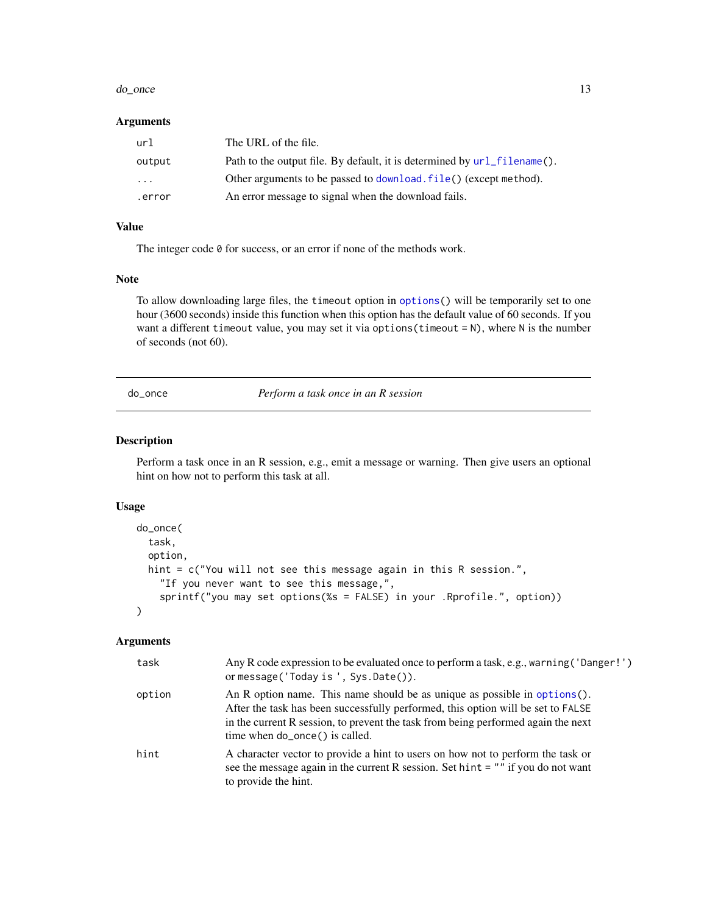### Arguments

| | |
|---|---|
| `url` | The URL of the file. |
| `output` | Path to the output file. By default, it is determined by `url_filename()`. |
| `...` | Other arguments to be passed to `download.file()` (except `method`). |
| `.error` | An error message to signal when the download fails. |

### Value

The integer code `0` for success, or an error if none of the methods work.

### Note

To allow downloading large files, the `timeout` option in `options()` will be temporarily set to one hour (3600 seconds) inside this function when this option has the default value of 60 seconds. If you want a different `timeout` value, you may set it via `options(timeout = N)`, where `N` is the number of seconds (not 60).

---

## do_once — *Perform a task once in an R session*

### Description

Perform a task once in an R session, e.g., emit a message or warning. Then give users an optional hint on how not to perform this task at all.

### Usage

```
do_once(
  task,
  option,
  hint = c("You will not see this message again in this R session.",
    "If you never want to see this message,",
    sprintf("you may set options(%s = FALSE) in your .Rprofile.", option))
)
```

### Arguments

| | |
|---|---|
| `task` | Any R code expression to be evaluated once to perform a task, e.g., `warning('Danger!')` or `message('Today is ', Sys.Date())`. |
| `option` | An R option name. This name should be as unique as possible in `options()`. After the task has been successfully performed, this option will be set to `FALSE` in the current R session, to prevent the task from being performed again the next time when `do_once()` is called. |
| `hint` | A character vector to provide a hint to users on how not to perform the task or see the message again in the current R session. Set `hint = ""` if you do not want to provide the hint. |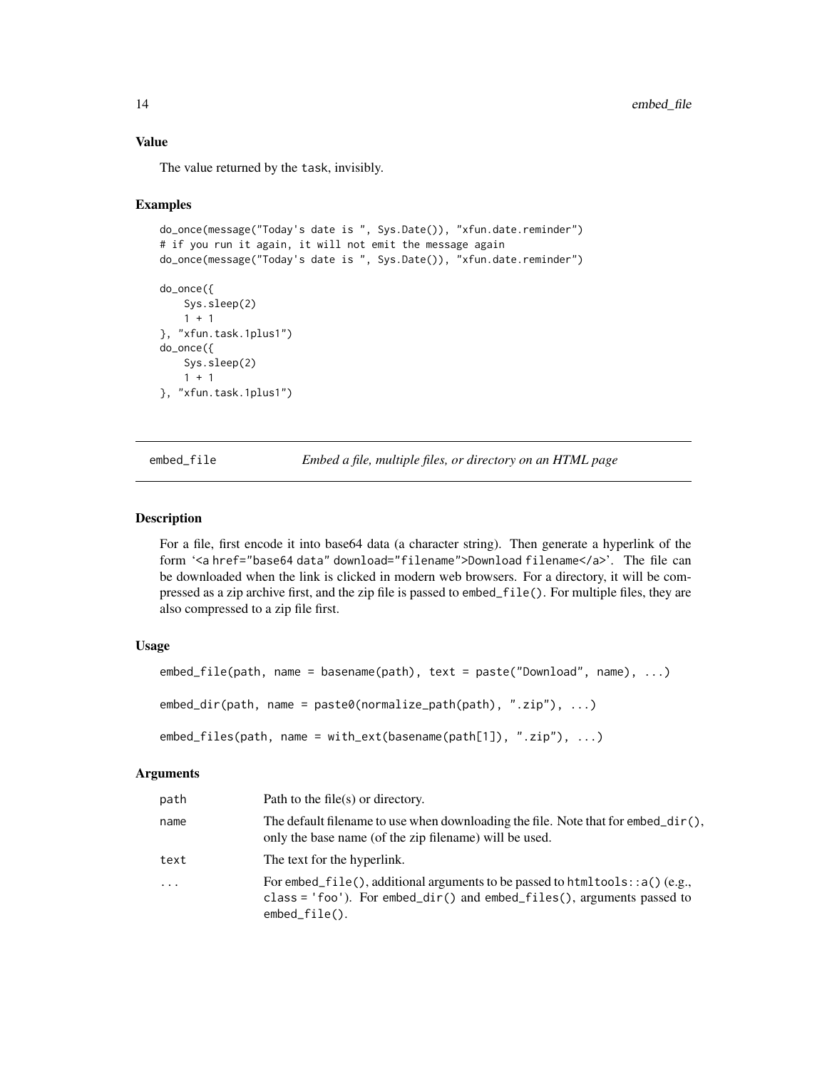## Value

The value returned by the task, invisibly.

## Examples

```
do_once(message("Today's date is ", Sys.Date()), "xfun.date.reminder")
# if you run it again, it will not emit the message again
do_once(message("Today's date is ", Sys.Date()), "xfun.date.reminder")

do_once({
    Sys.sleep(2)
    1 + 1
}, "xfun.task.1plus1")
do_once({
    Sys.sleep(2)
    1 + 1
}, "xfun.task.1plus1")
```

---

# embed_file — *Embed a file, multiple files, or directory on an HTML page*

## Description

For a file, first encode it into base64 data (a character string). Then generate a hyperlink of the form '`<a href="base64 data" download="filename">Download filename</a>`'. The file can be downloaded when the link is clicked in modern web browsers. For a directory, it will be compressed as a zip archive first, and the zip file is passed to `embed_file()`. For multiple files, they are also compressed to a zip file first.

## Usage

```
embed_file(path, name = basename(path), text = paste("Download", name), ...)

embed_dir(path, name = paste0(normalize_path(path), ".zip"), ...)

embed_files(path, name = with_ext(basename(path[1]), ".zip"), ...)
```

## Arguments

| | |
|---|---|
| `path` | Path to the file(s) or directory. |
| `name` | The default filename to use when downloading the file. Note that for `embed_dir()`, only the base name (of the zip filename) will be used. |
| `text` | The text for the hyperlink. |
| `...` | For `embed_file()`, additional arguments to be passed to `htmltools::a()` (e.g., `class = 'foo'`). For `embed_dir()` and `embed_files()`, arguments passed to `embed_file()`. |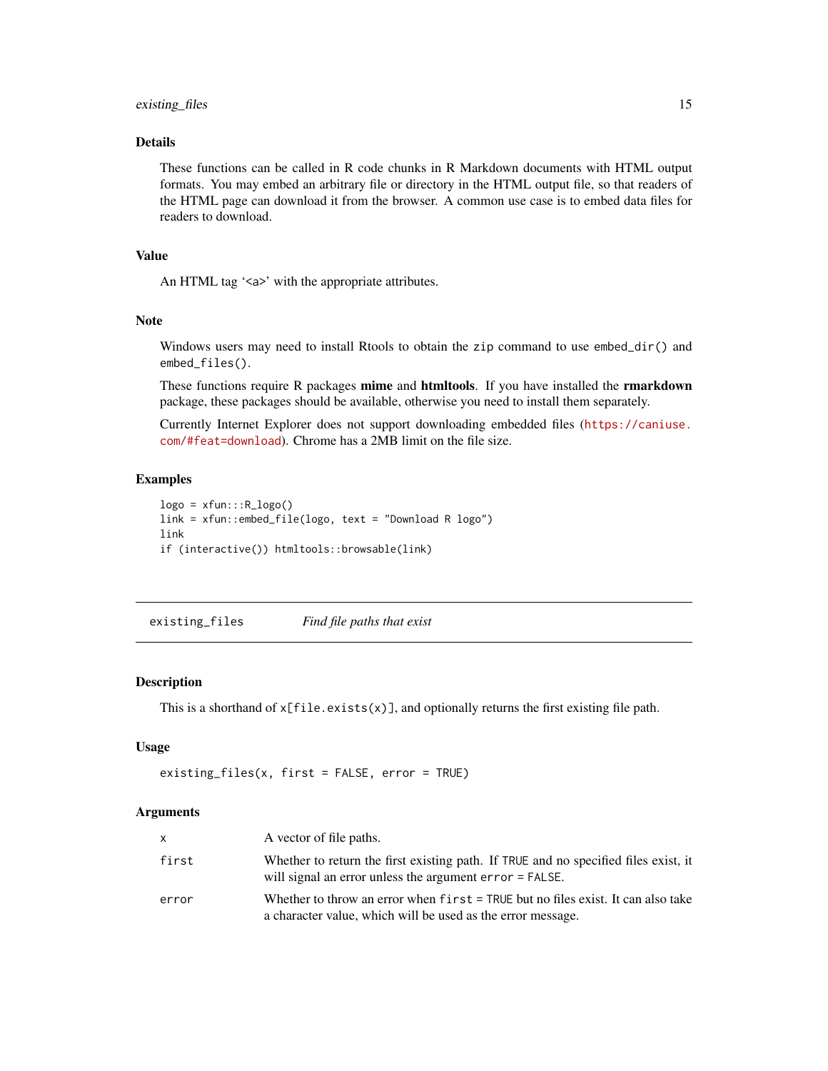### Details

These functions can be called in R code chunks in R Markdown documents with HTML output formats. You may embed an arbitrary file or directory in the HTML output file, so that readers of the HTML page can download it from the browser. A common use case is to embed data files for readers to download.

### Value

An HTML tag '<a>' with the appropriate attributes.

### Note

Windows users may need to install Rtools to obtain the `zip` command to use `embed_dir()` and `embed_files()`.

These functions require R packages **mime** and **htmltools**. If you have installed the **rmarkdown** package, these packages should be available, otherwise you need to install them separately.

Currently Internet Explorer does not support downloading embedded files (https://caniuse.com/#feat=download). Chrome has a 2MB limit on the file size.

### Examples

```
logo = xfun:::R_logo()
link = xfun::embed_file(logo, text = "Download R logo")
link
if (interactive()) htmltools::browsable(link)
```

---

## existing_files &nbsp;&nbsp;&nbsp; *Find file paths that exist*

---

### Description

This is a shorthand of `x[file.exists(x)]`, and optionally returns the first existing file path.

### Usage

```
existing_files(x, first = FALSE, error = TRUE)
```

### Arguments

| | |
|---|---|
| `x` | A vector of file paths. |
| `first` | Whether to return the first existing path. If `TRUE` and no specified files exist, it will signal an error unless the argument `error = FALSE`. |
| `error` | Whether to throw an error when `first = TRUE` but no files exist. It can also take a character value, which will be used as the error message. |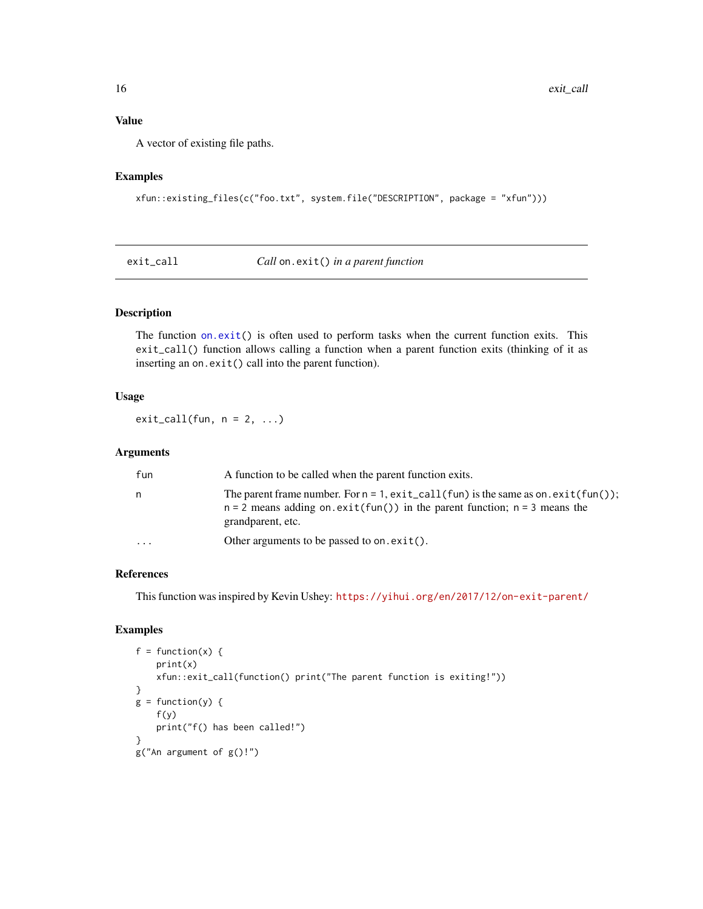### Value

A vector of existing file paths.

### Examples

```
xfun::existing_files(c("foo.txt", system.file("DESCRIPTION", package = "xfun")))
```

---

## exit_call — *Call* `on.exit()` *in a parent function*

### Description

The function `on.exit()` is often used to perform tasks when the current function exits. This `exit_call()` function allows calling a function when a parent function exits (thinking of it as inserting an `on.exit()` call into the parent function).

### Usage

```
exit_call(fun, n = 2, ...)
```

### Arguments

| | |
|---|---|
| `fun` | A function to be called when the parent function exits. |
| `n` | The parent frame number. For `n = 1`, `exit_call(fun)` is the same as `on.exit(fun())`; `n = 2` means adding `on.exit(fun())` in the parent function; `n = 3` means the grandparent, etc. |
| `...` | Other arguments to be passed to `on.exit()`. |

### References

This function was inspired by Kevin Ushey: https://yihui.org/en/2017/12/on-exit-parent/

### Examples

```
f = function(x) {
    print(x)
    xfun::exit_call(function() print("The parent function is exiting!"))
}
g = function(y) {
    f(y)
    print("f() has been called!")
}
g("An argument of g()!")
```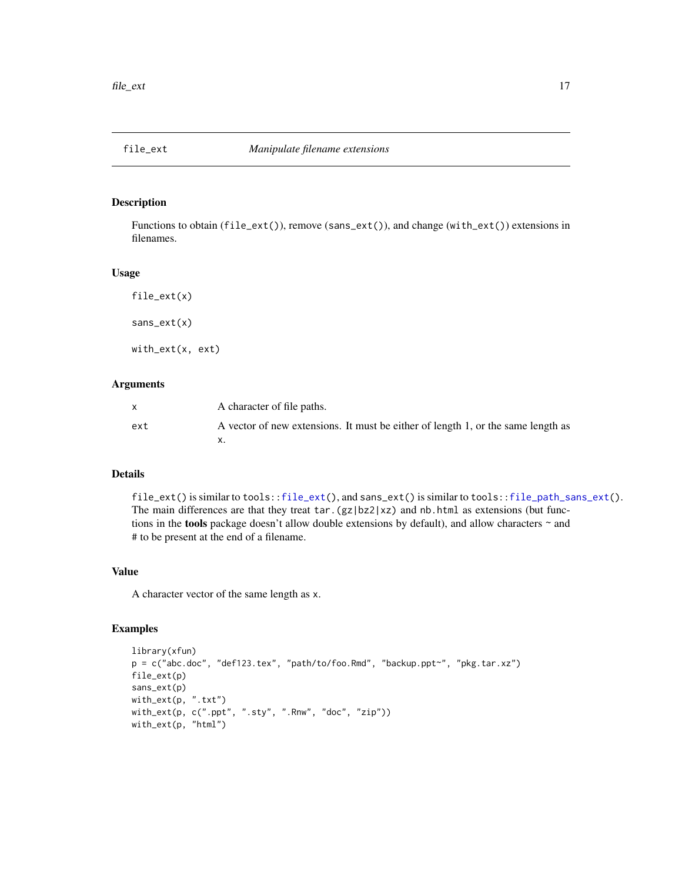## file_ext — *Manipulate filename extensions*

### Description

Functions to obtain (`file_ext()`), remove (`sans_ext()`), and change (`with_ext()`) extensions in filenames.

### Usage

```
file_ext(x)

sans_ext(x)

with_ext(x, ext)
```

### Arguments

| | |
|---|---|
| `x` | A character of file paths. |
| `ext` | A vector of new extensions. It must be either of length 1, or the same length as `x`. |

### Details

`file_ext()` is similar to `tools::file_ext()`, and `sans_ext()` is similar to `tools::file_path_sans_ext()`. The main differences are that they treat `tar.(gz|bz2|xz)` and `nb.html` as extensions (but functions in the **tools** package doesn't allow double extensions by default), and allow characters ~ and # to be present at the end of a filename.

### Value

A character vector of the same length as `x`.

### Examples

```
library(xfun)
p = c("abc.doc", "def123.tex", "path/to/foo.Rmd", "backup.ppt~", "pkg.tar.xz")
file_ext(p)
sans_ext(p)
with_ext(p, ".txt")
with_ext(p, c(".ppt", ".sty", ".Rnw", "doc", "zip"))
with_ext(p, "html")
```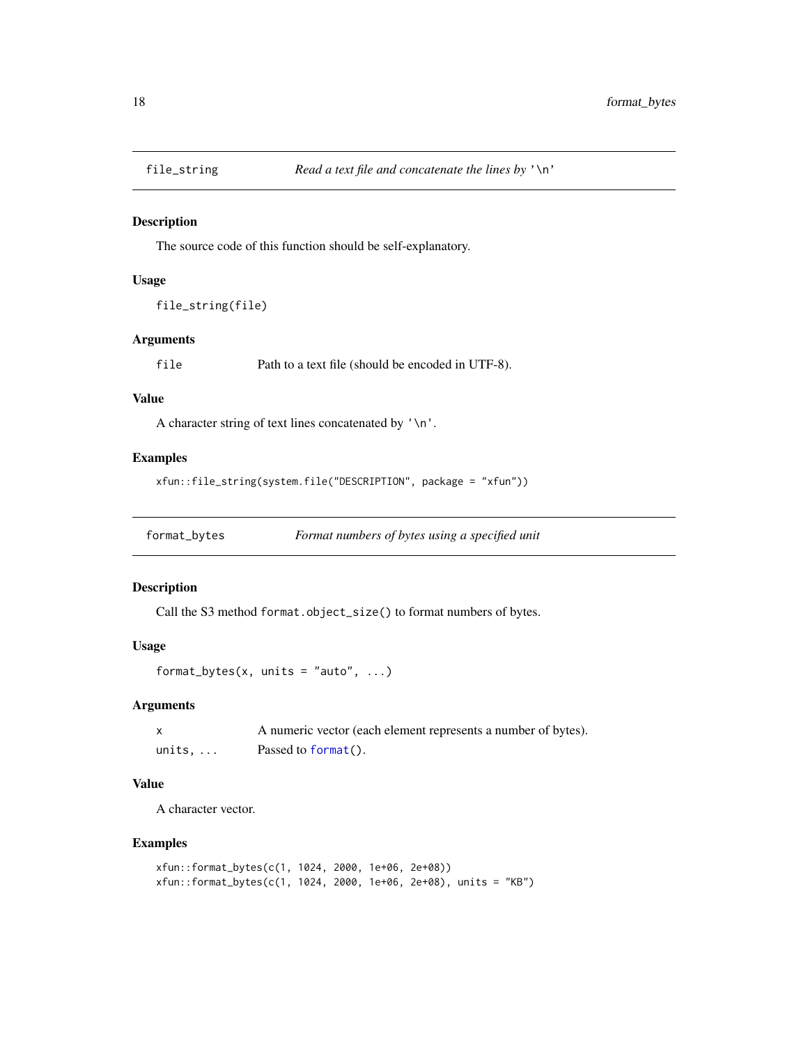## file_string — *Read a text file and concatenate the lines by '\n'*

### Description

The source code of this function should be self-explanatory.

### Usage

```
file_string(file)
```

### Arguments

| | |
|---|---|
| `file` | Path to a text file (should be encoded in UTF-8). |

### Value

A character string of text lines concatenated by `'\n'`.

### Examples

```
xfun::file_string(system.file("DESCRIPTION", package = "xfun"))
```

## format_bytes — *Format numbers of bytes using a specified unit*

### Description

Call the S3 method `format.object_size()` to format numbers of bytes.

### Usage

```
format_bytes(x, units = "auto", ...)
```

### Arguments

| | |
|---|---|
| `x` | A numeric vector (each element represents a number of bytes). |
| `units, ...` | Passed to `format()`. |

### Value

A character vector.

### Examples

```
xfun::format_bytes(c(1, 1024, 2000, 1e+06, 2e+08))
xfun::format_bytes(c(1, 1024, 2000, 1e+06, 2e+08), units = "KB")
```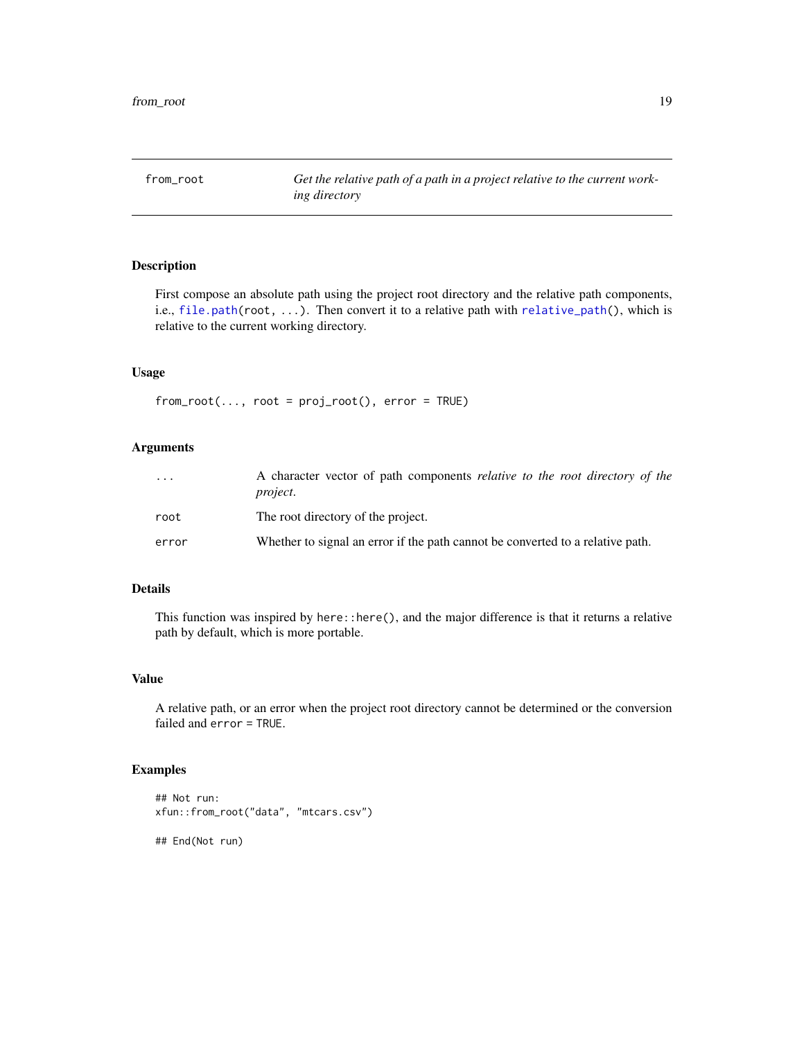## from_root — *Get the relative path of a path in a project relative to the current working directory*

### Description

First compose an absolute path using the project root directory and the relative path components, i.e., `file.path(root, ...)`. Then convert it to a relative path with `relative_path()`, which is relative to the current working directory.

### Usage

```
from_root(..., root = proj_root(), error = TRUE)
```

### Arguments

| | |
|---|---|
| `...` | A character vector of path components *relative to the root directory of the project*. |
| `root` | The root directory of the project. |
| `error` | Whether to signal an error if the path cannot be converted to a relative path. |

### Details

This function was inspired by `here::here()`, and the major difference is that it returns a relative path by default, which is more portable.

### Value

A relative path, or an error when the project root directory cannot be determined or the conversion failed and `error = TRUE`.

### Examples

```
## Not run:
xfun::from_root("data", "mtcars.csv")

## End(Not run)
```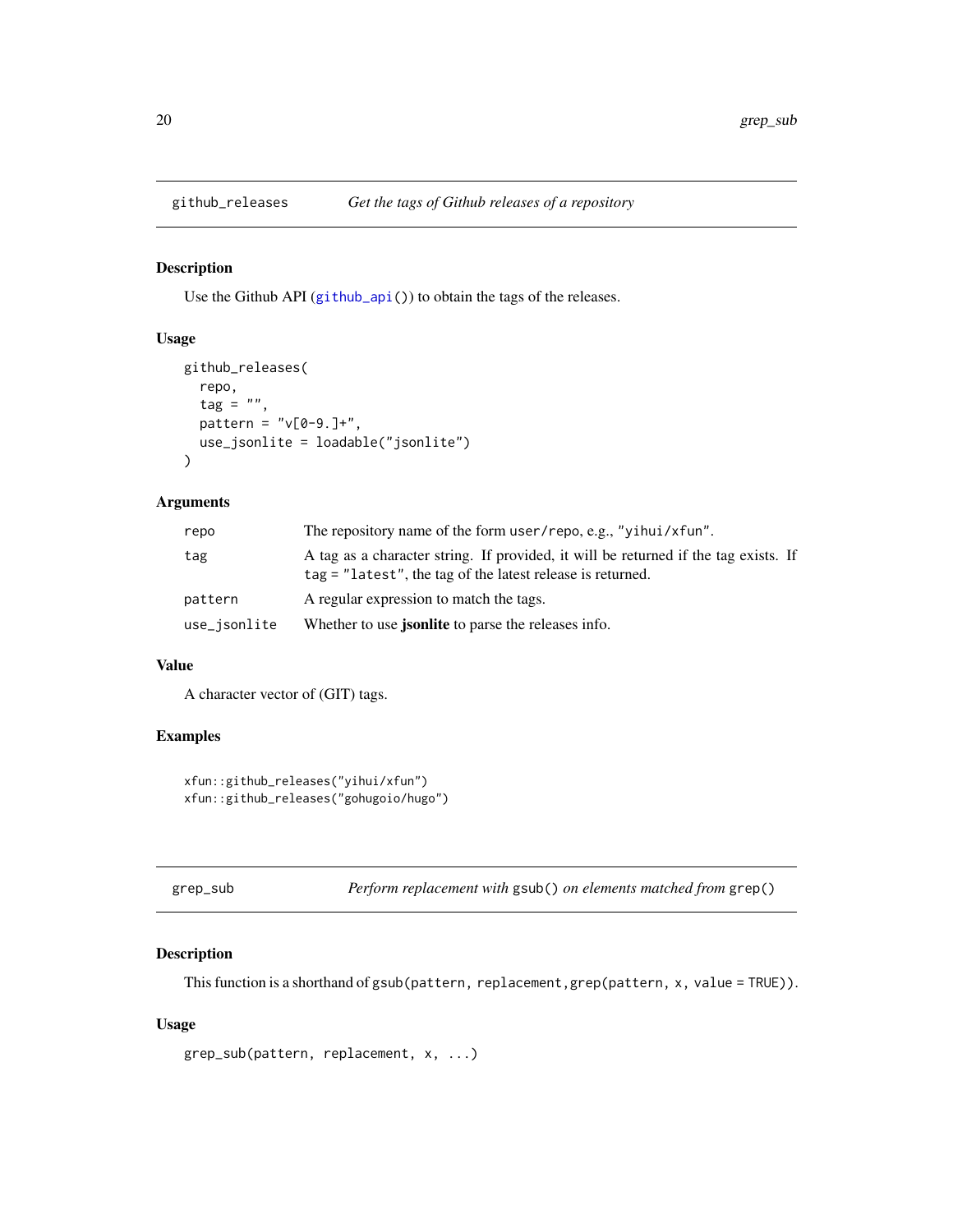## github_releases — *Get the tags of Github releases of a repository*

### Description

Use the Github API (`github_api()`) to obtain the tags of the releases.

### Usage

```
github_releases(
  repo,
  tag = "",
  pattern = "v[0-9.]+",
  use_jsonlite = loadable("jsonlite")
)
```

### Arguments

| | |
|---|---|
| `repo` | The repository name of the form `user/repo`, e.g., `"yihui/xfun"`. |
| `tag` | A tag as a character string. If provided, it will be returned if the tag exists. If `tag = "latest"`, the tag of the latest release is returned. |
| `pattern` | A regular expression to match the tags. |
| `use_jsonlite` | Whether to use **jsonlite** to parse the releases info. |

### Value

A character vector of (GIT) tags.

### Examples

```
xfun::github_releases("yihui/xfun")
xfun::github_releases("gohugoio/hugo")
```

## grep_sub — *Perform replacement with `gsub()` on elements matched from `grep()`*

### Description

This function is a shorthand of `gsub(pattern, replacement,grep(pattern, x, value = TRUE))`.

### Usage

```
grep_sub(pattern, replacement, x, ...)
```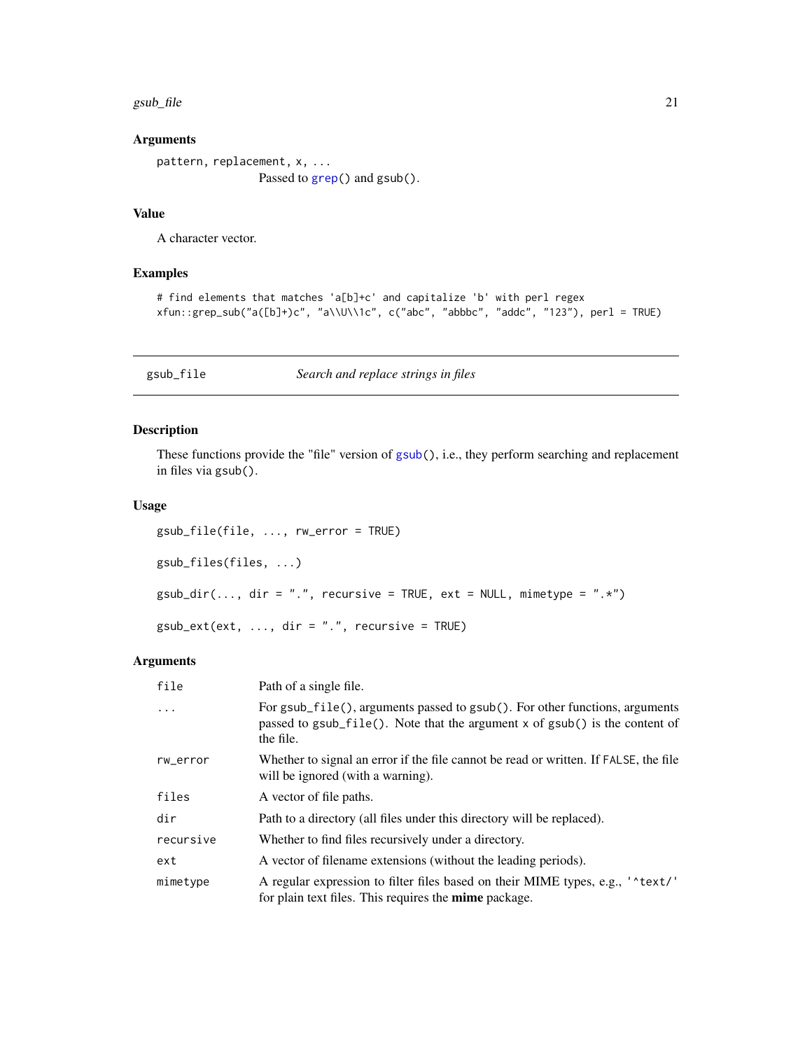### Arguments

| | |
|---|---|
| pattern, replacement, x, ... | Passed to grep() and gsub(). |

### Value

A character vector.

### Examples

```
# find elements that matches 'a[b]+c' and capitalize 'b' with perl regex
xfun::grep_sub("a([b]+)c", "a\\U\\1c", c("abc", "abbbc", "addc", "123"), perl = TRUE)
```

---

## gsub_file *Search and replace strings in files*

### Description

These functions provide the "file" version of gsub(), i.e., they perform searching and replacement in files via gsub().

### Usage

```
gsub_file(file, ..., rw_error = TRUE)

gsub_files(files, ...)

gsub_dir(..., dir = ".", recursive = TRUE, ext = NULL, mimetype = ".*")

gsub_ext(ext, ..., dir = ".", recursive = TRUE)
```

### Arguments

| | |
|---|---|
| file | Path of a single file. |
| ... | For gsub_file(), arguments passed to gsub(). For other functions, arguments passed to gsub_file(). Note that the argument x of gsub() is the content of the file. |
| rw_error | Whether to signal an error if the file cannot be read or written. If FALSE, the file will be ignored (with a warning). |
| files | A vector of file paths. |
| dir | Path to a directory (all files under this directory will be replaced). |
| recursive | Whether to find files recursively under a directory. |
| ext | A vector of filename extensions (without the leading periods). |
| mimetype | A regular expression to filter files based on their MIME types, e.g., '^text/' for plain text files. This requires the **mime** package. |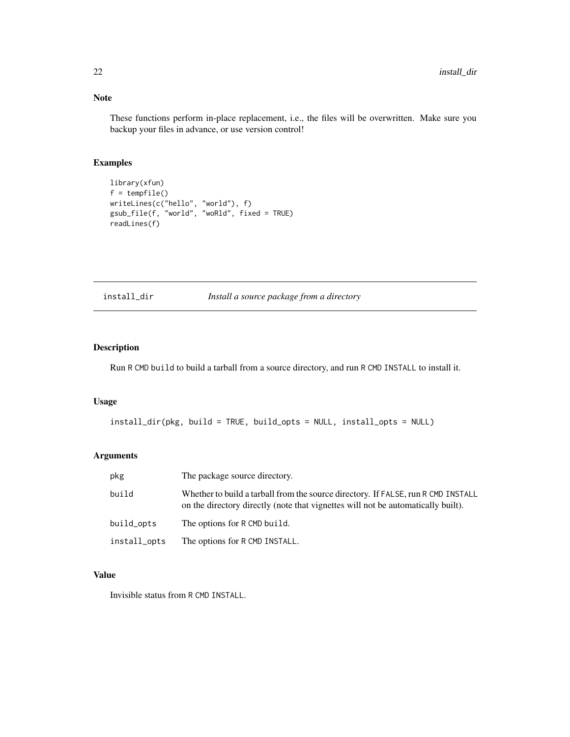## Note

These functions perform in-place replacement, i.e., the files will be overwritten. Make sure you backup your files in advance, or use version control!

## Examples

```
library(xfun)
f = tempfile()
writeLines(c("hello", "world"), f)
gsub_file(f, "world", "woRld", fixed = TRUE)
readLines(f)
```

---

# install_dir *Install a source package from a directory*

---

## Description

Run `R CMD build` to build a tarball from a source directory, and run `R CMD INSTALL` to install it.

## Usage

```
install_dir(pkg, build = TRUE, build_opts = NULL, install_opts = NULL)
```

## Arguments

| | |
|---|---|
| `pkg` | The package source directory. |
| `build` | Whether to build a tarball from the source directory. If `FALSE`, run `R CMD INSTALL` on the directory directly (note that vignettes will not be automatically built). |
| `build_opts` | The options for `R CMD build`. |
| `install_opts` | The options for `R CMD INSTALL`. |

## Value

Invisible status from `R CMD INSTALL`.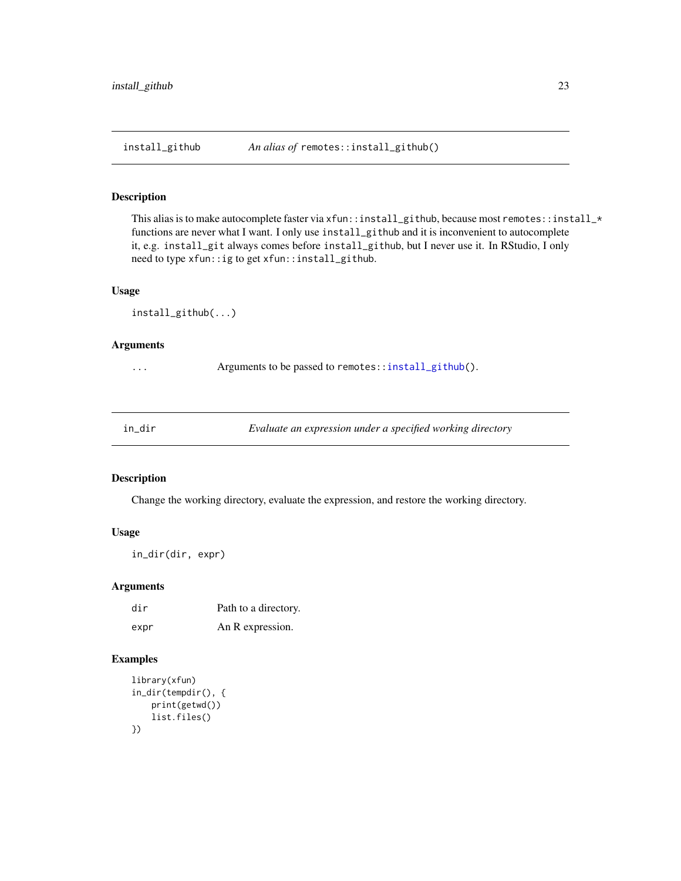## install_github — *An alias of* `remotes::install_github()`

### Description

This alias is to make autocomplete faster via `xfun::install_github`, because most `remotes::install_*` functions are never what I want. I only use `install_github` and it is inconvenient to autocomplete it, e.g. `install_git` always comes before `install_github`, but I never use it. In RStudio, I only need to type `xfun::ig` to get `xfun::install_github`.

### Usage

```
install_github(...)
```

### Arguments

| | |
|---|---|
| `...` | Arguments to be passed to `remotes::install_github()`. |

## in_dir — *Evaluate an expression under a specified working directory*

### Description

Change the working directory, evaluate the expression, and restore the working directory.

### Usage

```
in_dir(dir, expr)
```

### Arguments

| | |
|---|---|
| `dir` | Path to a directory. |
| `expr` | An R expression. |

### Examples

```
library(xfun)
in_dir(tempdir(), {
    print(getwd())
    list.files()
})
```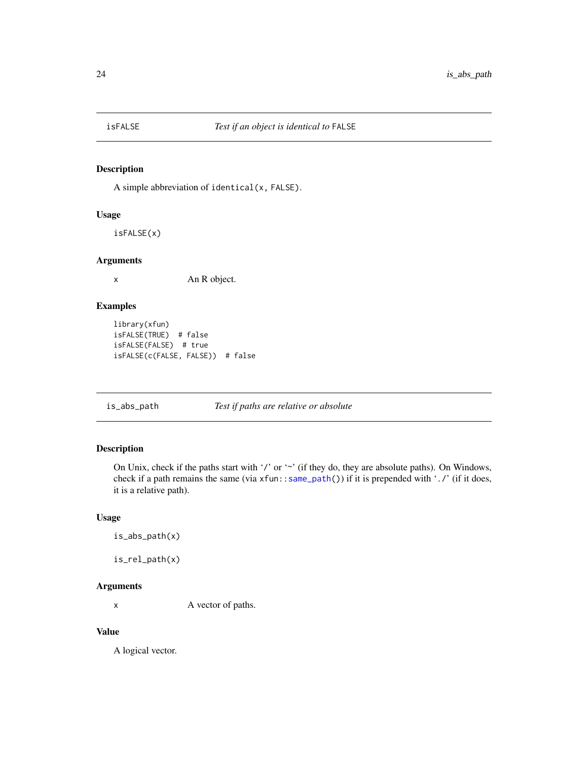## isFALSE — *Test if an object is identical to* `FALSE`

### Description

A simple abbreviation of `identical(x, FALSE)`.

### Usage

```
isFALSE(x)
```

### Arguments

| | |
|---|---|
| `x` | An R object. |

### Examples

```
library(xfun)
isFALSE(TRUE)  # false
isFALSE(FALSE)  # true
isFALSE(c(FALSE, FALSE))  # false
```

## is_abs_path — *Test if paths are relative or absolute*

### Description

On Unix, check if the paths start with '`/`' or '`~`' (if they do, they are absolute paths). On Windows, check if a path remains the same (via `xfun::same_path()`) if it is prepended with '`./`' (if it does, it is a relative path).

### Usage

```
is_abs_path(x)

is_rel_path(x)
```

### Arguments

| | |
|---|---|
| `x` | A vector of paths. |

### Value

A logical vector.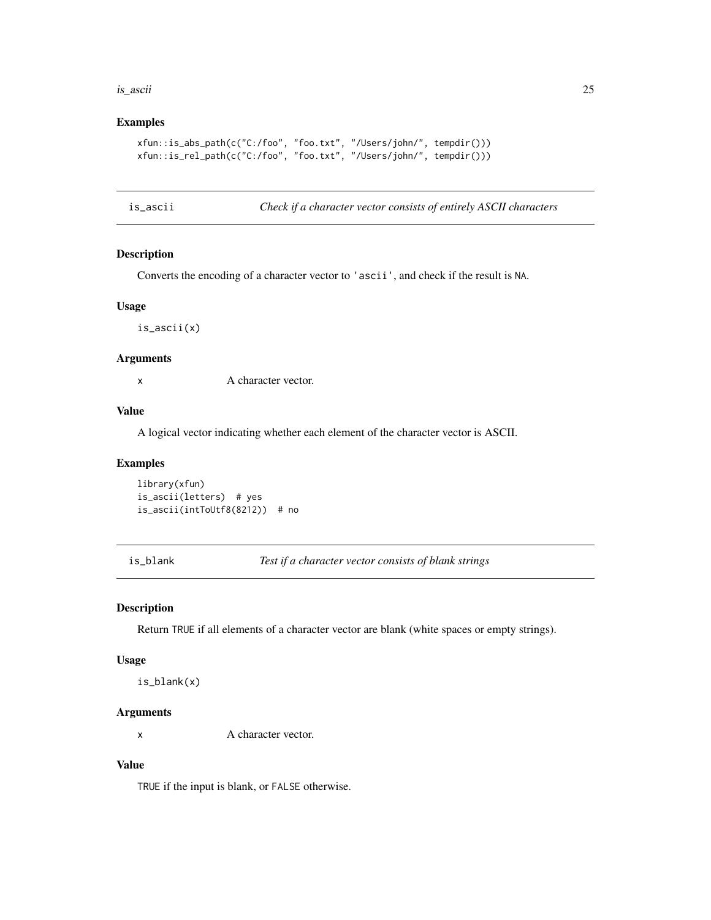### Examples

```
xfun::is_abs_path(c("C:/foo", "foo.txt", "/Users/john/", tempdir()))
xfun::is_rel_path(c("C:/foo", "foo.txt", "/Users/john/", tempdir()))
```

## is_ascii — *Check if a character vector consists of entirely ASCII characters*

### Description

Converts the encoding of a character vector to 'ascii', and check if the result is NA.

### Usage

```
is_ascii(x)
```

### Arguments

x — A character vector.

### Value

A logical vector indicating whether each element of the character vector is ASCII.

### Examples

```
library(xfun)
is_ascii(letters)  # yes
is_ascii(intToUtf8(8212))  # no
```

## is_blank — *Test if a character vector consists of blank strings*

### Description

Return TRUE if all elements of a character vector are blank (white spaces or empty strings).

### Usage

```
is_blank(x)
```

### Arguments

x — A character vector.

### Value

TRUE if the input is blank, or FALSE otherwise.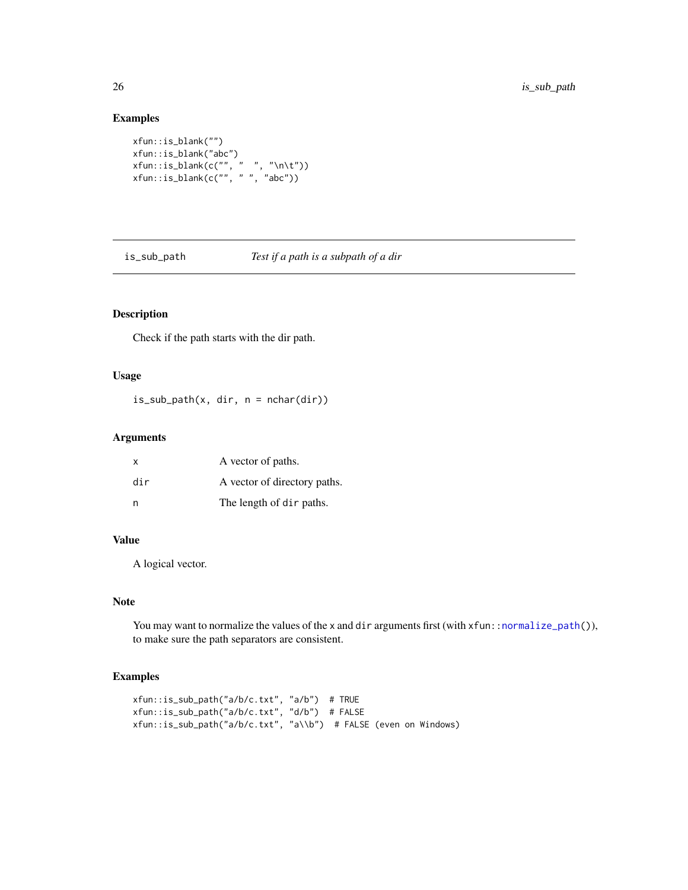## Examples

```
xfun::is_blank("")
xfun::is_blank("abc")
xfun::is_blank(c("", "  ", "\n\t"))
xfun::is_blank(c("", " ", "abc"))
```

---

# is_sub_path — *Test if a path is a subpath of a dir*

---

## Description

Check if the path starts with the dir path.

## Usage

```
is_sub_path(x, dir, n = nchar(dir))
```

## Arguments

| | |
|---|---|
| x | A vector of paths. |
| dir | A vector of directory paths. |
| n | The length of `dir` paths. |

## Value

A logical vector.

## Note

You may want to normalize the values of the `x` and `dir` arguments first (with `xfun::normalize_path()`), to make sure the path separators are consistent.

## Examples

```
xfun::is_sub_path("a/b/c.txt", "a/b")  # TRUE
xfun::is_sub_path("a/b/c.txt", "d/b")  # FALSE
xfun::is_sub_path("a/b/c.txt", "a\\b")  # FALSE (even on Windows)
```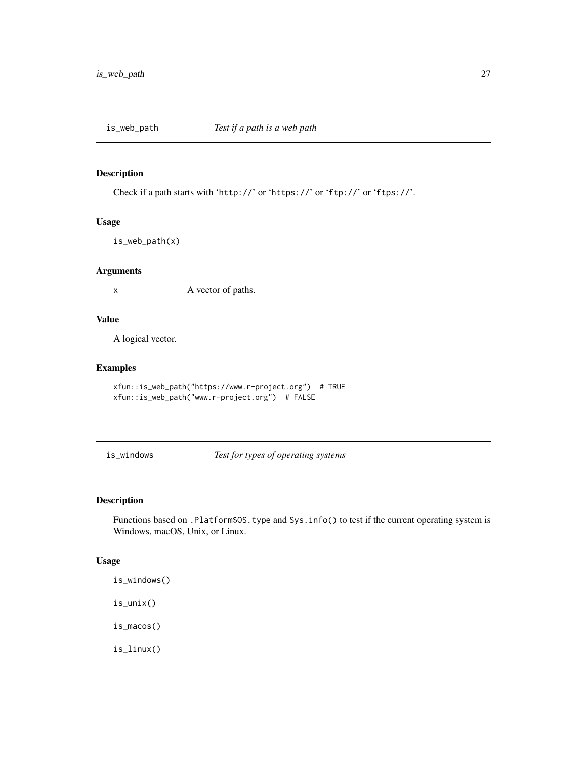## is_web_path — *Test if a path is a web path*

### Description

Check if a path starts with 'http://' or 'https://' or 'ftp://' or 'ftps://'.

### Usage

```
is_web_path(x)
```

### Arguments

| | |
|---|---|
| x | A vector of paths. |

### Value

A logical vector.

### Examples

```
xfun::is_web_path("https://www.r-project.org")  # TRUE
xfun::is_web_path("www.r-project.org")  # FALSE
```

## is_windows — *Test for types of operating systems*

### Description

Functions based on `.Platform$OS.type` and `Sys.info()` to test if the current operating system is Windows, macOS, Unix, or Linux.

### Usage

```
is_windows()

is_unix()

is_macos()

is_linux()
```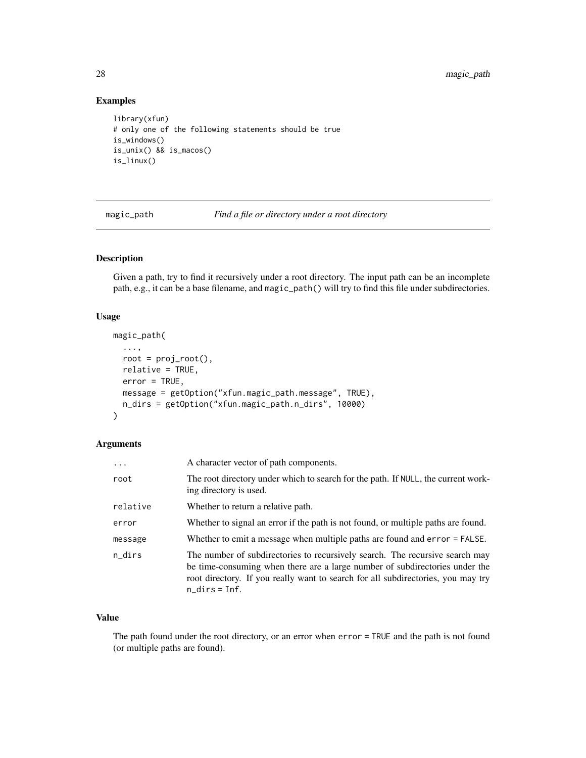## Examples

```
library(xfun)
# only one of the following statements should be true
is_windows()
is_unix() && is_macos()
is_linux()
```

---

# magic_path — *Find a file or directory under a root directory*

---

## Description

Given a path, try to find it recursively under a root directory. The input path can be an incomplete path, e.g., it can be a base filename, and `magic_path()` will try to find this file under subdirectories.

## Usage

```
magic_path(
  ...,
  root = proj_root(),
  relative = TRUE,
  error = TRUE,
  message = getOption("xfun.magic_path.message", TRUE),
  n_dirs = getOption("xfun.magic_path.n_dirs", 10000)
)
```

## Arguments

| | |
|---|---|
| `...` | A character vector of path components. |
| `root` | The root directory under which to search for the path. If `NULL`, the current working directory is used. |
| `relative` | Whether to return a relative path. |
| `error` | Whether to signal an error if the path is not found, or multiple paths are found. |
| `message` | Whether to emit a message when multiple paths are found and `error = FALSE`. |
| `n_dirs` | The number of subdirectories to recursively search. The recursive search may be time-consuming when there are a large number of subdirectories under the root directory. If you really want to search for all subdirectories, you may try `n_dirs = Inf`. |

## Value

The path found under the root directory, or an error when `error = TRUE` and the path is not found (or multiple paths are found).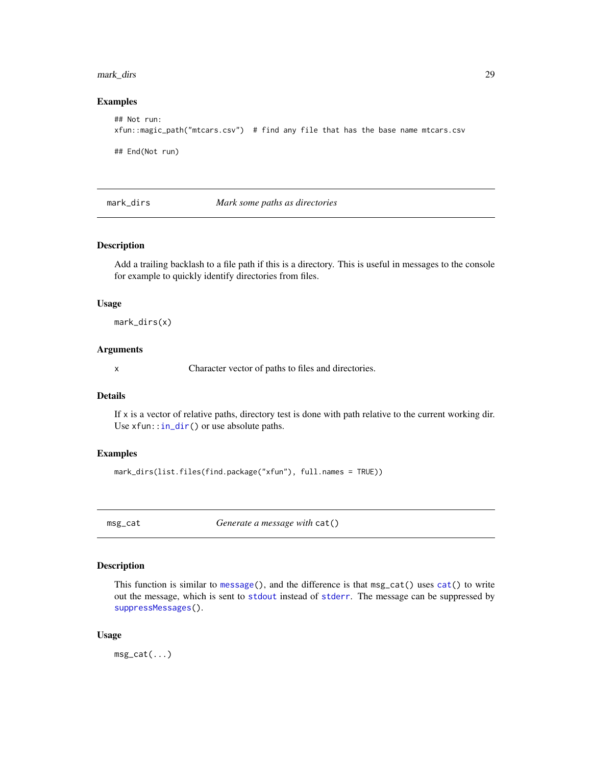### Examples

```
## Not run:
xfun::magic_path("mtcars.csv")  # find any file that has the base name mtcars.csv

## End(Not run)
```

---

## mark_dirs — *Mark some paths as directories*

---

### Description

Add a trailing backlash to a file path if this is a directory. This is useful in messages to the console for example to quickly identify directories from files.

### Usage

```
mark_dirs(x)
```

### Arguments

| | |
|---|---|
| x | Character vector of paths to files and directories. |

### Details

If `x` is a vector of relative paths, directory test is done with path relative to the current working dir. Use `xfun::in_dir()` or use absolute paths.

### Examples

```
mark_dirs(list.files(find.package("xfun"), full.names = TRUE))
```

---

## msg_cat — *Generate a message with* `cat()`

---

### Description

This function is similar to `message()`, and the difference is that `msg_cat()` uses `cat()` to write out the message, which is sent to `stdout` instead of `stderr`. The message can be suppressed by `suppressMessages()`.

### Usage

```
msg_cat(...)
```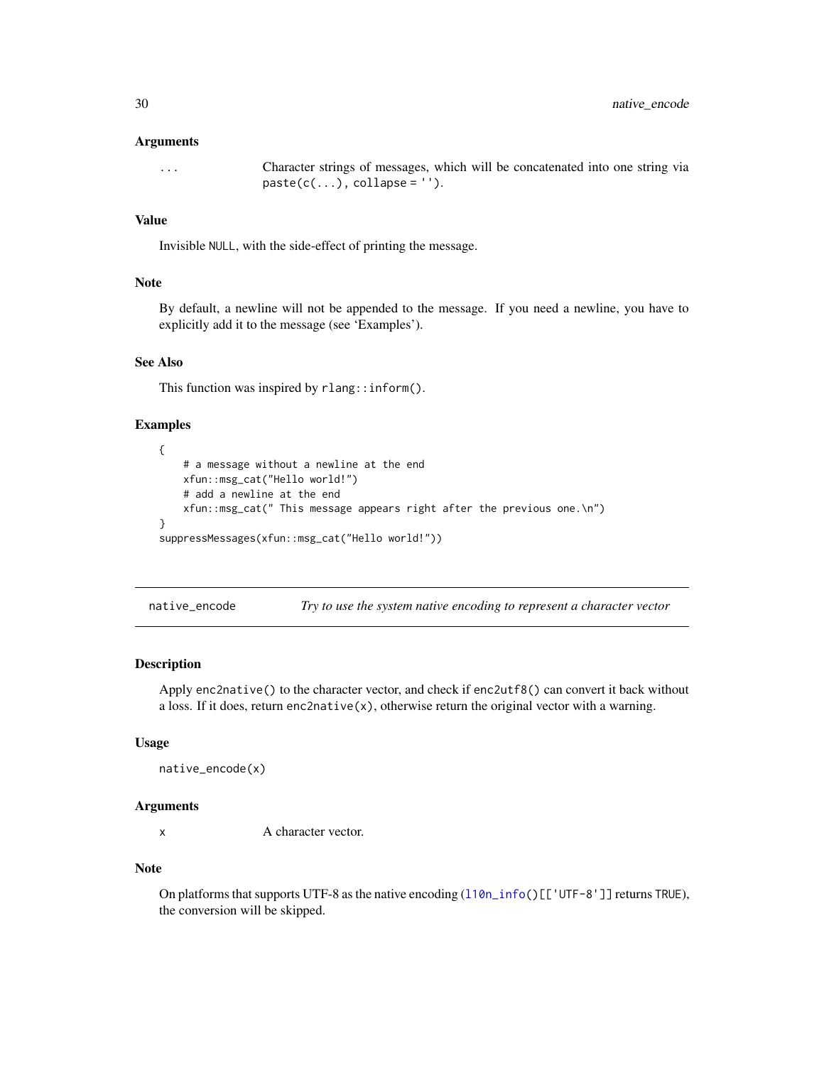### Arguments

`...` Character strings of messages, which will be concatenated into one string via `paste(c(...), collapse = '')`.

### Value

Invisible `NULL`, with the side-effect of printing the message.

### Note

By default, a newline will not be appended to the message. If you need a newline, you have to explicitly add it to the message (see 'Examples').

### See Also

This function was inspired by `rlang::inform()`.

### Examples

```
{
    # a message without a newline at the end
    xfun::msg_cat("Hello world!")
    # add a newline at the end
    xfun::msg_cat(" This message appears right after the previous one.\n")
}
suppressMessages(xfun::msg_cat("Hello world!"))
```

---

## native_encode *Try to use the system native encoding to represent a character vector*

### Description

Apply `enc2native()` to the character vector, and check if `enc2utf8()` can convert it back without a loss. If it does, return `enc2native(x)`, otherwise return the original vector with a warning.

### Usage

```
native_encode(x)
```

### Arguments

`x` A character vector.

### Note

On platforms that supports UTF-8 as the native encoding (`l10n_info()[['UTF-8']]` returns `TRUE`), the conversion will be skipped.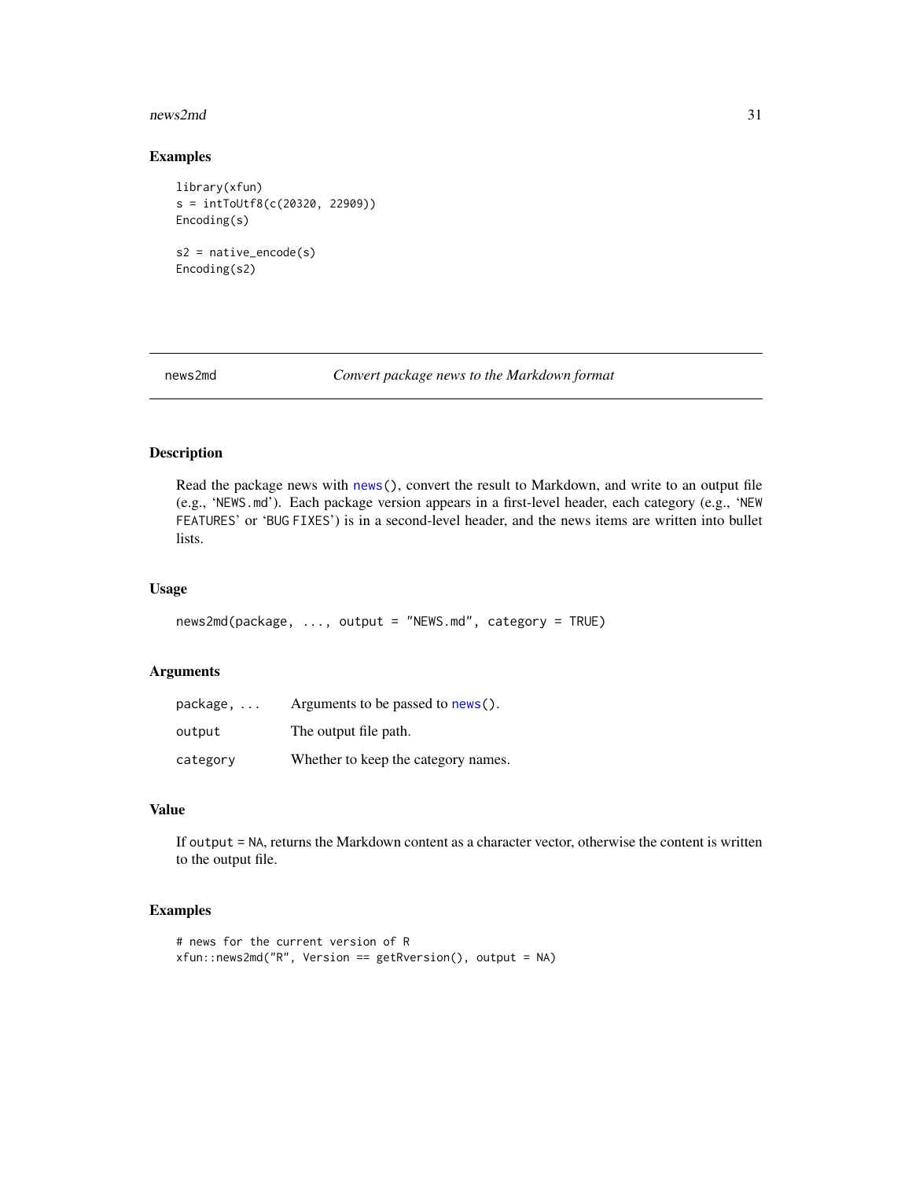## Examples

```
library(xfun)
s = intToUtf8(c(20320, 22909))
Encoding(s)

s2 = native_encode(s)
Encoding(s2)
```

---

# news2md — *Convert package news to the Markdown format*

## Description

Read the package news with `news()`, convert the result to Markdown, and write to an output file (e.g., 'NEWS.md'). Each package version appears in a first-level header, each category (e.g., 'NEW FEATURES' or 'BUG FIXES') is in a second-level header, and the news items are written into bullet lists.

## Usage

```
news2md(package, ..., output = "NEWS.md", category = TRUE)
```

## Arguments

| | |
|---|---|
| `package, ...` | Arguments to be passed to `news()`. |
| `output` | The output file path. |
| `category` | Whether to keep the category names. |

## Value

If `output = NA`, returns the Markdown content as a character vector, otherwise the content is written to the output file.

## Examples

```
# news for the current version of R
xfun::news2md("R", Version == getRversion(), output = NA)
```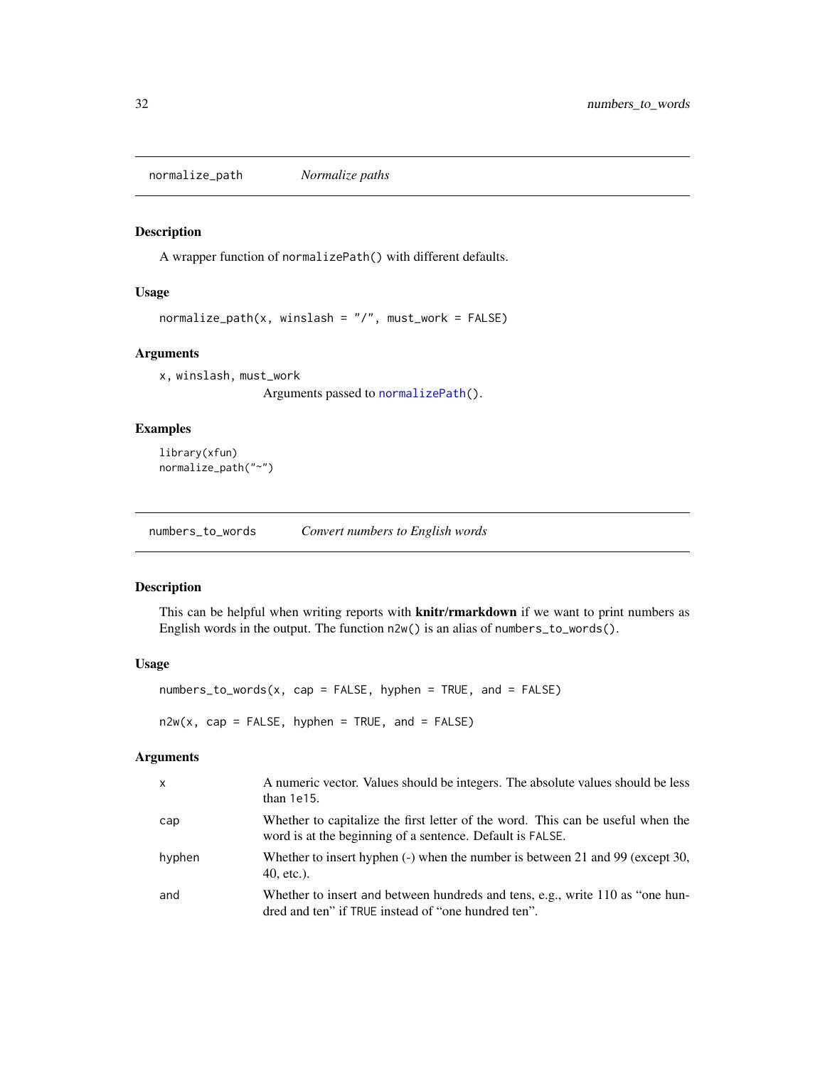## normalize_path — *Normalize paths*

### Description

A wrapper function of `normalizePath()` with different defaults.

### Usage

```
normalize_path(x, winslash = "/", must_work = FALSE)
```

### Arguments

| | |
|---|---|
| `x, winslash, must_work` | Arguments passed to `normalizePath()`. |

### Examples

```
library(xfun)
normalize_path("~")
```

## numbers_to_words — *Convert numbers to English words*

### Description

This can be helpful when writing reports with **knitr/rmarkdown** if we want to print numbers as English words in the output. The function `n2w()` is an alias of `numbers_to_words()`.

### Usage

```
numbers_to_words(x, cap = FALSE, hyphen = TRUE, and = FALSE)

n2w(x, cap = FALSE, hyphen = TRUE, and = FALSE)
```

### Arguments

| | |
|---|---|
| `x` | A numeric vector. Values should be integers. The absolute values should be less than `1e15`. |
| `cap` | Whether to capitalize the first letter of the word. This can be useful when the word is at the beginning of a sentence. Default is `FALSE`. |
| `hyphen` | Whether to insert hyphen (-) when the number is between 21 and 99 (except 30, 40, etc.). |
| `and` | Whether to insert `and` between hundreds and tens, e.g., write 110 as "one hundred and ten" if `TRUE` instead of "one hundred ten". |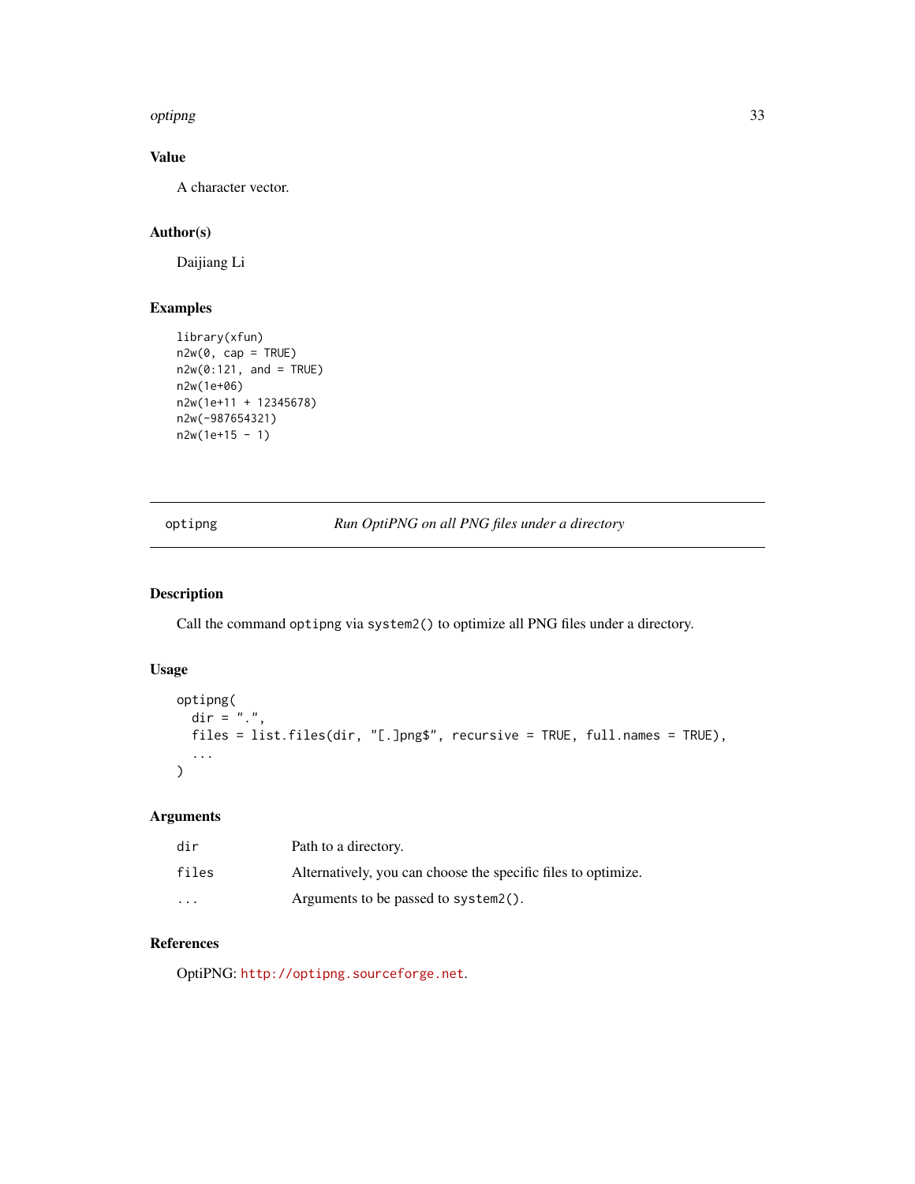## Value

A character vector.

## Author(s)

Daijiang Li

## Examples

```
library(xfun)
n2w(0, cap = TRUE)
n2w(0:121, and = TRUE)
n2w(1e+06)
n2w(1e+11 + 12345678)
n2w(-987654321)
n2w(1e+15 - 1)
```

---

# optipng — *Run OptiPNG on all PNG files under a directory*

---

## Description

Call the command `optipng` via `system2()` to optimize all PNG files under a directory.

## Usage

```
optipng(
  dir = ".",
  files = list.files(dir, "[.]png$", recursive = TRUE, full.names = TRUE),
  ...
)
```

## Arguments

| | |
|---|---|
| `dir` | Path to a directory. |
| `files` | Alternatively, you can choose the specific files to optimize. |
| `...` | Arguments to be passed to `system2()`. |

## References

OptiPNG: http://optipng.sourceforge.net.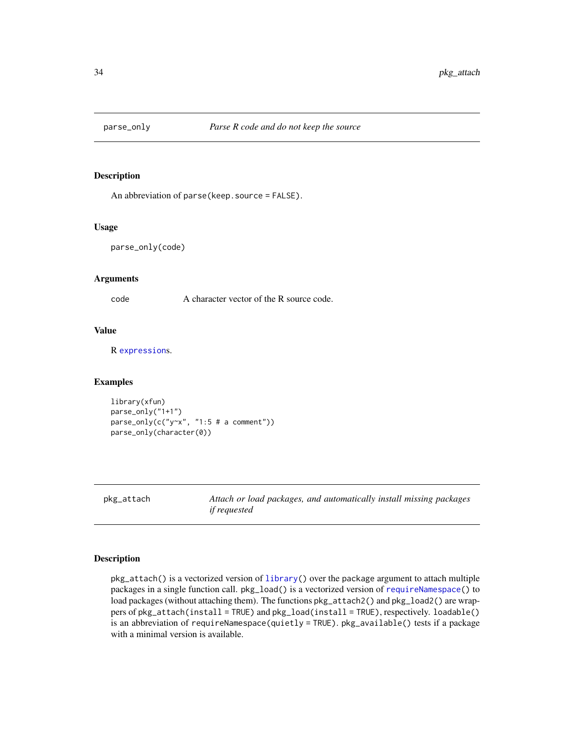## parse_only — *Parse R code and do not keep the source*

### Description

An abbreviation of `parse(keep.source = FALSE)`.

### Usage

```
parse_only(code)
```

### Arguments

`code` — A character vector of the R source code.

### Value

R `expression`s.

### Examples

```
library(xfun)
parse_only("1+1")
parse_only(c("y~x", "1:5 # a comment"))
parse_only(character(0))
```

## pkg_attach — *Attach or load packages, and automatically install missing packages if requested*

### Description

`pkg_attach()` is a vectorized version of `library()` over the package argument to attach multiple packages in a single function call. `pkg_load()` is a vectorized version of `requireNamespace()` to load packages (without attaching them). The functions `pkg_attach2()` and `pkg_load2()` are wrappers of `pkg_attach(install = TRUE)` and `pkg_load(install = TRUE)`, respectively. `loadable()` is an abbreviation of `requireNamespace(quietly = TRUE)`. `pkg_available()` tests if a package with a minimal version is available.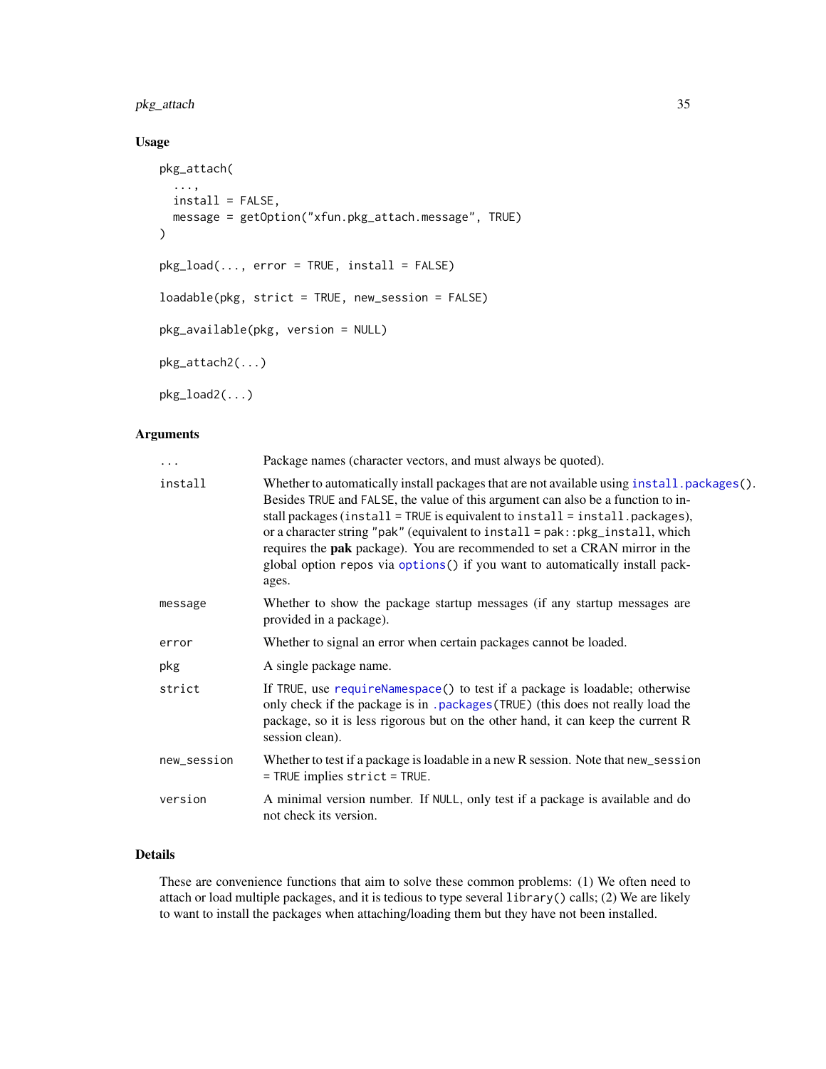## Usage

```
pkg_attach(
  ...,
  install = FALSE,
  message = getOption("xfun.pkg_attach.message", TRUE)
)

pkg_load(..., error = TRUE, install = FALSE)

loadable(pkg, strict = TRUE, new_session = FALSE)

pkg_available(pkg, version = NULL)

pkg_attach2(...)

pkg_load2(...)
```

## Arguments

| | |
|---|---|
| `...` | Package names (character vectors, and must always be quoted). |
| `install` | Whether to automatically install packages that are not available using `install.packages()`. Besides `TRUE` and `FALSE`, the value of this argument can also be a function to install packages (`install = TRUE` is equivalent to `install = install.packages`), or a character string `"pak"` (equivalent to `install = pak::pkg_install`, which requires the **pak** package). You are recommended to set a CRAN mirror in the global option `repos` via `options()` if you want to automatically install packages. |
| `message` | Whether to show the package startup messages (if any startup messages are provided in a package). |
| `error` | Whether to signal an error when certain packages cannot be loaded. |
| `pkg` | A single package name. |
| `strict` | If `TRUE`, use `requireNamespace()` to test if a package is loadable; otherwise only check if the package is in `.packages(TRUE)` (this does not really load the package, so it is less rigorous but on the other hand, it can keep the current R session clean). |
| `new_session` | Whether to test if a package is loadable in a new R session. Note that `new_session = TRUE` implies `strict = TRUE`. |
| `version` | A minimal version number. If `NULL`, only test if a package is available and do not check its version. |

## Details

These are convenience functions that aim to solve these common problems: (1) We often need to attach or load multiple packages, and it is tedious to type several `library()` calls; (2) We are likely to want to install the packages when attaching/loading them but they have not been installed.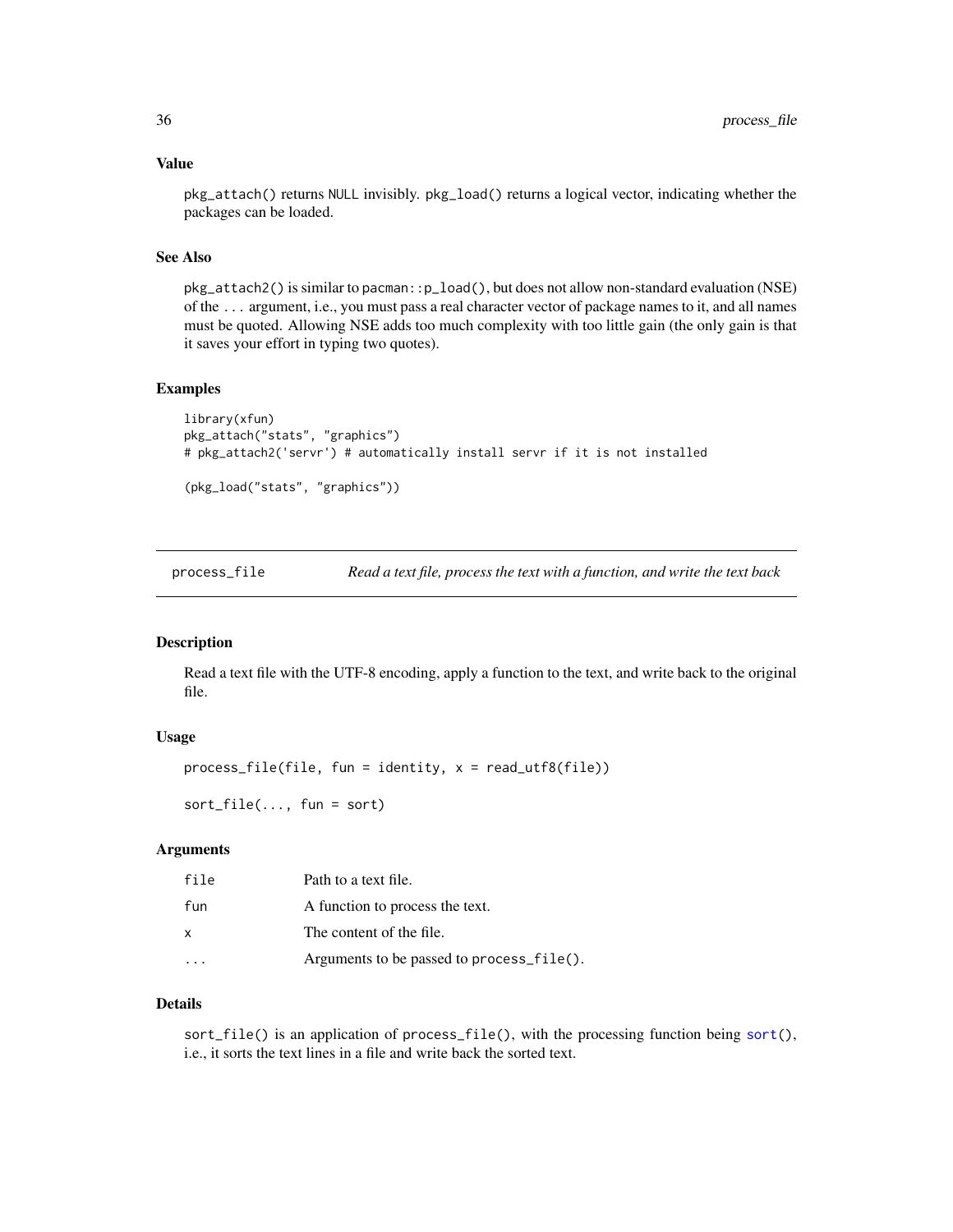### Value

pkg_attach() returns NULL invisibly. pkg_load() returns a logical vector, indicating whether the packages can be loaded.

### See Also

pkg_attach2() is similar to pacman::p_load(), but does not allow non-standard evaluation (NSE) of the ... argument, i.e., you must pass a real character vector of package names to it, and all names must be quoted. Allowing NSE adds too much complexity with too little gain (the only gain is that it saves your effort in typing two quotes).

### Examples

```
library(xfun)
pkg_attach("stats", "graphics")
# pkg_attach2('servr') # automatically install servr if it is not installed

(pkg_load("stats", "graphics"))
```

---

## process_file — *Read a text file, process the text with a function, and write the text back*

### Description

Read a text file with the UTF-8 encoding, apply a function to the text, and write back to the original file.

### Usage

```
process_file(file, fun = identity, x = read_utf8(file))

sort_file(..., fun = sort)
```

### Arguments

| | |
|---|---|
| file | Path to a text file. |
| fun | A function to process the text. |
| x | The content of the file. |
| ... | Arguments to be passed to process_file(). |

### Details

sort_file() is an application of process_file(), with the processing function being sort(), i.e., it sorts the text lines in a file and write back the sorted text.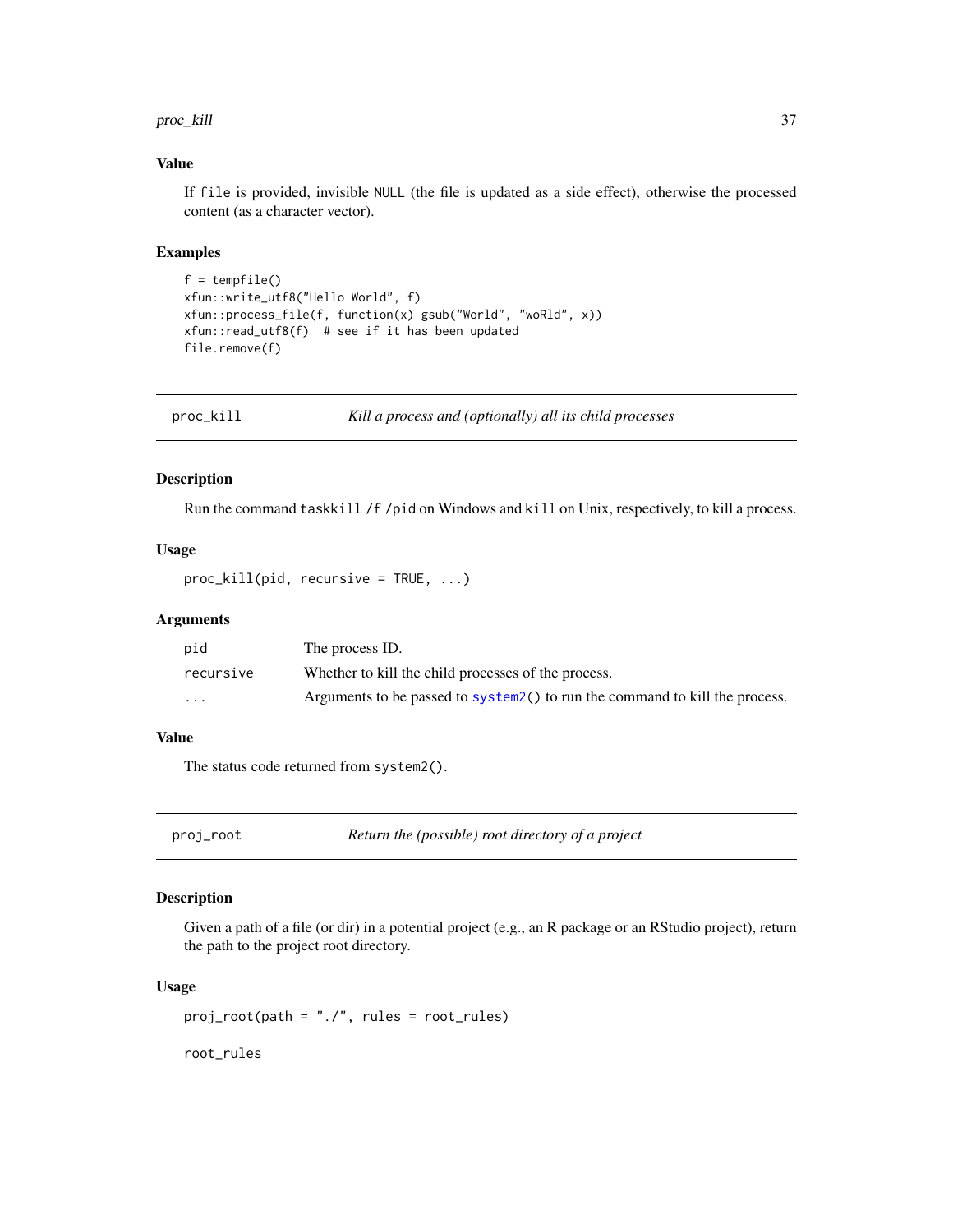### Value

If `file` is provided, invisible `NULL` (the file is updated as a side effect), otherwise the processed content (as a character vector).

### Examples

```
f = tempfile()
xfun::write_utf8("Hello World", f)
xfun::process_file(f, function(x) gsub("World", "woRld", x))
xfun::read_utf8(f)  # see if it has been updated
file.remove(f)
```

---

## proc_kill — *Kill a process and (optionally) all its child processes*

---

### Description

Run the command `taskkill /f /pid` on Windows and `kill` on Unix, respectively, to kill a process.

### Usage

```
proc_kill(pid, recursive = TRUE, ...)
```

### Arguments

| | |
|---|---|
| `pid` | The process ID. |
| `recursive` | Whether to kill the child processes of the process. |
| `...` | Arguments to be passed to `system2()` to run the command to kill the process. |

### Value

The status code returned from `system2()`.

---

## proj_root — *Return the (possible) root directory of a project*

---

### Description

Given a path of a file (or dir) in a potential project (e.g., an R package or an RStudio project), return the path to the project root directory.

### Usage

```
proj_root(path = "./", rules = root_rules)

root_rules
```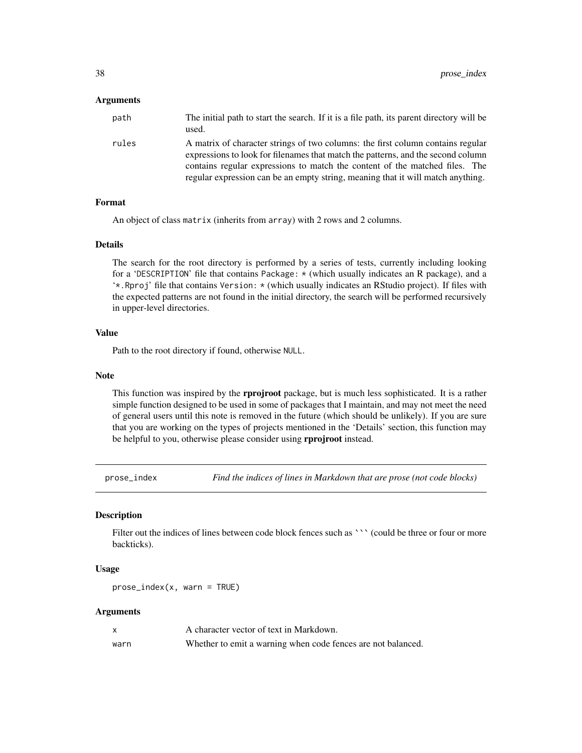### Arguments

| | |
|---|---|
| path | The initial path to start the search. If it is a file path, its parent directory will be used. |
| rules | A matrix of character strings of two columns: the first column contains regular expressions to look for filenames that match the patterns, and the second column contains regular expressions to match the content of the matched files. The regular expression can be an empty string, meaning that it will match anything. |

### Format

An object of class `matrix` (inherits from `array`) with 2 rows and 2 columns.

### Details

The search for the root directory is performed by a series of tests, currently including looking for a '`DESCRIPTION`' file that contains `Package: *` (which usually indicates an R package), and a '`*.Rproj`' file that contains `Version: *` (which usually indicates an RStudio project). If files with the expected patterns are not found in the initial directory, the search will be performed recursively in upper-level directories.

### Value

Path to the root directory if found, otherwise `NULL`.

### Note

This function was inspired by the **rprojroot** package, but is much less sophisticated. It is a rather simple function designed to be used in some of packages that I maintain, and may not meet the need of general users until this note is removed in the future (which should be unlikely). If you are sure that you are working on the types of projects mentioned in the 'Details' section, this function may be helpful to you, otherwise please consider using **rprojroot** instead.

---

## prose_index — *Find the indices of lines in Markdown that are prose (not code blocks)*

### Description

Filter out the indices of lines between code block fences such as ``` (could be three or four or more backticks).

### Usage

```
prose_index(x, warn = TRUE)
```

### Arguments

| | |
|---|---|
| x | A character vector of text in Markdown. |
| warn | Whether to emit a warning when code fences are not balanced. |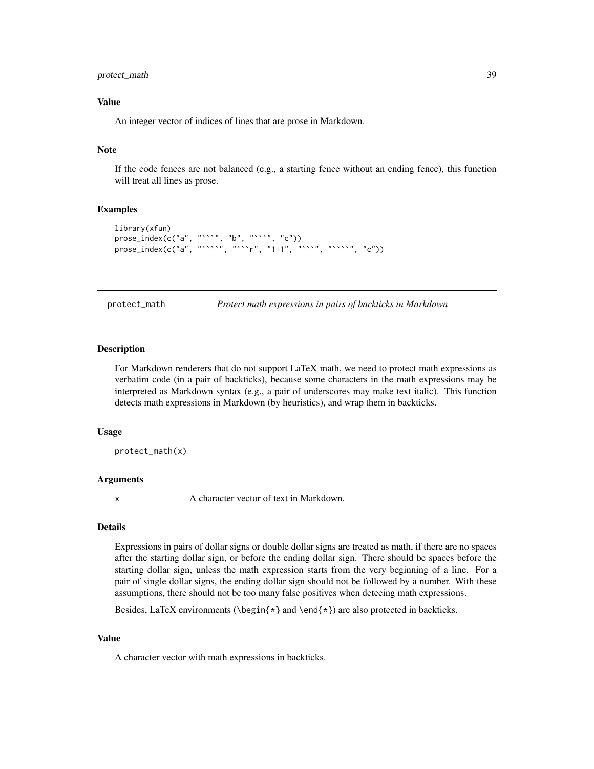## Value

An integer vector of indices of lines that are prose in Markdown.

## Note

If the code fences are not balanced (e.g., a starting fence without an ending fence), this function will treat all lines as prose.

## Examples

```
library(xfun)
prose_index(c("a", "```", "b", "```", "c"))
prose_index(c("a", "````", "```r", "1+1", "```", "````", "c"))
```

---

# protect_math — *Protect math expressions in pairs of backticks in Markdown*

## Description

For Markdown renderers that do not support LaTeX math, we need to protect math expressions as verbatim code (in a pair of backticks), because some characters in the math expressions may be interpreted as Markdown syntax (e.g., a pair of underscores may make text italic). This function detects math expressions in Markdown (by heuristics), and wrap them in backticks.

## Usage

```
protect_math(x)
```

## Arguments

| | |
|---|---|
| x | A character vector of text in Markdown. |

## Details

Expressions in pairs of dollar signs or double dollar signs are treated as math, if there are no spaces after the starting dollar sign, or before the ending dollar sign. There should be spaces before the starting dollar sign, unless the math expression starts from the very beginning of a line. For a pair of single dollar signs, the ending dollar sign should not be followed by a number. With these assumptions, there should not be too many false positives when detecing math expressions.

Besides, LaTeX environments (`\begin{*}` and `\end{*}`) are also protected in backticks.

## Value

A character vector with math expressions in backticks.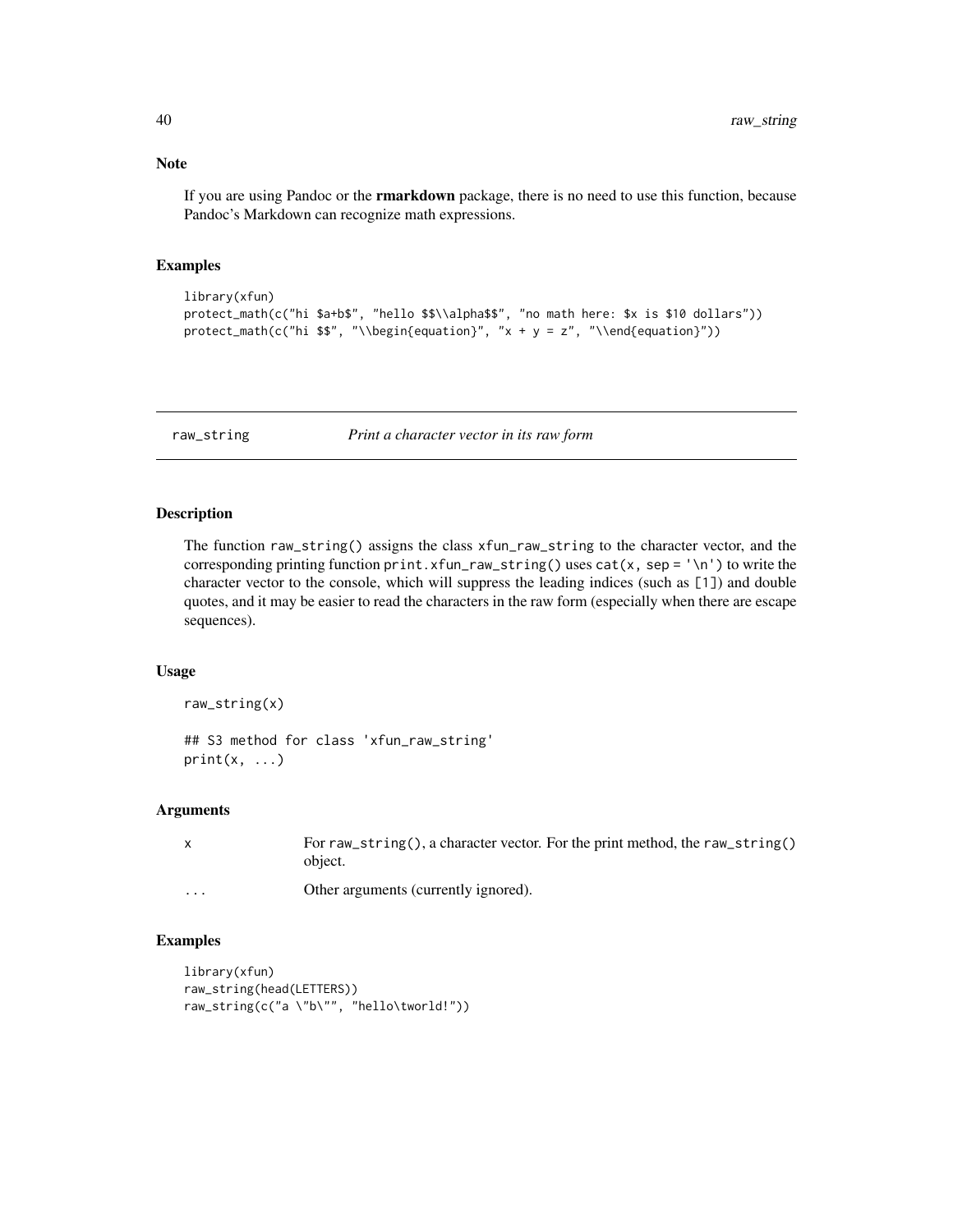### Note

If you are using Pandoc or the **rmarkdown** package, there is no need to use this function, because Pandoc's Markdown can recognize math expressions.

### Examples

```
library(xfun)
protect_math(c("hi $a+b$", "hello $$\\alpha$$", "no math here: $x is $10 dollars"))
protect_math(c("hi $$", "\\begin{equation}", "x + y = z", "\\end{equation}"))
```

---

## raw_string — *Print a character vector in its raw form*

---

### Description

The function `raw_string()` assigns the class `xfun_raw_string` to the character vector, and the corresponding printing function `print.xfun_raw_string()` uses `cat(x, sep = '\n')` to write the character vector to the console, which will suppress the leading indices (such as `[1]`) and double quotes, and it may be easier to read the characters in the raw form (especially when there are escape sequences).

### Usage

```
raw_string(x)

## S3 method for class 'xfun_raw_string'
print(x, ...)
```

### Arguments

| | |
|---|---|
| `x` | For `raw_string()`, a character vector. For the print method, the `raw_string()` object. |
| `...` | Other arguments (currently ignored). |

### Examples

```
library(xfun)
raw_string(head(LETTERS))
raw_string(c("a \"b\"", "hello\tworld!"))
```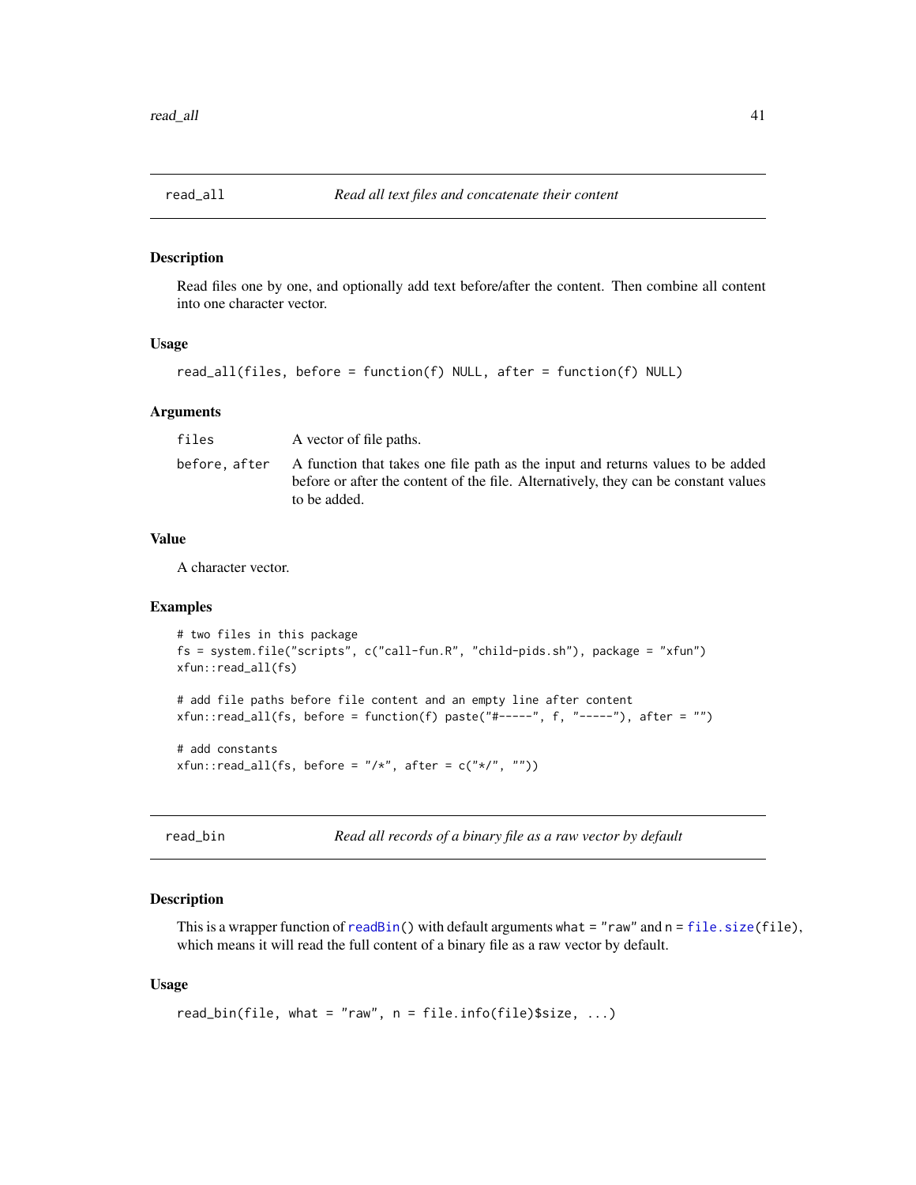## read_all — *Read all text files and concatenate their content*

### Description

Read files one by one, and optionally add text before/after the content. Then combine all content into one character vector.

### Usage

```
read_all(files, before = function(f) NULL, after = function(f) NULL)
```

### Arguments

| | |
|---|---|
| `files` | A vector of file paths. |
| `before, after` | A function that takes one file path as the input and returns values to be added before or after the content of the file. Alternatively, they can be constant values to be added. |

### Value

A character vector.

### Examples

```
# two files in this package
fs = system.file("scripts", c("call-fun.R", "child-pids.sh"), package = "xfun")
xfun::read_all(fs)

# add file paths before file content and an empty line after content
xfun::read_all(fs, before = function(f) paste("#-----", f, "-----"), after = "")

# add constants
xfun::read_all(fs, before = "/*", after = c("*/", ""))
```

## read_bin — *Read all records of a binary file as a raw vector by default*

### Description

This is a wrapper function of `readBin()` with default arguments `what = "raw"` and `n = file.size(file)`, which means it will read the full content of a binary file as a raw vector by default.

### Usage

```
read_bin(file, what = "raw", n = file.info(file)$size, ...)
```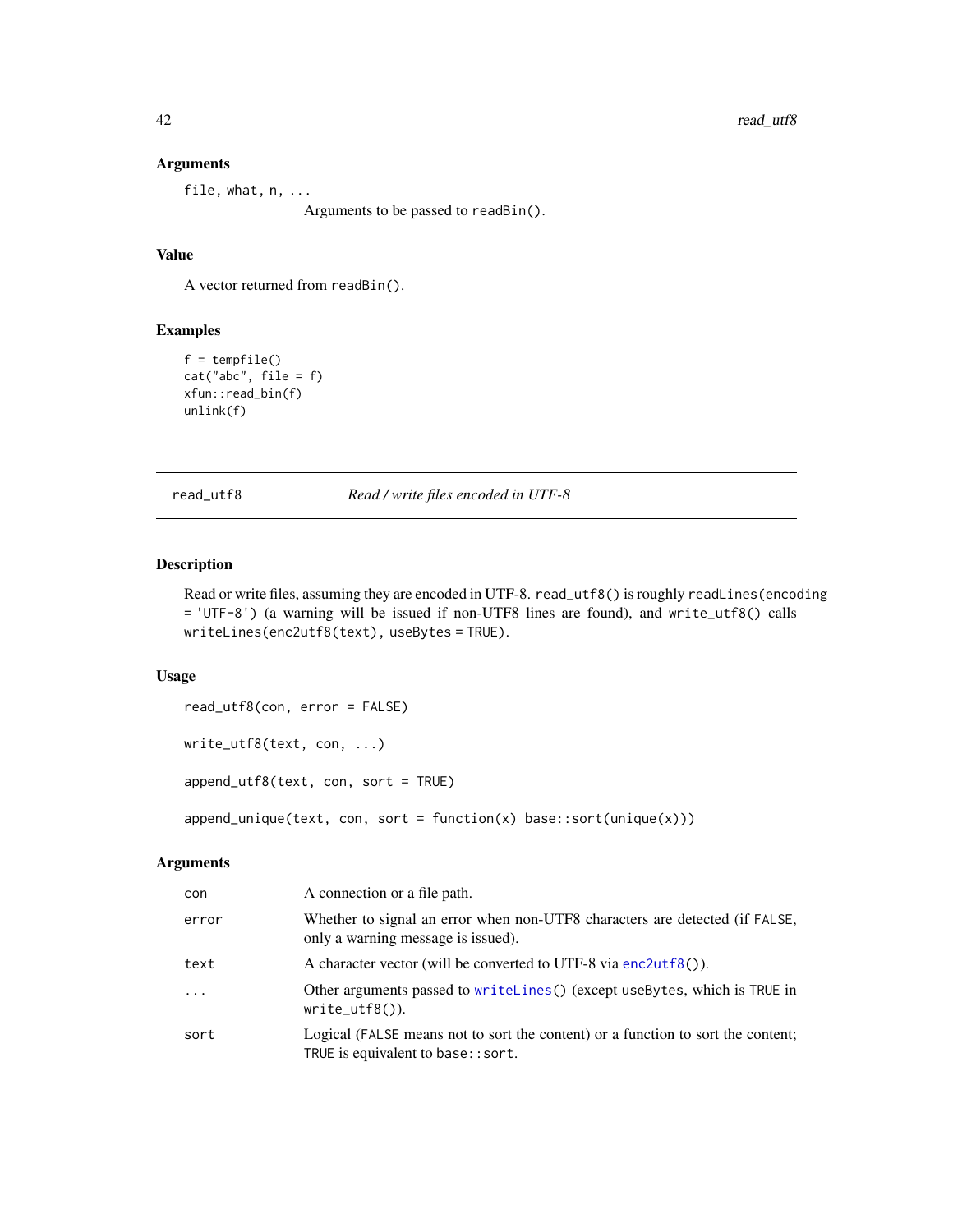## Arguments

| | |
|---|---|
| `file, what, n, ...` | Arguments to be passed to `readBin()`. |

## Value

A vector returned from `readBin()`.

## Examples

```
f = tempfile()
cat("abc", file = f)
xfun::read_bin(f)
unlink(f)
```

---

# read_utf8 — *Read / write files encoded in UTF-8*

---

## Description

Read or write files, assuming they are encoded in UTF-8. `read_utf8()` is roughly `readLines(encoding = 'UTF-8')` (a warning will be issued if non-UTF8 lines are found), and `write_utf8()` calls `writeLines(enc2utf8(text), useBytes = TRUE)`.

## Usage

```
read_utf8(con, error = FALSE)

write_utf8(text, con, ...)

append_utf8(text, con, sort = TRUE)

append_unique(text, con, sort = function(x) base::sort(unique(x)))
```

## Arguments

| | |
|---|---|
| `con` | A connection or a file path. |
| `error` | Whether to signal an error when non-UTF8 characters are detected (if `FALSE`, only a warning message is issued). |
| `text` | A character vector (will be converted to UTF-8 via `enc2utf8()`). |
| `...` | Other arguments passed to `writeLines()` (except `useBytes`, which is `TRUE` in `write_utf8()`). |
| `sort` | Logical (`FALSE` means not to sort the content) or a function to sort the content; `TRUE` is equivalent to `base::sort`. |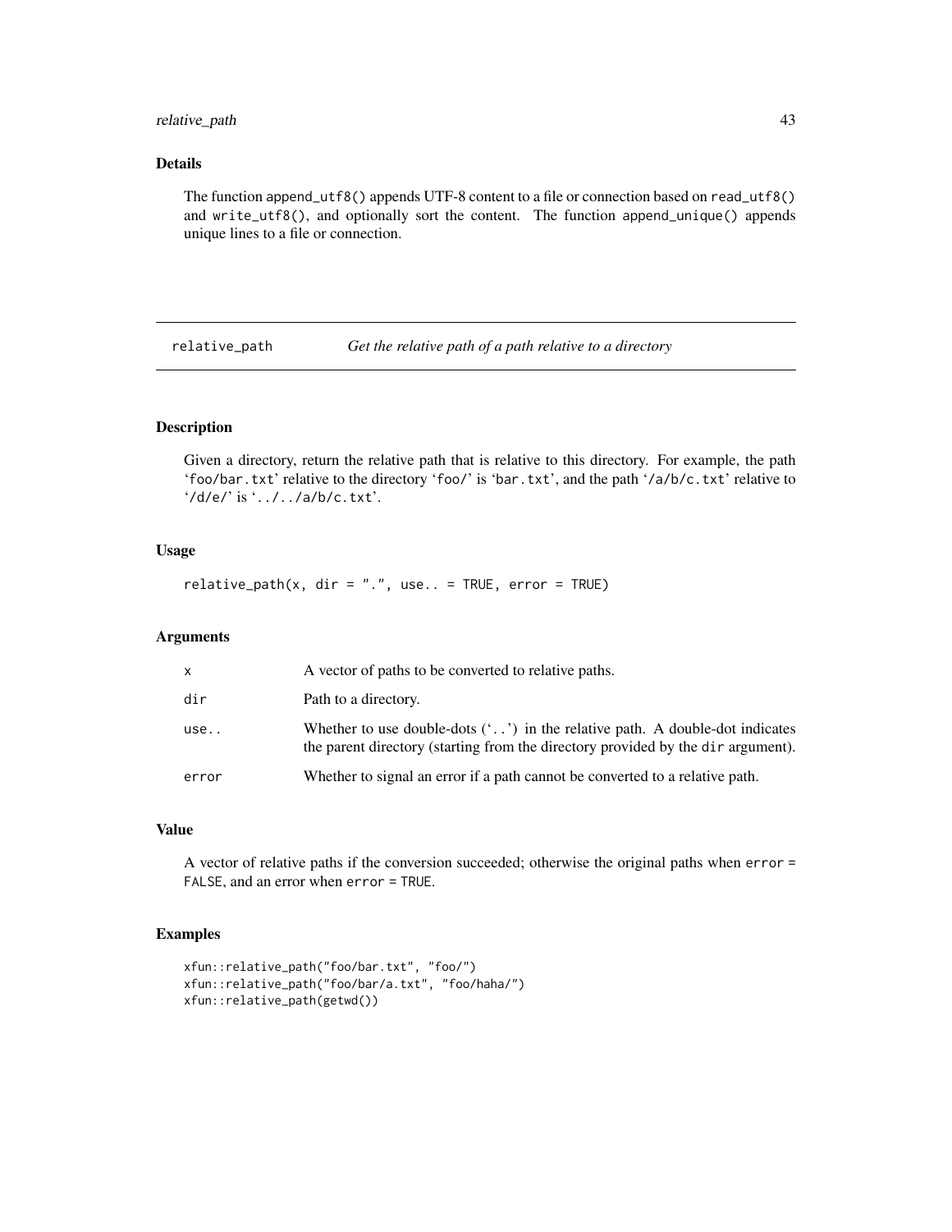### Details

The function `append_utf8()` appends UTF-8 content to a file or connection based on `read_utf8()` and `write_utf8()`, and optionally sort the content. The function `append_unique()` appends unique lines to a file or connection.

---

## relative_path — *Get the relative path of a path relative to a directory*

### Description

Given a directory, return the relative path that is relative to this directory. For example, the path 'foo/bar.txt' relative to the directory 'foo/' is 'bar.txt', and the path '/a/b/c.txt' relative to '/d/e/' is '../../a/b/c.txt'.

### Usage

```
relative_path(x, dir = ".", use.. = TRUE, error = TRUE)
```

### Arguments

| | |
|---|---|
| `x` | A vector of paths to be converted to relative paths. |
| `dir` | Path to a directory. |
| `use..` | Whether to use double-dots ('..') in the relative path. A double-dot indicates the parent directory (starting from the directory provided by the `dir` argument). |
| `error` | Whether to signal an error if a path cannot be converted to a relative path. |

### Value

A vector of relative paths if the conversion succeeded; otherwise the original paths when `error = FALSE`, and an error when `error = TRUE`.

### Examples

```
xfun::relative_path("foo/bar.txt", "foo/")
xfun::relative_path("foo/bar/a.txt", "foo/haha/")
xfun::relative_path(getwd())
```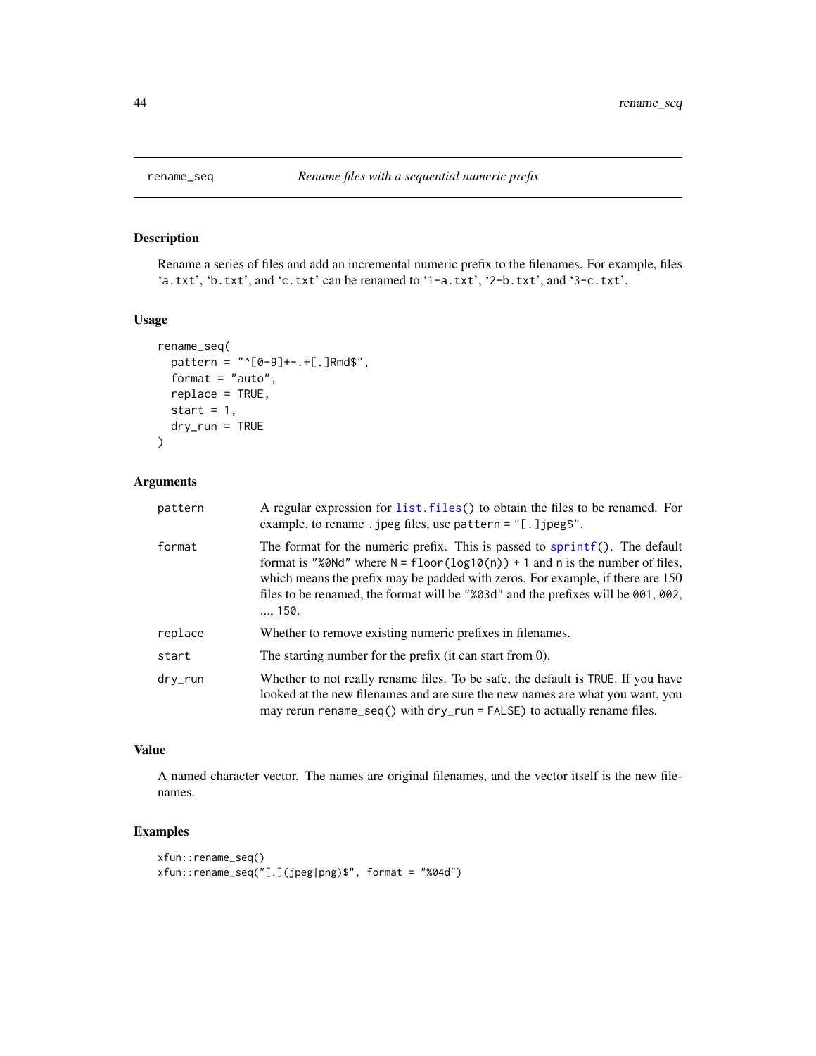## rename_seq — *Rename files with a sequential numeric prefix*

### Description

Rename a series of files and add an incremental numeric prefix to the filenames. For example, files 'a.txt', 'b.txt', and 'c.txt' can be renamed to '1-a.txt', '2-b.txt', and '3-c.txt'.

### Usage

```
rename_seq(
  pattern = "^[0-9]+-.+[.]Rmd$",
  format = "auto",
  replace = TRUE,
  start = 1,
  dry_run = TRUE
)
```

### Arguments

| | |
|---|---|
| pattern | A regular expression for `list.files()` to obtain the files to be renamed. For example, to rename .jpeg files, use `pattern = "[.]jpeg$"`. |
| format | The format for the numeric prefix. This is passed to `sprintf()`. The default format is `"%0Nd"` where `N = floor(log10(n)) + 1` and `n` is the number of files, which means the prefix may be padded with zeros. For example, if there are 150 files to be renamed, the format will be `"%03d"` and the prefixes will be `001`, `002`, ..., `150`. |
| replace | Whether to remove existing numeric prefixes in filenames. |
| start | The starting number for the prefix (it can start from 0). |
| dry_run | Whether to not really rename files. To be safe, the default is `TRUE`. If you have looked at the new filenames and are sure the new names are what you want, you may rerun `rename_seq()` with `dry_run = FALSE)` to actually rename files. |

### Value

A named character vector. The names are original filenames, and the vector itself is the new filenames.

### Examples

```
xfun::rename_seq()
xfun::rename_seq("[.](jpeg|png)$", format = "%04d")
```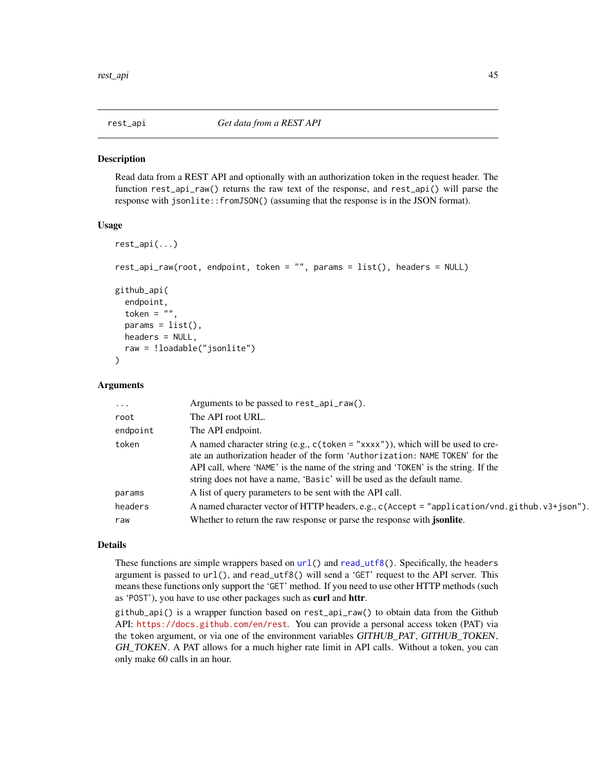## rest_api — *Get data from a REST API*

### Description

Read data from a REST API and optionally with an authorization token in the request header. The function `rest_api_raw()` returns the raw text of the response, and `rest_api()` will parse the response with `jsonlite::fromJSON()` (assuming that the response is in the JSON format).

### Usage

```
rest_api(...)

rest_api_raw(root, endpoint, token = "", params = list(), headers = NULL)

github_api(
  endpoint,
  token = "",
  params = list(),
  headers = NULL,
  raw = !loadable("jsonlite")
)
```

### Arguments

| | |
|---|---|
| `...` | Arguments to be passed to `rest_api_raw()`. |
| `root` | The API root URL. |
| `endpoint` | The API endpoint. |
| `token` | A named character string (e.g., `c(token = "xxxx")`), which will be used to create an authorization header of the form '`Authorization: NAME TOKEN`' for the API call, where '`NAME`' is the name of the string and '`TOKEN`' is the string. If the string does not have a name, '`Basic`' will be used as the default name. |
| `params` | A list of query parameters to be sent with the API call. |
| `headers` | A named character vector of HTTP headers, e.g., `c(Accept = "application/vnd.github.v3+json")`. |
| `raw` | Whether to return the raw response or parse the response with **jsonlite**. |

### Details

These functions are simple wrappers based on `url()` and `read_utf8()`. Specifically, the `headers` argument is passed to `url()`, and `read_utf8()` will send a '`GET`' request to the API server. This means these functions only support the '`GET`' method. If you need to use other HTTP methods (such as '`POST`'), you have to use other packages such as **curl** and **httr**.

`github_api()` is a wrapper function based on `rest_api_raw()` to obtain data from the Github API: https://docs.github.com/en/rest. You can provide a personal access token (PAT) via the `token` argument, or via one of the environment variables *GITHUB_PAT*, *GITHUB_TOKEN*, *GH_TOKEN*. A PAT allows for a much higher rate limit in API calls. Without a token, you can only make 60 calls in an hour.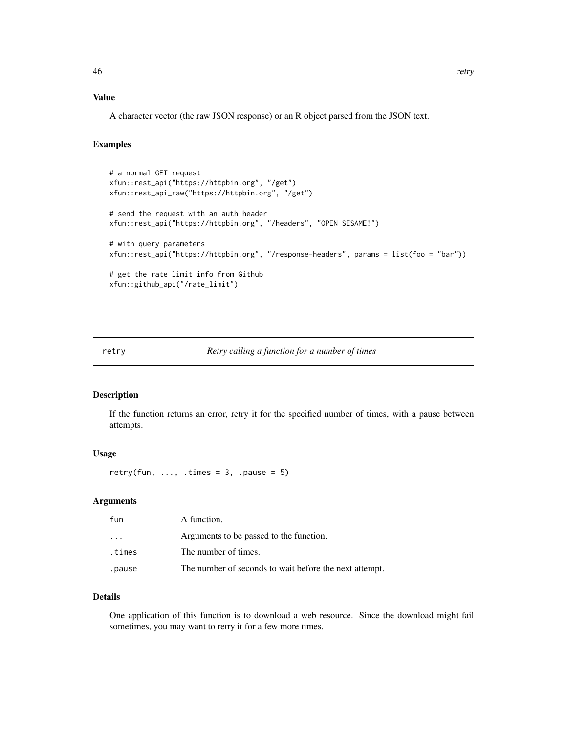### Value

A character vector (the raw JSON response) or an R object parsed from the JSON text.

### Examples

```
# a normal GET request
xfun::rest_api("https://httpbin.org", "/get")
xfun::rest_api_raw("https://httpbin.org", "/get")

# send the request with an auth header
xfun::rest_api("https://httpbin.org", "/headers", "OPEN SESAME!")

# with query parameters
xfun::rest_api("https://httpbin.org", "/response-headers", params = list(foo = "bar"))

# get the rate limit info from Github
xfun::github_api("/rate_limit")
```

## retry — *Retry calling a function for a number of times*

### Description

If the function returns an error, retry it for the specified number of times, with a pause between attempts.

### Usage

```
retry(fun, ..., .times = 3, .pause = 5)
```

### Arguments

| | |
|---|---|
| fun | A function. |
| ... | Arguments to be passed to the function. |
| .times | The number of times. |
| .pause | The number of seconds to wait before the next attempt. |

### Details

One application of this function is to download a web resource. Since the download might fail sometimes, you may want to retry it for a few more times.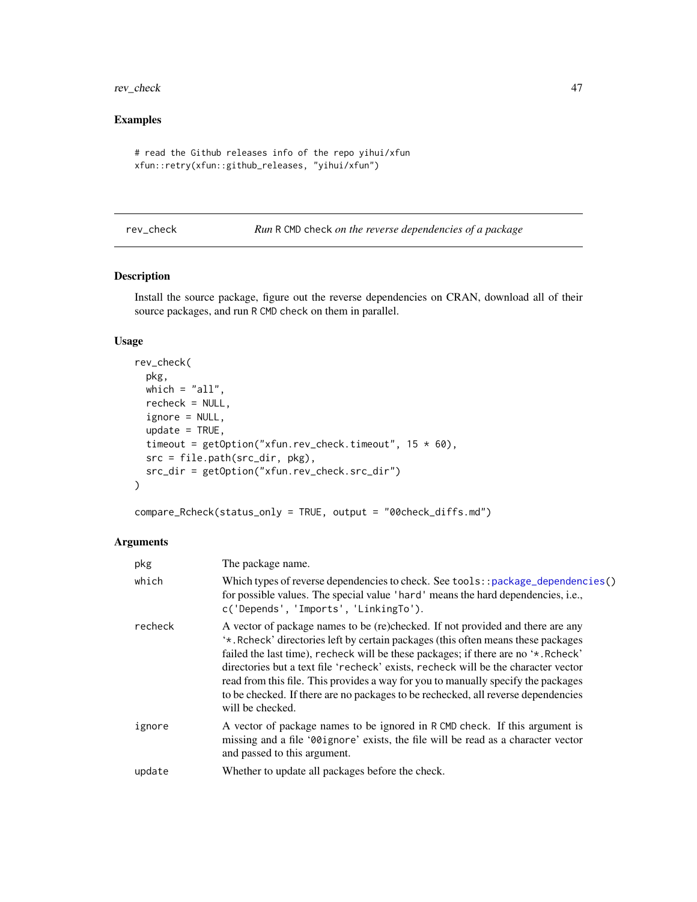### Examples

```
# read the Github releases info of the repo yihui/xfun
xfun::retry(xfun::github_releases, "yihui/xfun")
```

---

## rev_check — *Run* R CMD check *on the reverse dependencies of a package*

### Description

Install the source package, figure out the reverse dependencies on CRAN, download all of their source packages, and run R CMD check on them in parallel.

### Usage

```
rev_check(
  pkg,
  which = "all",
  recheck = NULL,
  ignore = NULL,
  update = TRUE,
  timeout = getOption("xfun.rev_check.timeout", 15 * 60),
  src = file.path(src_dir, pkg),
  src_dir = getOption("xfun.rev_check.src_dir")
)

compare_Rcheck(status_only = TRUE, output = "00check_diffs.md")
```

### Arguments

| | |
|---|---|
| pkg | The package name. |
| which | Which types of reverse dependencies to check. See tools::package_dependencies() for possible values. The special value 'hard' means the hard dependencies, i.e., c('Depends', 'Imports', 'LinkingTo'). |
| recheck | A vector of package names to be (re)checked. If not provided and there are any '*.Rcheck' directories left by certain packages (this often means these packages failed the last time), recheck will be these packages; if there are no '*.Rcheck' directories but a text file 'recheck' exists, recheck will be the character vector read from this file. This provides a way for you to manually specify the packages to be checked. If there are no packages to be rechecked, all reverse dependencies will be checked. |
| ignore | A vector of package names to be ignored in R CMD check. If this argument is missing and a file '00ignore' exists, the file will be read as a character vector and passed to this argument. |
| update | Whether to update all packages before the check. |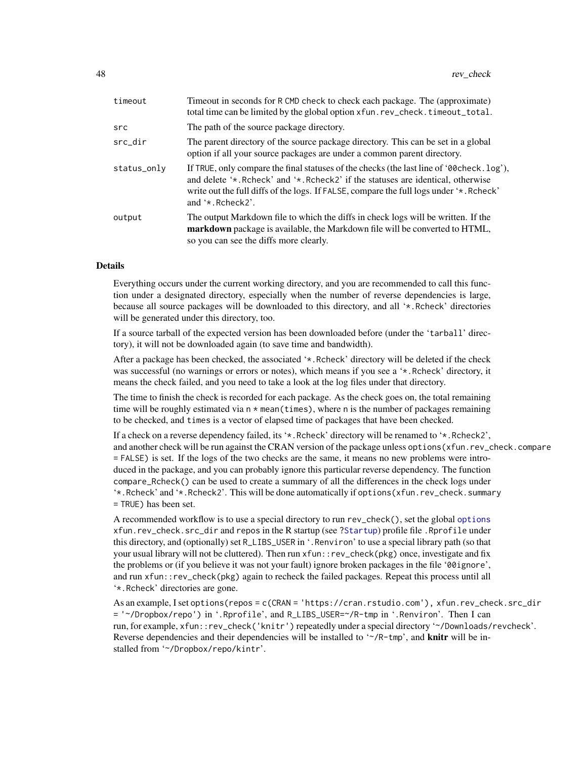| | |
|---|---|
| timeout | Timeout in seconds for R CMD check to check each package. The (approximate) total time can be limited by the global option xfun.rev_check.timeout_total. |
| src | The path of the source package directory. |
| src_dir | The parent directory of the source package directory. This can be set in a global option if all your source packages are under a common parent directory. |
| status_only | If TRUE, only compare the final statuses of the checks (the last line of '00check.log'), and delete '*.Rcheck' and '*.Rcheck2' if the statuses are identical, otherwise write out the full diffs of the logs. If FALSE, compare the full logs under '*.Rcheck' and '*.Rcheck2'. |
| output | The output Markdown file to which the diffs in check logs will be written. If the **markdown** package is available, the Markdown file will be converted to HTML, so you can see the diffs more clearly. |

## Details

Everything occurs under the current working directory, and you are recommended to call this function under a designated directory, especially when the number of reverse dependencies is large, because all source packages will be downloaded to this directory, and all '*.Rcheck' directories will be generated under this directory, too.

If a source tarball of the expected version has been downloaded before (under the 'tarball' directory), it will not be downloaded again (to save time and bandwidth).

After a package has been checked, the associated '*.Rcheck' directory will be deleted if the check was successful (no warnings or errors or notes), which means if you see a '*.Rcheck' directory, it means the check failed, and you need to take a look at the log files under that directory.

The time to finish the check is recorded for each package. As the check goes on, the total remaining time will be roughly estimated via n * mean(times), where n is the number of packages remaining to be checked, and times is a vector of elapsed time of packages that have been checked.

If a check on a reverse dependency failed, its '*.Rcheck' directory will be renamed to '*.Rcheck2', and another check will be run against the CRAN version of the package unless options(xfun.rev_check.compare = FALSE) is set. If the logs of the two checks are the same, it means no new problems were introduced in the package, and you can probably ignore this particular reverse dependency. The function compare_Rcheck() can be used to create a summary of all the differences in the check logs under '*.Rcheck' and '*.Rcheck2'. This will be done automatically if options(xfun.rev_check.summary = TRUE) has been set.

A recommended workflow is to use a special directory to run rev_check(), set the global options xfun.rev_check.src_dir and repos in the R startup (see ?Startup) profile file .Rprofile under this directory, and (optionally) set R_LIBS_USER in '.Renviron' to use a special library path (so that your usual library will not be cluttered). Then run xfun::rev_check(pkg) once, investigate and fix the problems or (if you believe it was not your fault) ignore broken packages in the file '00ignore', and run xfun::rev_check(pkg) again to recheck the failed packages. Repeat this process until all '*.Rcheck' directories are gone.

As an example, I set options(repos = c(CRAN = 'https://cran.rstudio.com'), xfun.rev_check.src_dir = '~/Dropbox/repo') in '.Rprofile', and R_LIBS_USER=~/R-tmp in '.Renviron'. Then I can run, for example, xfun::rev_check('knitr') repeatedly under a special directory '~/Downloads/revcheck'. Reverse dependencies and their dependencies will be installed to '~/R-tmp', and **knitr** will be installed from '~/Dropbox/repo/kintr'.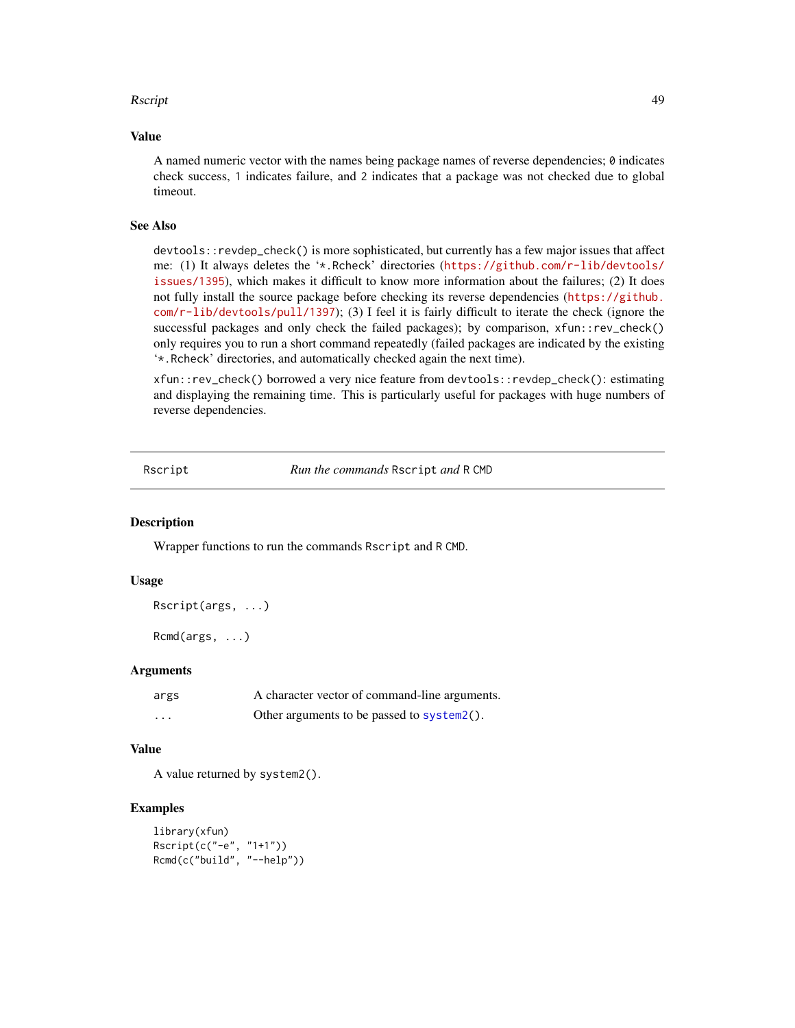## Value

A named numeric vector with the names being package names of reverse dependencies; 0 indicates check success, 1 indicates failure, and 2 indicates that a package was not checked due to global timeout.

## See Also

`devtools::revdep_check()` is more sophisticated, but currently has a few major issues that affect me: (1) It always deletes the '*.Rcheck' directories (https://github.com/r-lib/devtools/issues/1395), which makes it difficult to know more information about the failures; (2) It does not fully install the source package before checking its reverse dependencies (https://github.com/r-lib/devtools/pull/1397); (3) I feel it is fairly difficult to iterate the check (ignore the successful packages and only check the failed packages); by comparison, `xfun::rev_check()` only requires you to run a short command repeatedly (failed packages are indicated by the existing '*.Rcheck' directories, and automatically checked again the next time).

`xfun::rev_check()` borrowed a very nice feature from `devtools::revdep_check()`: estimating and displaying the remaining time. This is particularly useful for packages with huge numbers of reverse dependencies.

---

# Rscript — *Run the commands* `Rscript` *and* `R CMD`

## Description

Wrapper functions to run the commands `Rscript` and `R CMD`.

## Usage

```
Rscript(args, ...)

Rcmd(args, ...)
```

## Arguments

| | |
|---|---|
| `args` | A character vector of command-line arguments. |
| `...` | Other arguments to be passed to `system2()`. |

## Value

A value returned by `system2()`.

## Examples

```
library(xfun)
Rscript(c("-e", "1+1"))
Rcmd(c("build", "--help"))
```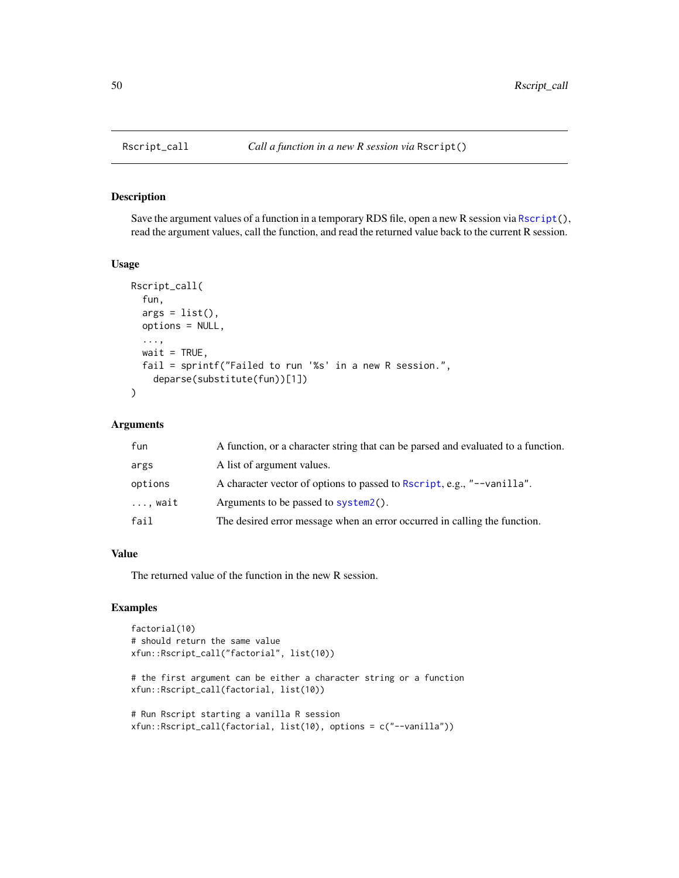## Rscript_call — *Call a function in a new R session via* `Rscript()`

### Description

Save the argument values of a function in a temporary RDS file, open a new R session via `Rscript()`, read the argument values, call the function, and read the returned value back to the current R session.

### Usage

```
Rscript_call(
  fun,
  args = list(),
  options = NULL,
  ...,
  wait = TRUE,
  fail = sprintf("Failed to run '%s' in a new R session.",
    deparse(substitute(fun))[1])
)
```

### Arguments

| | |
|---|---|
| `fun` | A function, or a character string that can be parsed and evaluated to a function. |
| `args` | A list of argument values. |
| `options` | A character vector of options to passed to `Rscript`, e.g., `"--vanilla"`. |
| `..., wait` | Arguments to be passed to `system2()`. |
| `fail` | The desired error message when an error occurred in calling the function. |

### Value

The returned value of the function in the new R session.

### Examples

```
factorial(10)
# should return the same value
xfun::Rscript_call("factorial", list(10))

# the first argument can be either a character string or a function
xfun::Rscript_call(factorial, list(10))

# Run Rscript starting a vanilla R session
xfun::Rscript_call(factorial, list(10), options = c("--vanilla"))
```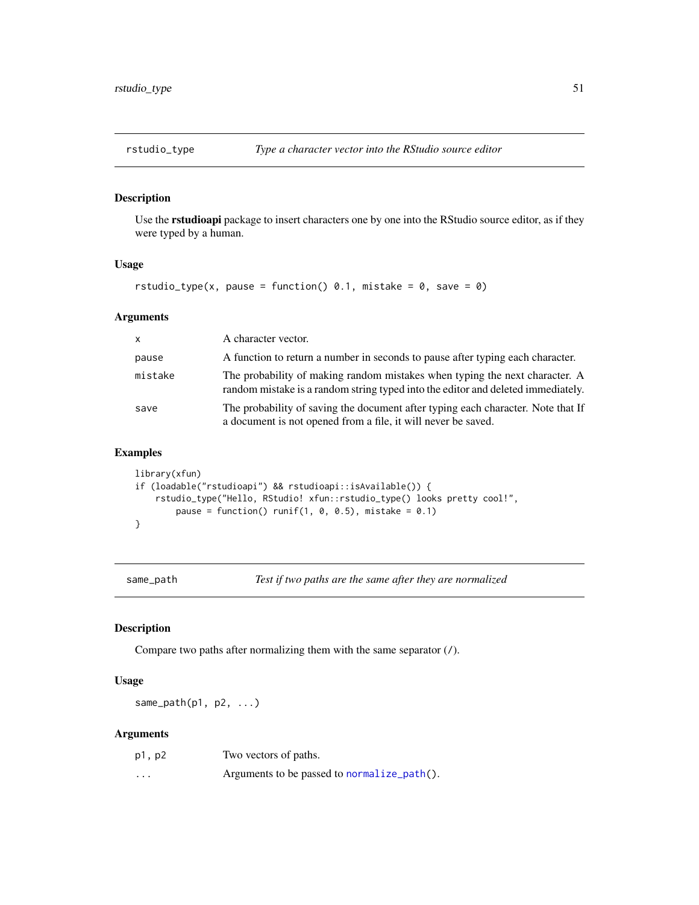## rstudio_type — *Type a character vector into the RStudio source editor*

### Description

Use the **rstudioapi** package to insert characters one by one into the RStudio source editor, as if they were typed by a human.

### Usage

```
rstudio_type(x, pause = function() 0.1, mistake = 0, save = 0)
```

### Arguments

| Argument | Description |
|---|---|
| `x` | A character vector. |
| `pause` | A function to return a number in seconds to pause after typing each character. |
| `mistake` | The probability of making random mistakes when typing the next character. A random mistake is a random string typed into the editor and deleted immediately. |
| `save` | The probability of saving the document after typing each character. Note that If a document is not opened from a file, it will never be saved. |

### Examples

```
library(xfun)
if (loadable("rstudioapi") && rstudioapi::isAvailable()) {
    rstudio_type("Hello, RStudio! xfun::rstudio_type() looks pretty cool!",
        pause = function() runif(1, 0, 0.5), mistake = 0.1)
}
```

## same_path — *Test if two paths are the same after they are normalized*

### Description

Compare two paths after normalizing them with the same separator (`/`).

### Usage

```
same_path(p1, p2, ...)
```

### Arguments

| Argument | Description |
|---|---|
| `p1, p2` | Two vectors of paths. |
| `...` | Arguments to be passed to `normalize_path()`. |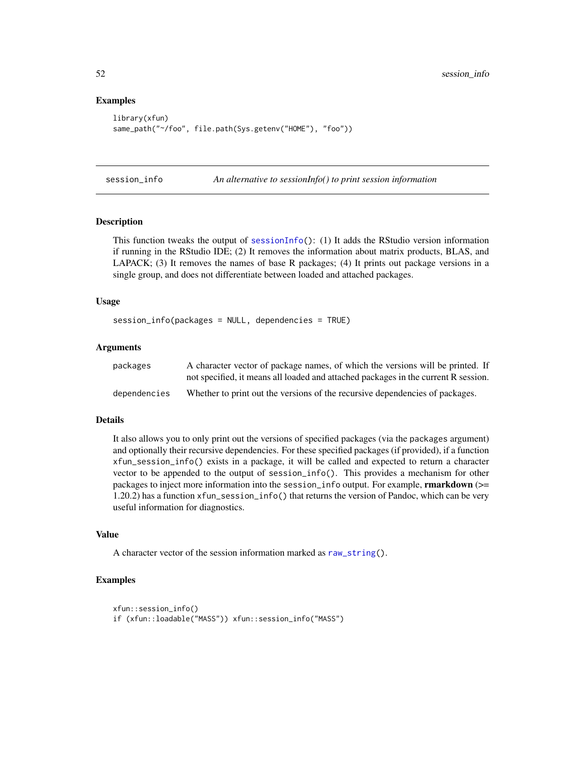### Examples

```
library(xfun)
same_path("~/foo", file.path(Sys.getenv("HOME"), "foo"))
```

---

## session_info — *An alternative to sessionInfo() to print session information*

### Description

This function tweaks the output of `sessionInfo()`: (1) It adds the RStudio version information if running in the RStudio IDE; (2) It removes the information about matrix products, BLAS, and LAPACK; (3) It removes the names of base R packages; (4) It prints out package versions in a single group, and does not differentiate between loaded and attached packages.

### Usage

```
session_info(packages = NULL, dependencies = TRUE)
```

### Arguments

| | |
|---|---|
| `packages` | A character vector of package names, of which the versions will be printed. If not specified, it means all loaded and attached packages in the current R session. |
| `dependencies` | Whether to print out the versions of the recursive dependencies of packages. |

### Details

It also allows you to only print out the versions of specified packages (via the `packages` argument) and optionally their recursive dependencies. For these specified packages (if provided), if a function `xfun_session_info()` exists in a package, it will be called and expected to return a character vector to be appended to the output of `session_info()`. This provides a mechanism for other packages to inject more information into the `session_info` output. For example, **rmarkdown** (>= 1.20.2) has a function `xfun_session_info()` that returns the version of Pandoc, which can be very useful information for diagnostics.

### Value

A character vector of the session information marked as `raw_string()`.

### Examples

```
xfun::session_info()
if (xfun::loadable("MASS")) xfun::session_info("MASS")
```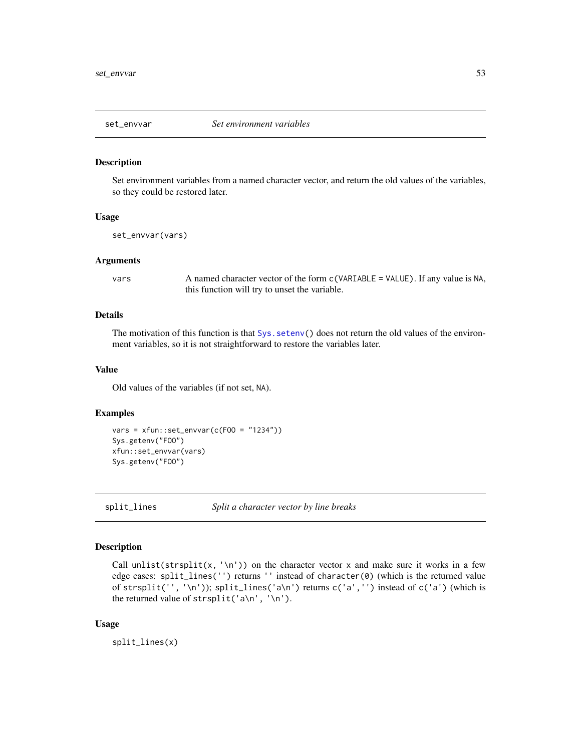## set_envvar    *Set environment variables*

### Description

Set environment variables from a named character vector, and return the old values of the variables, so they could be restored later.

### Usage

```
set_envvar(vars)
```

### Arguments

| | |
|---|---|
| vars | A named character vector of the form `c(VARIABLE = VALUE)`. If any value is `NA`, this function will try to unset the variable. |

### Details

The motivation of this function is that `Sys.setenv()` does not return the old values of the environment variables, so it is not straightforward to restore the variables later.

### Value

Old values of the variables (if not set, `NA`).

### Examples

```
vars = xfun::set_envvar(c(FOO = "1234"))
Sys.getenv("FOO")
xfun::set_envvar(vars)
Sys.getenv("FOO")
```

## split_lines    *Split a character vector by line breaks*

### Description

Call `unlist(strsplit(x, '\n'))` on the character vector `x` and make sure it works in a few edge cases: `split_lines('')` returns `''` instead of `character(0)` (which is the returned value of `strsplit('', '\n')`); `split_lines('a\n')` returns `c('a','')` instead of `c('a')` (which is the returned value of `strsplit('a\n', '\n')`.

### Usage

```
split_lines(x)
```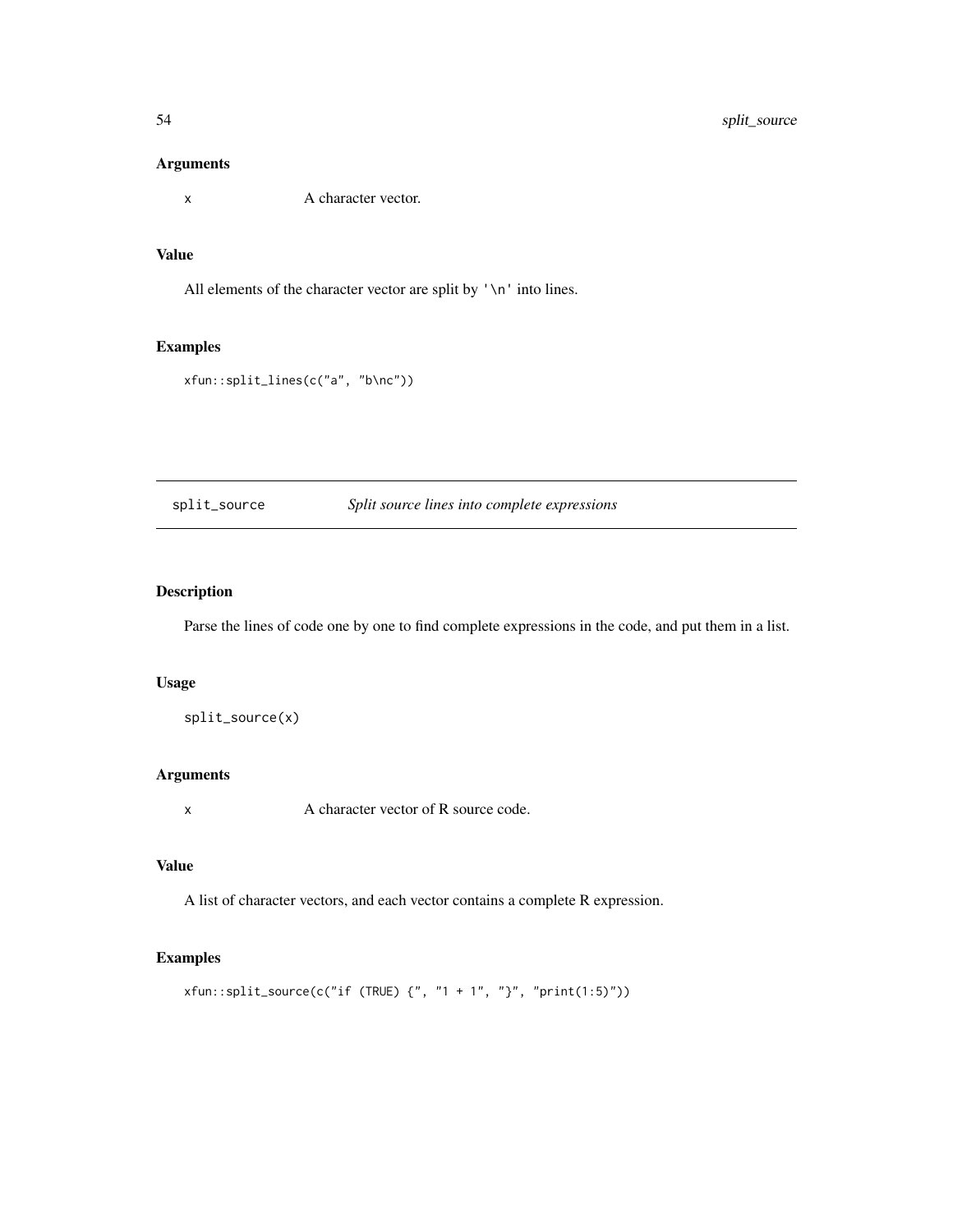### Arguments

x    A character vector.

### Value

All elements of the character vector are split by '\n' into lines.

### Examples

```
xfun::split_lines(c("a", "b\nc"))
```

---

## split_source    *Split source lines into complete expressions*

---

### Description

Parse the lines of code one by one to find complete expressions in the code, and put them in a list.

### Usage

```
split_source(x)
```

### Arguments

x    A character vector of R source code.

### Value

A list of character vectors, and each vector contains a complete R expression.

### Examples

```
xfun::split_source(c("if (TRUE) {", "1 + 1", "}", "print(1:5)"))
```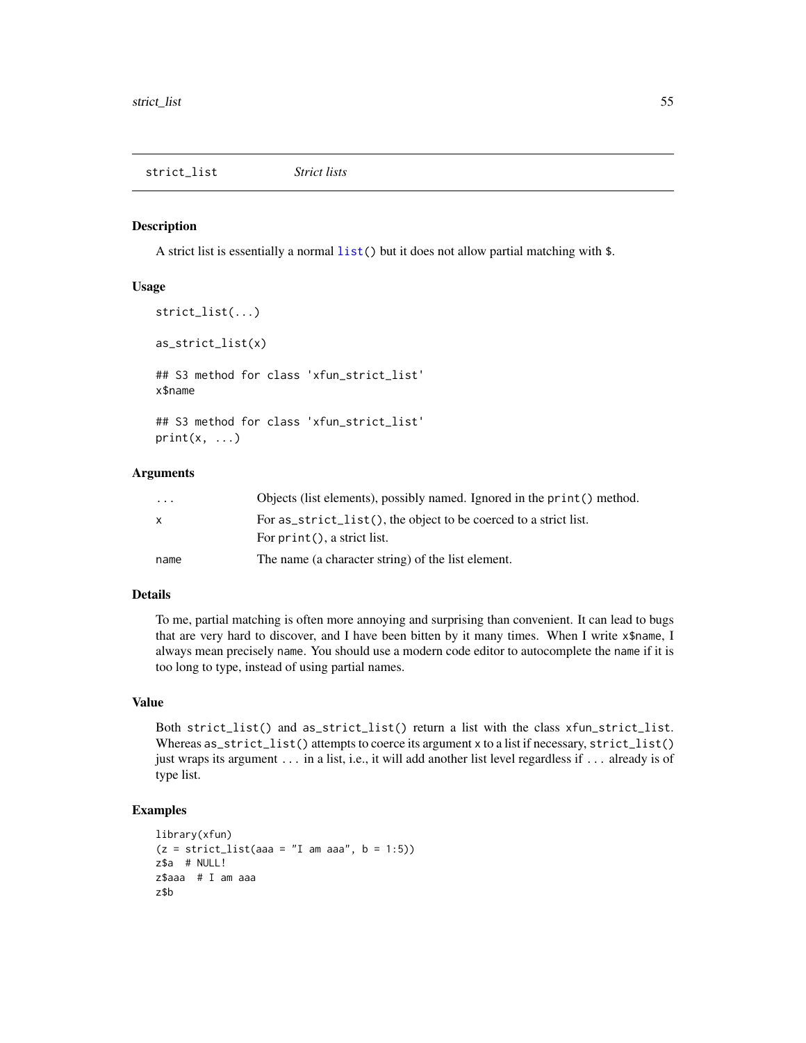## strict_list — *Strict lists*

### Description

A strict list is essentially a normal `list()` but it does not allow partial matching with `$`.

### Usage

```
strict_list(...)

as_strict_list(x)

## S3 method for class 'xfun_strict_list'
x$name

## S3 method for class 'xfun_strict_list'
print(x, ...)
```

### Arguments

| | |
|---|---|
| `...` | Objects (list elements), possibly named. Ignored in the `print()` method. |
| `x` | For `as_strict_list()`, the object to be coerced to a strict list. For `print()`, a strict list. |
| `name` | The name (a character string) of the list element. |

### Details

To me, partial matching is often more annoying and surprising than convenient. It can lead to bugs that are very hard to discover, and I have been bitten by it many times. When I write `x$name`, I always mean precisely `name`. You should use a modern code editor to autocomplete the `name` if it is too long to type, instead of using partial names.

### Value

Both `strict_list()` and `as_strict_list()` return a list with the class `xfun_strict_list`. Whereas `as_strict_list()` attempts to coerce its argument `x` to a list if necessary, `strict_list()` just wraps its argument `...` in a list, i.e., it will add another list level regardless if `...` already is of type list.

### Examples

```
library(xfun)
(z = strict_list(aaa = "I am aaa", b = 1:5))
z$a  # NULL!
z$aaa  # I am aaa
z$b
```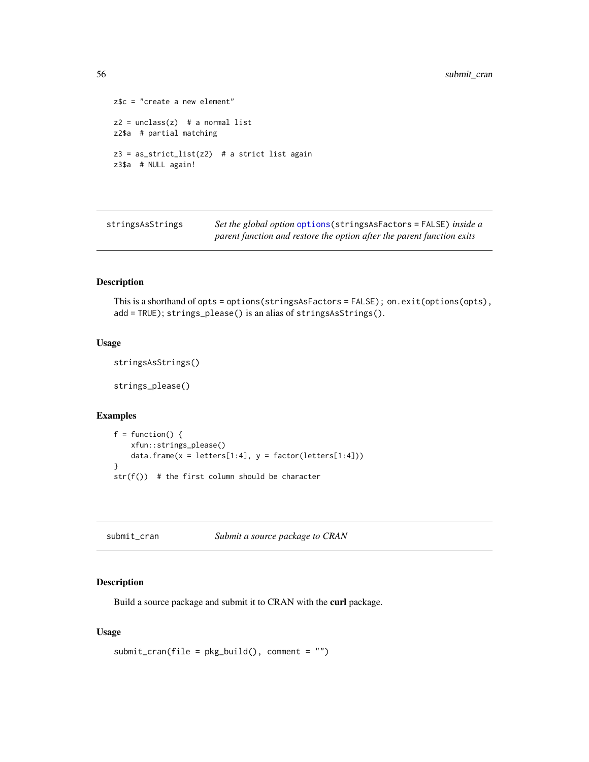```
z$c = "create a new element"

z2 = unclass(z)  # a normal list
z2$a  # partial matching

z3 = as_strict_list(z2)  # a strict list again
z3$a  # NULL again!
```

---

`stringsAsStrings` — *Set the global option* `options(stringsAsFactors = FALSE)` *inside a parent function and restore the option after the parent function exits*

---

### Description

This is a shorthand of `opts = options(stringsAsFactors = FALSE); on.exit(options(opts), add = TRUE)`; `strings_please()` is an alias of `stringsAsStrings()`.

### Usage

```
stringsAsStrings()

strings_please()
```

### Examples

```
f = function() {
    xfun::strings_please()
    data.frame(x = letters[1:4], y = factor(letters[1:4]))
}
str(f())  # the first column should be character
```

---

`submit_cran` — *Submit a source package to CRAN*

---

### Description

Build a source package and submit it to CRAN with the **curl** package.

### Usage

```
submit_cran(file = pkg_build(), comment = "")
```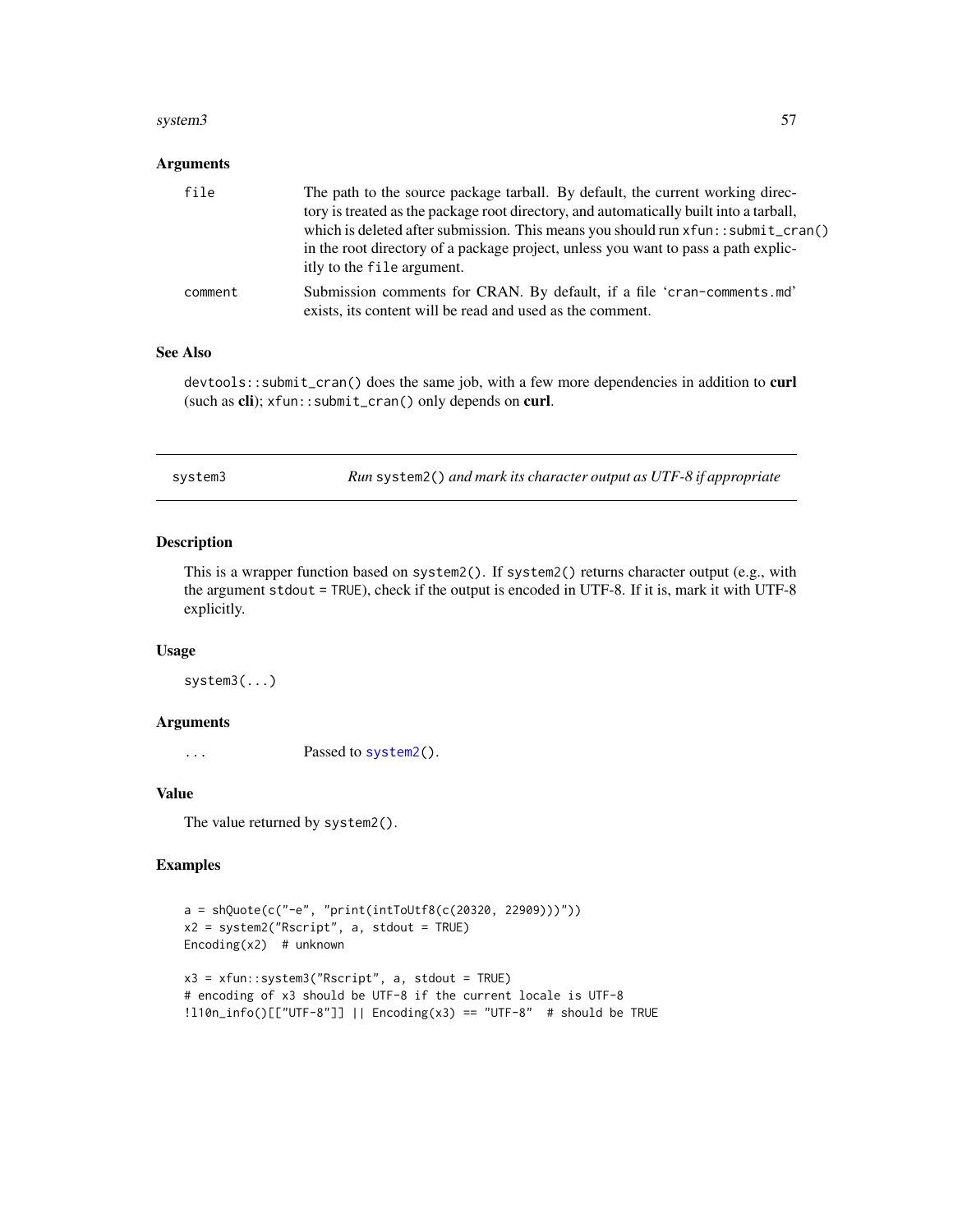### Arguments

| | |
|---|---|
| `file` | The path to the source package tarball. By default, the current working directory is treated as the package root directory, and automatically built into a tarball, which is deleted after submission. This means you should run `xfun::submit_cran()` in the root directory of a package project, unless you want to pass a path explicitly to the `file` argument. |
| `comment` | Submission comments for CRAN. By default, if a file '`cran-comments.md`' exists, its content will be read and used as the comment. |

### See Also

`devtools::submit_cran()` does the same job, with a few more dependencies in addition to **curl** (such as **cli**); `xfun::submit_cran()` only depends on **curl**.

---

## system3 — *Run `system2()` and mark its character output as UTF-8 if appropriate*

### Description

This is a wrapper function based on `system2()`. If `system2()` returns character output (e.g., with the argument `stdout = TRUE`), check if the output is encoded in UTF-8. If it is, mark it with UTF-8 explicitly.

### Usage

```
system3(...)
```

### Arguments

| | |
|---|---|
| `...` | Passed to `system2()`. |

### Value

The value returned by `system2()`.

### Examples

```
a = shQuote(c("-e", "print(intToUtf8(c(20320, 22909)))"))
x2 = system2("Rscript", a, stdout = TRUE)
Encoding(x2)  # unknown

x3 = xfun::system3("Rscript", a, stdout = TRUE)
# encoding of x3 should be UTF-8 if the current locale is UTF-8
!l10n_info()[["UTF-8"]] || Encoding(x3) == "UTF-8"  # should be TRUE
```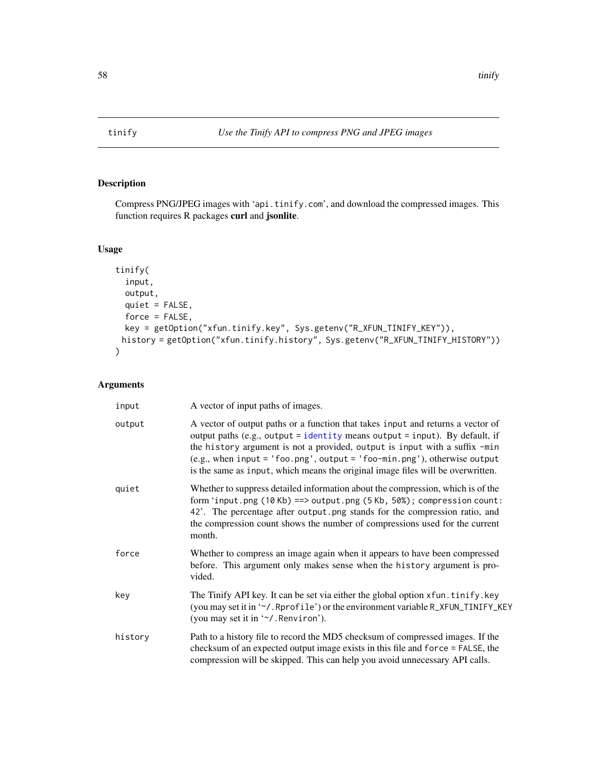## tinify — *Use the Tinify API to compress PNG and JPEG images*

### Description

Compress PNG/JPEG images with 'api.tinify.com', and download the compressed images. This function requires R packages **curl** and **jsonlite**.

### Usage

```
tinify(
  input,
  output,
  quiet = FALSE,
  force = FALSE,
  key = getOption("xfun.tinify.key", Sys.getenv("R_XFUN_TINIFY_KEY")),
 history = getOption("xfun.tinify.history", Sys.getenv("R_XFUN_TINIFY_HISTORY"))
)
```

### Arguments

| | |
|---|---|
| `input` | A vector of input paths of images. |
| `output` | A vector of output paths or a function that takes `input` and returns a vector of output paths (e.g., `output = identity` means `output = input`). By default, if the `history` argument is not a provided, `output` is `input` with a suffix `-min` (e.g., when `input = 'foo.png'`, `output = 'foo-min.png'`), otherwise `output` is the same as `input`, which means the original image files will be overwritten. |
| `quiet` | Whether to suppress detailed information about the compression, which is of the form '`input.png (10 Kb) ==> output.png (5 Kb, 50%); compression count: 42`'. The percentage after `output.png` stands for the compression ratio, and the compression count shows the number of compressions used for the current month. |
| `force` | Whether to compress an image again when it appears to have been compressed before. This argument only makes sense when the `history` argument is provided. |
| `key` | The Tinify API key. It can be set via either the global option `xfun.tinify.key` (you may set it in '`~/.Rprofile`') or the environment variable `R_XFUN_TINIFY_KEY` (you may set it in '`~/.Renviron`'). |
| `history` | Path to a history file to record the MD5 checksum of compressed images. If the checksum of an expected output image exists in this file and `force = FALSE`, the compression will be skipped. This can help you avoid unnecessary API calls. |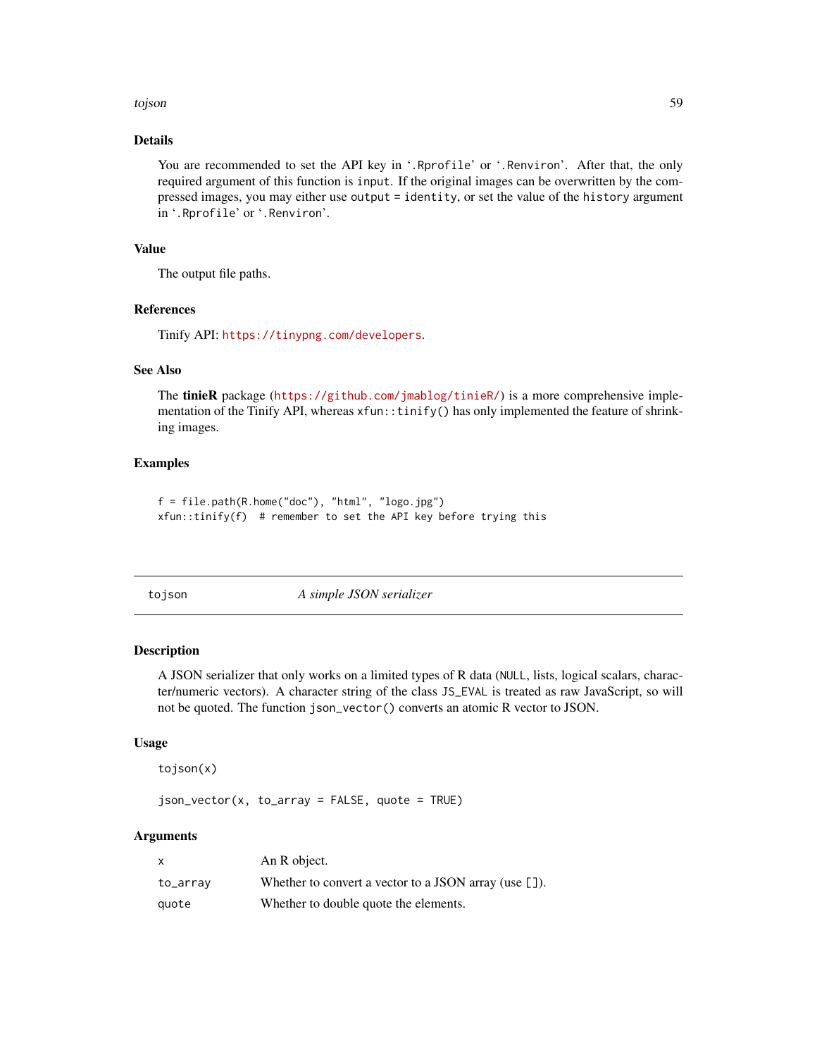### Details

You are recommended to set the API key in '.Rprofile' or '.Renviron'. After that, the only required argument of this function is `input`. If the original images can be overwritten by the compressed images, you may either use `output = identity`, or set the value of the `history` argument in '.Rprofile' or '.Renviron'.

### Value

The output file paths.

### References

Tinify API: https://tinypng.com/developers.

### See Also

The **tinieR** package (https://github.com/jmablog/tinieR/) is a more comprehensive implementation of the Tinify API, whereas `xfun::tinify()` has only implemented the feature of shrinking images.

### Examples

```
f = file.path(R.home("doc"), "html", "logo.jpg")
xfun::tinify(f)  # remember to set the API key before trying this
```

---

## tojson — *A simple JSON serializer*

---

### Description

A JSON serializer that only works on a limited types of R data (`NULL`, lists, logical scalars, character/numeric vectors). A character string of the class `JS_EVAL` is treated as raw JavaScript, so will not be quoted. The function `json_vector()` converts an atomic R vector to JSON.

### Usage

```
tojson(x)

json_vector(x, to_array = FALSE, quote = TRUE)
```

### Arguments

| | |
|---|---|
| `x` | An R object. |
| `to_array` | Whether to convert a vector to a JSON array (use `[]`). |
| `quote` | Whether to double quote the elements. |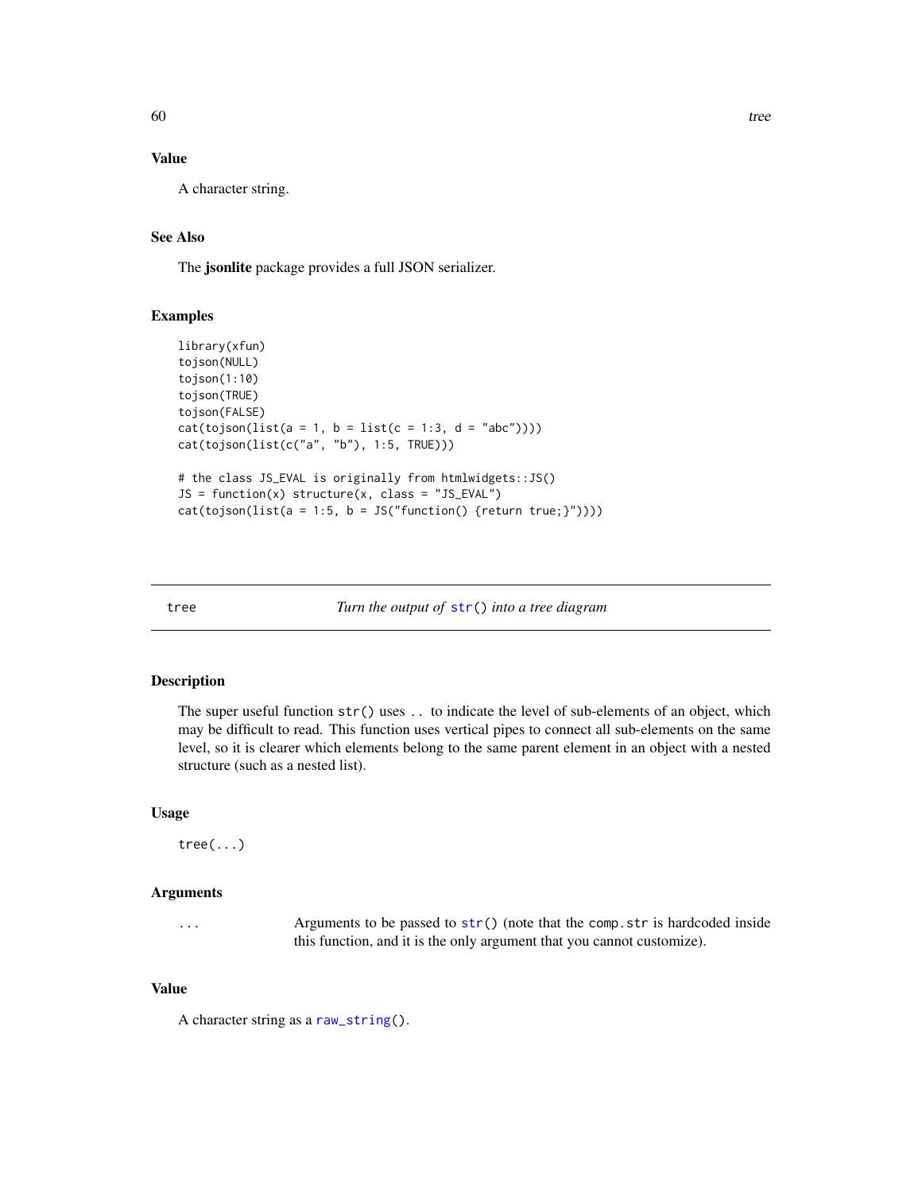### Value

A character string.

### See Also

The **jsonlite** package provides a full JSON serializer.

### Examples

```
library(xfun)
tojson(NULL)
tojson(1:10)
tojson(TRUE)
tojson(FALSE)
cat(tojson(list(a = 1, b = list(c = 1:3, d = "abc"))))
cat(tojson(list(c("a", "b"), 1:5, TRUE)))

# the class JS_EVAL is originally from htmlwidgets::JS()
JS = function(x) structure(x, class = "JS_EVAL")
cat(tojson(list(a = 1:5, b = JS("function() {return true;}"))))
```

---

## tree — *Turn the output of* `str()` *into a tree diagram*

### Description

The super useful function `str()` uses `..` to indicate the level of sub-elements of an object, which may be difficult to read. This function uses vertical pipes to connect all sub-elements on the same level, so it is clearer which elements belong to the same parent element in an object with a nested structure (such as a nested list).

### Usage

```
tree(...)
```

### Arguments

| | |
|---|---|
| `...` | Arguments to be passed to `str()` (note that the `comp.str` is hardcoded inside this function, and it is the only argument that you cannot customize). |

### Value

A character string as a `raw_string()`.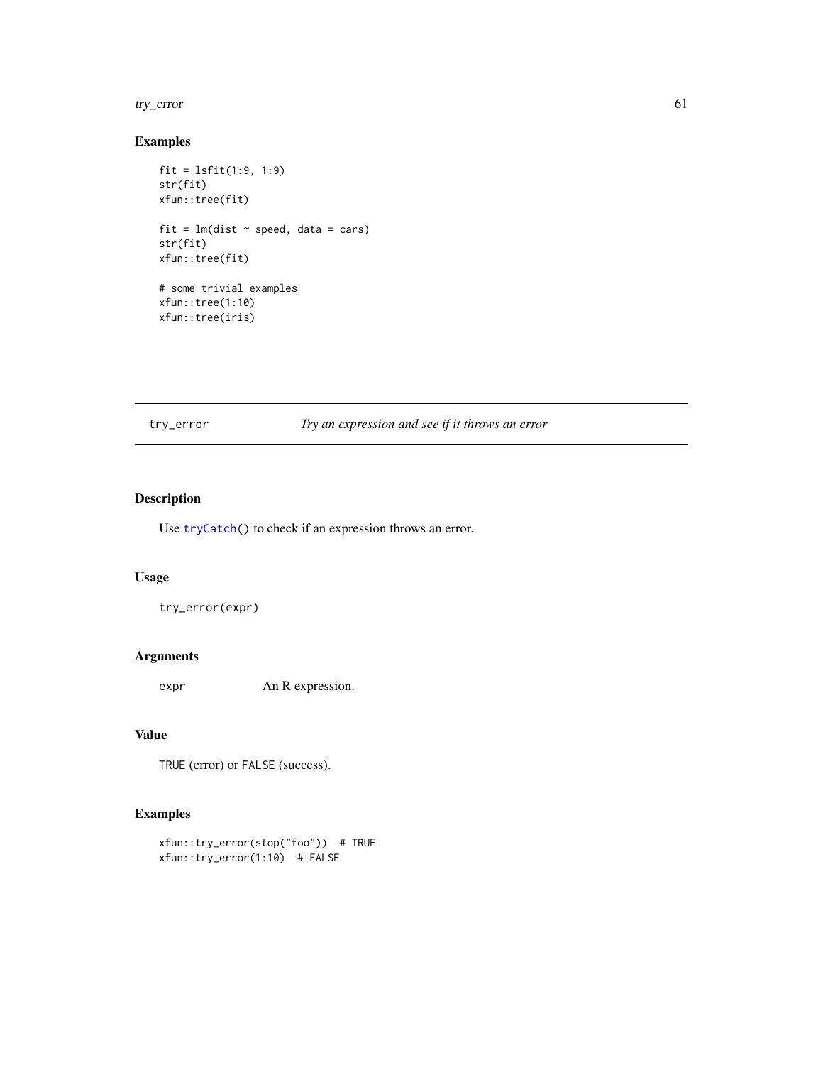## Examples

```
fit = lsfit(1:9, 1:9)
str(fit)
xfun::tree(fit)

fit = lm(dist ~ speed, data = cars)
str(fit)
xfun::tree(fit)

# some trivial examples
xfun::tree(1:10)
xfun::tree(iris)
```

---

# try_error — *Try an expression and see if it throws an error*

---

## Description

Use `tryCatch()` to check if an expression throws an error.

## Usage

```
try_error(expr)
```

## Arguments

`expr` An R expression.

## Value

`TRUE` (error) or `FALSE` (success).

## Examples

```
xfun::try_error(stop("foo"))  # TRUE
xfun::try_error(1:10)  # FALSE
```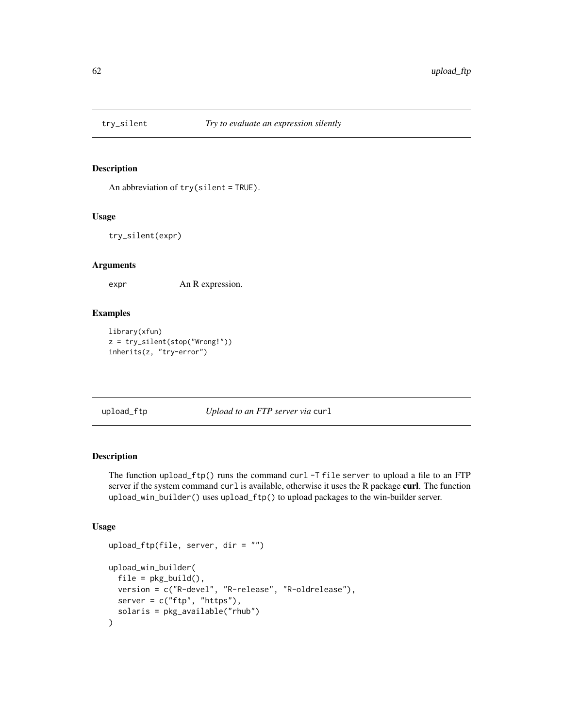## try_silent *Try to evaluate an expression silently*

### Description

An abbreviation of `try(silent = TRUE)`.

### Usage

```
try_silent(expr)
```

### Arguments

| | |
|---|---|
| expr | An R expression. |

### Examples

```
library(xfun)
z = try_silent(stop("Wrong!"))
inherits(z, "try-error")
```

## upload_ftp *Upload to an FTP server via* `curl`

### Description

The function `upload_ftp()` runs the command `curl -T file server` to upload a file to an FTP server if the system command `curl` is available, otherwise it uses the R package **curl**. The function `upload_win_builder()` uses `upload_ftp()` to upload packages to the win-builder server.

### Usage

```
upload_ftp(file, server, dir = "")

upload_win_builder(
  file = pkg_build(),
  version = c("R-devel", "R-release", "R-oldrelease"),
  server = c("ftp", "https"),
  solaris = pkg_available("rhub")
)
```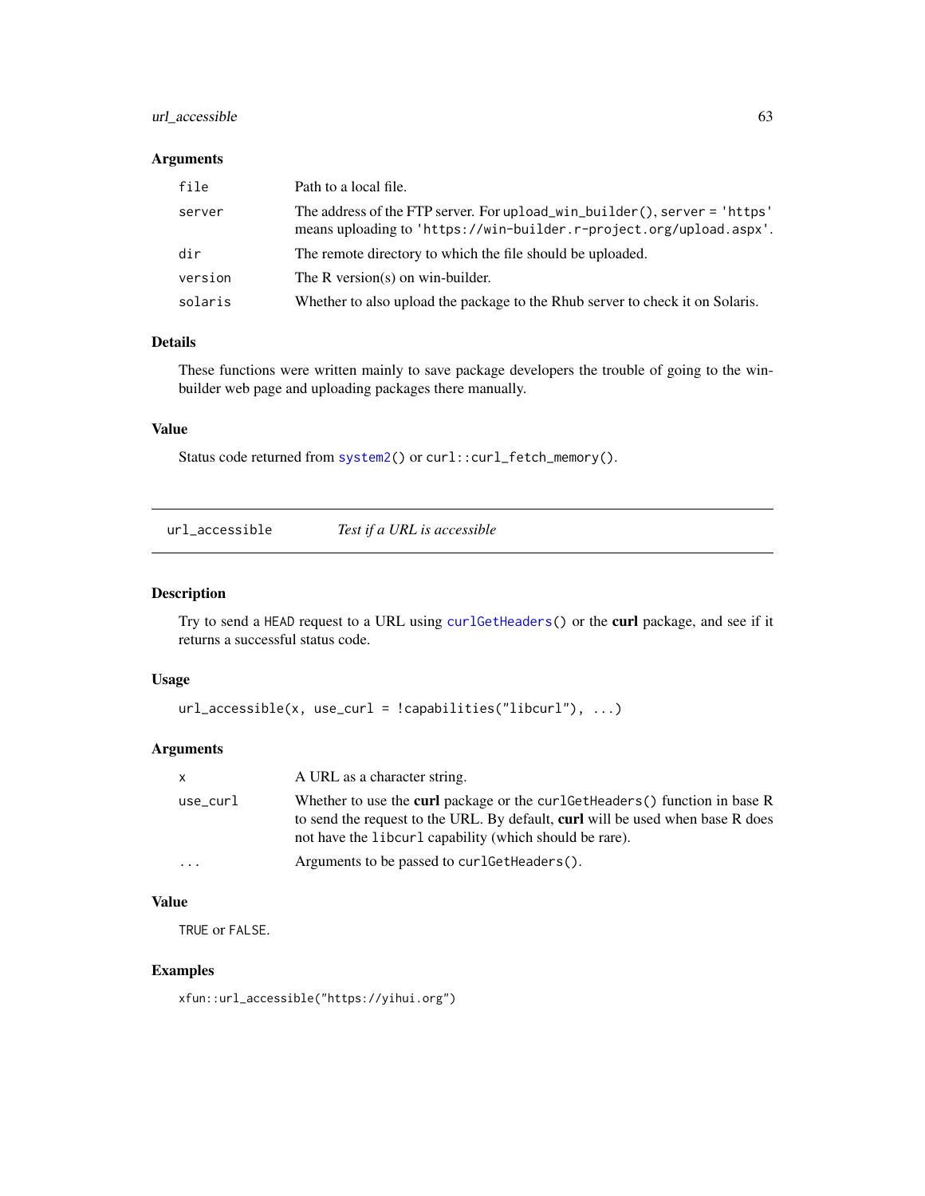### Arguments

| | |
|---|---|
| `file` | Path to a local file. |
| `server` | The address of the FTP server. For `upload_win_builder()`, `server = 'https'` means uploading to `'https://win-builder.r-project.org/upload.aspx'`. |
| `dir` | The remote directory to which the file should be uploaded. |
| `version` | The R version(s) on win-builder. |
| `solaris` | Whether to also upload the package to the Rhub server to check it on Solaris. |

### Details

These functions were written mainly to save package developers the trouble of going to the win-builder web page and uploading packages there manually.

### Value

Status code returned from `system2()` or `curl::curl_fetch_memory()`.

---

## url_accessible    *Test if a URL is accessible*

---

### Description

Try to send a `HEAD` request to a URL using `curlGetHeaders()` or the **curl** package, and see if it returns a successful status code.

### Usage

```
url_accessible(x, use_curl = !capabilities("libcurl"), ...)
```

### Arguments

| | |
|---|---|
| `x` | A URL as a character string. |
| `use_curl` | Whether to use the **curl** package or the `curlGetHeaders()` function in base R to send the request to the URL. By default, **curl** will be used when base R does not have the `libcurl` capability (which should be rare). |
| `...` | Arguments to be passed to `curlGetHeaders()`. |

### Value

`TRUE` or `FALSE`.

### Examples

```
xfun::url_accessible("https://yihui.org")
```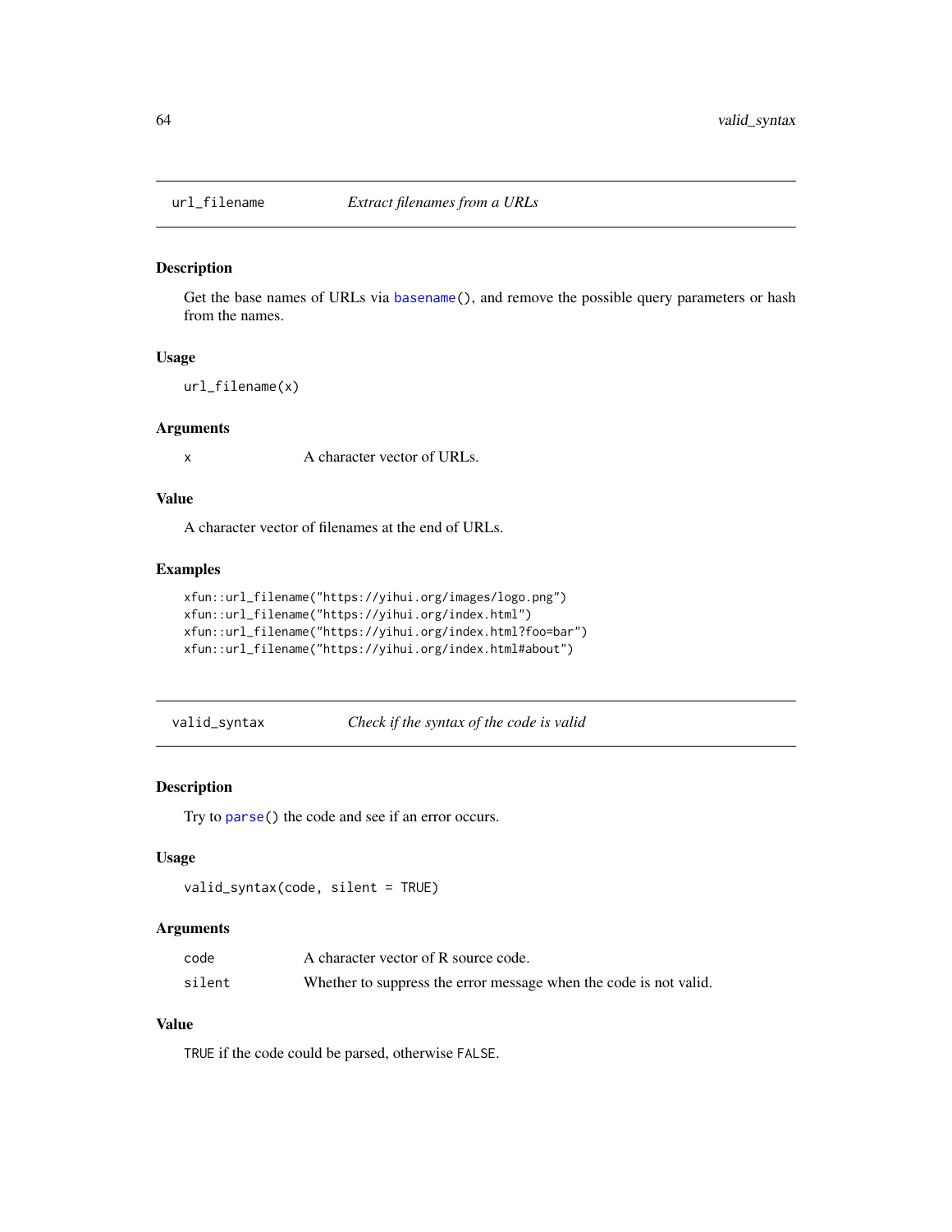## url_filename — *Extract filenames from a URLs*

### Description

Get the base names of URLs via `basename()`, and remove the possible query parameters or hash from the names.

### Usage

```
url_filename(x)
```

### Arguments

| | |
|---|---|
| `x` | A character vector of URLs. |

### Value

A character vector of filenames at the end of URLs.

### Examples

```
xfun::url_filename("https://yihui.org/images/logo.png")
xfun::url_filename("https://yihui.org/index.html")
xfun::url_filename("https://yihui.org/index.html?foo=bar")
xfun::url_filename("https://yihui.org/index.html#about")
```

## valid_syntax — *Check if the syntax of the code is valid*

### Description

Try to `parse()` the code and see if an error occurs.

### Usage

```
valid_syntax(code, silent = TRUE)
```

### Arguments

| | |
|---|---|
| `code` | A character vector of R source code. |
| `silent` | Whether to suppress the error message when the code is not valid. |

### Value

`TRUE` if the code could be parsed, otherwise `FALSE`.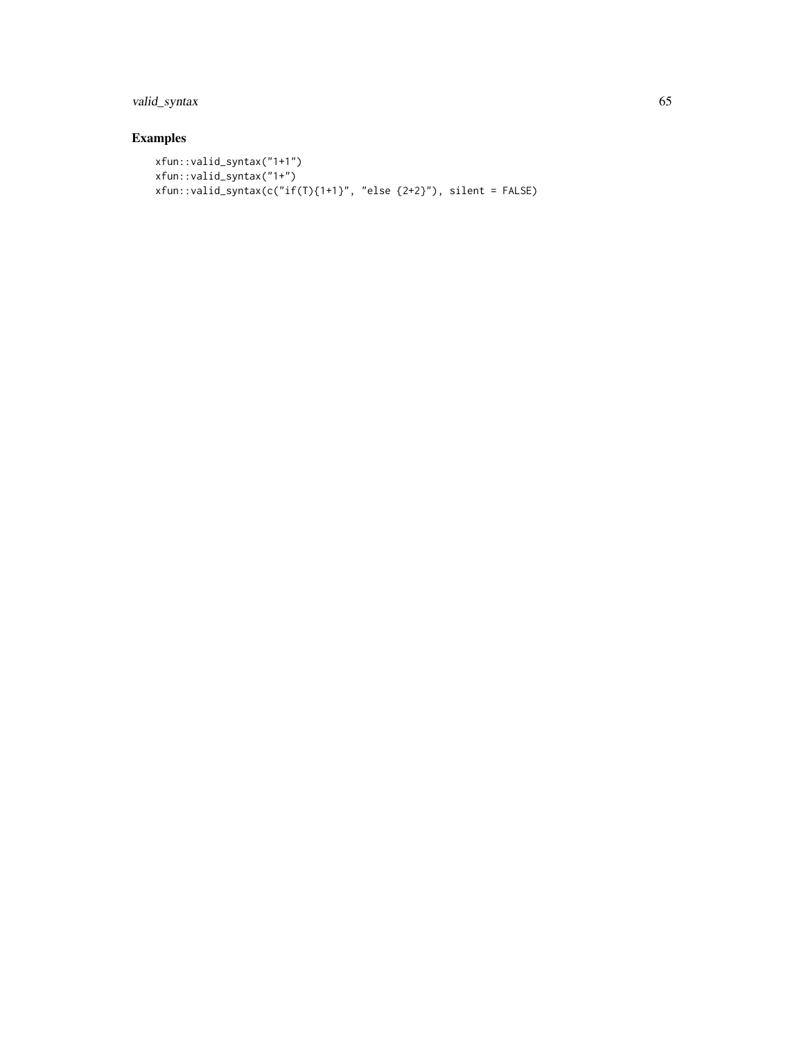## Examples

```
xfun::valid_syntax("1+1")
xfun::valid_syntax("1+")
xfun::valid_syntax(c("if(T){1+1}", "else {2+2}"), silent = FALSE)
```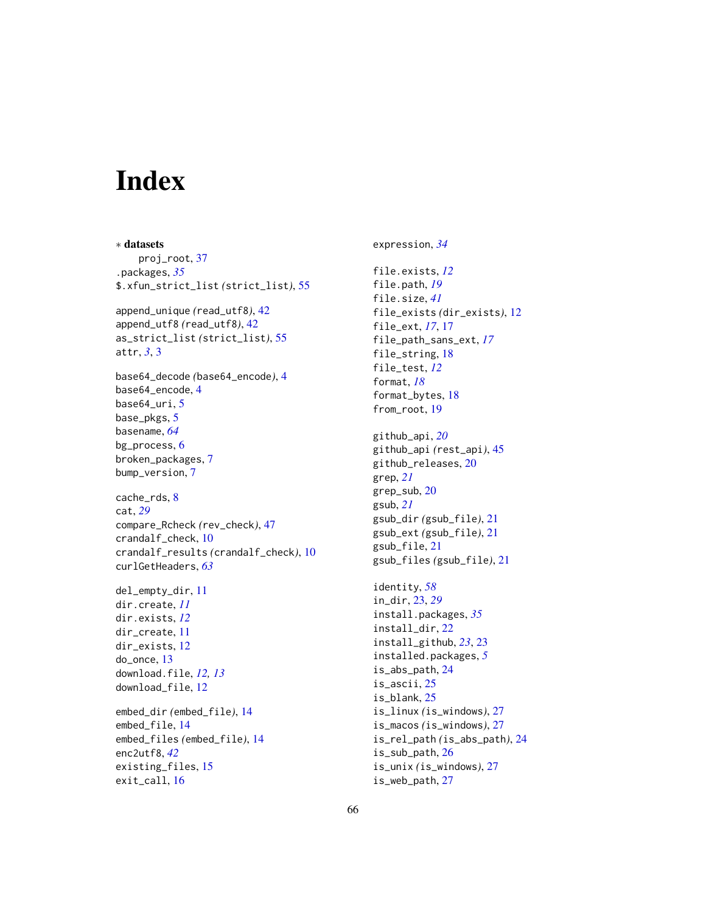# Index

∗ **datasets**
  proj_root, 37
.packages, *35*
$.xfun_strict_list (strict_list), 55

append_unique (read_utf8), 42
append_utf8 (read_utf8), 42
as_strict_list (strict_list), 55
attr, *3*, 3

base64_decode (base64_encode), 4
base64_encode, 4
base64_uri, 5
base_pkgs, 5
basename, *64*
bg_process, 6
broken_packages, 7
bump_version, 7

cache_rds, 8
cat, *29*
compare_Rcheck (rev_check), 47
crandalf_check, 10
crandalf_results (crandalf_check), 10
curlGetHeaders, *63*

del_empty_dir, 11
dir.create, *11*
dir.exists, *12*
dir_create, 11
dir_exists, 12
do_once, 13
download.file, *12, 13*
download_file, 12

embed_dir (embed_file), 14
embed_file, 14
embed_files (embed_file), 14
enc2utf8, *42*
existing_files, 15
exit_call, 16

expression, *34*

file.exists, *12*
file.path, *19*
file.size, *41*
file_exists (dir_exists), 12
file_ext, *17*, 17
file_path_sans_ext, *17*
file_string, 18
file_test, *12*
format, *18*
format_bytes, 18
from_root, 19

github_api, *20*
github_api (rest_api), 45
github_releases, 20
grep, *21*
grep_sub, 20
gsub, *21*
gsub_dir (gsub_file), 21
gsub_ext (gsub_file), 21
gsub_file, 21
gsub_files (gsub_file), 21

identity, *58*
in_dir, 23, *29*
install.packages, *35*
install_dir, 22
install_github, *23*, 23
installed.packages, *5*
is_abs_path, 24
is_ascii, 25
is_blank, 25
is_linux (is_windows), 27
is_macos (is_windows), 27
is_rel_path (is_abs_path), 24
is_sub_path, 26
is_unix (is_windows), 27
is_web_path, 27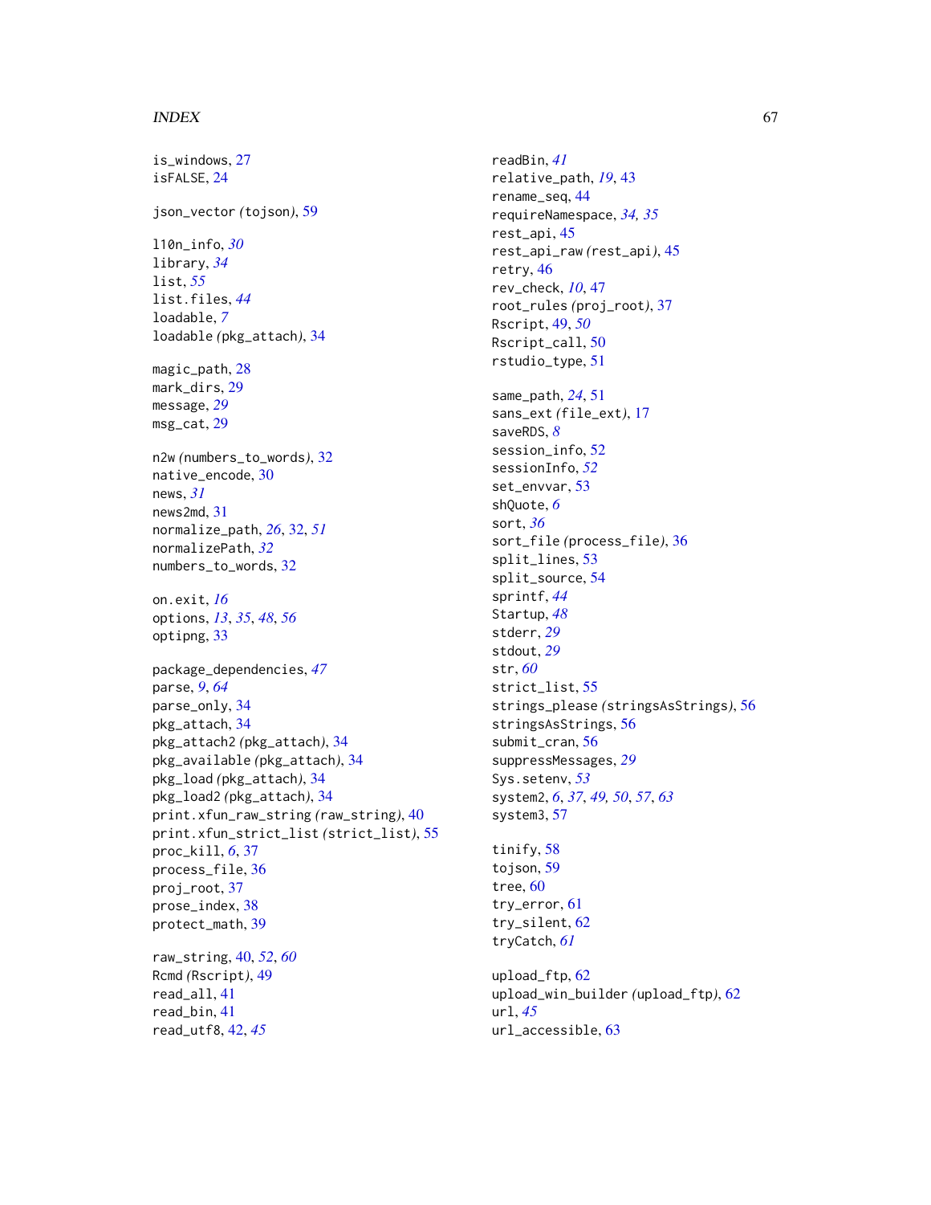is_windows, 27
isFALSE, 24

json_vector (tojson), 59

l10n_info, *30*
library, *34*
list, *55*
list.files, *44*
loadable, *7*
loadable (pkg_attach), 34

magic_path, 28
mark_dirs, 29
message, *29*
msg_cat, 29

n2w (numbers_to_words), 32
native_encode, 30
news, *31*
news2md, 31
normalize_path, *26*, 32, *51*
normalizePath, *32*
numbers_to_words, 32

on.exit, *16*
options, *13*, *35*, *48*, *56*
optipng, 33

package_dependencies, *47*
parse, *9*, *64*
parse_only, 34
pkg_attach, 34
pkg_attach2 (pkg_attach), 34
pkg_available (pkg_attach), 34
pkg_load (pkg_attach), 34
pkg_load2 (pkg_attach), 34
print.xfun_raw_string (raw_string), 40
print.xfun_strict_list (strict_list), 55
proc_kill, *6*, 37
process_file, 36
proj_root, 37
prose_index, 38
protect_math, 39

raw_string, 40, *52*, *60*
Rcmd (Rscript), 49
read_all, 41
read_bin, 41
read_utf8, 42, *45*
readBin, *41*
relative_path, *19*, 43
rename_seq, 44
requireNamespace, *34*, *35*
rest_api, 45
rest_api_raw (rest_api), 45
retry, 46
rev_check, *10*, 47
root_rules (proj_root), 37
Rscript, 49, *50*
Rscript_call, 50
rstudio_type, 51

same_path, *24*, 51
sans_ext (file_ext), 17
saveRDS, *8*
session_info, 52
sessionInfo, *52*
set_envvar, 53
shQuote, *6*
sort, *36*
sort_file (process_file), 36
split_lines, 53
split_source, 54
sprintf, *44*
Startup, *48*
stderr, *29*
stdout, *29*
str, *60*
strict_list, 55
strings_please (stringsAsStrings), 56
stringsAsStrings, 56
submit_cran, 56
suppressMessages, *29*
Sys.setenv, *53*
system2, *6*, *37*, *49*, *50*, *57*, *63*
system3, 57

tinify, 58
tojson, 59
tree, 60
try_error, 61
try_silent, 62
tryCatch, *61*

upload_ftp, 62
upload_win_builder (upload_ftp), 62
url, *45*
url_accessible, 63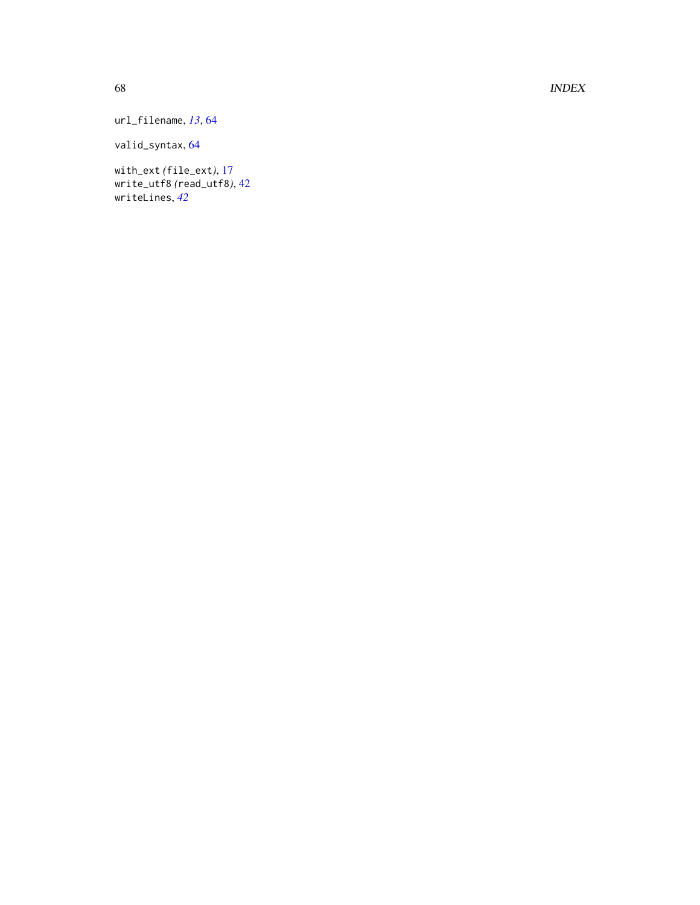url_filename, *13*, 64

valid_syntax, 64

with_ext (file_ext), 17
write_utf8 (read_utf8), 42
writeLines, *42*